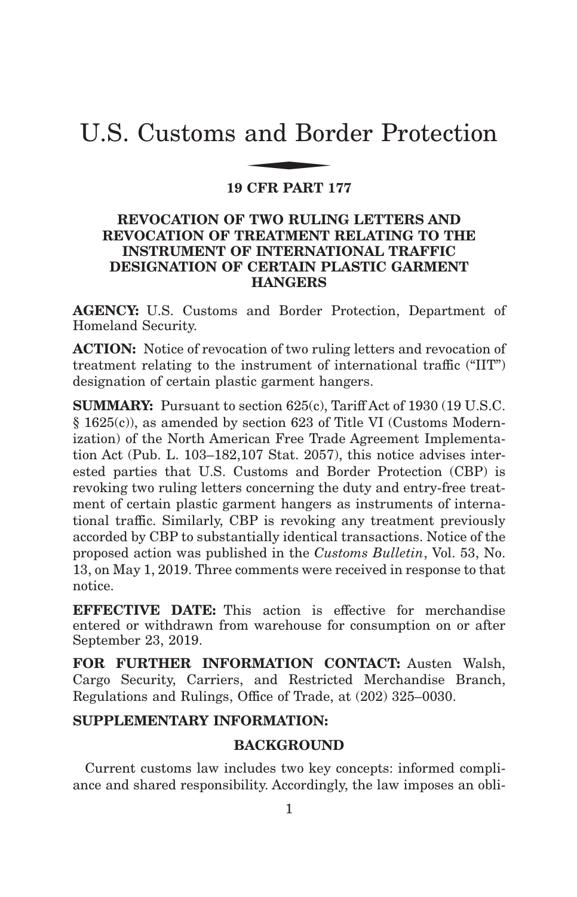# U.S. Customs and Border Protection

## 19 CFR PART 177

## REVOCATION OF TWO RULING LETTERS AND REVOCATION OF TREATMENT RELATING TO THE INSTRUMENT OF INTERNATIONAL TRAFFIC DESIGNATION OF CERTAIN PLASTIC GARMENT HANGERS

**AGENCY:** U.S. Customs and Border Protection, Department of Homeland Security.

**ACTION:** Notice of revocation of two ruling letters and revocation of treatment relating to the instrument of international traffic ("IIT") designation of certain plastic garment hangers.

**SUMMARY:** Pursuant to section 625(c), Tariff Act of 1930 (19 U.S.C. § 1625(c)), as amended by section 623 of Title VI (Customs Modernization) of the North American Free Trade Agreement Implementation Act (Pub. L. 103–182,107 Stat. 2057), this notice advises interested parties that U.S. Customs and Border Protection (CBP) is revoking two ruling letters concerning the duty and entry-free treatment of certain plastic garment hangers as instruments of international traffic. Similarly, CBP is revoking any treatment previously accorded by CBP to substantially identical transactions. Notice of the proposed action was published in the *Customs Bulletin*, Vol. 53, No. 13, on May 1, 2019. Three comments were received in response to that notice.

**EFFECTIVE DATE:** This action is effective for merchandise entered or withdrawn from warehouse for consumption on or after September 23, 2019.

**FOR FURTHER INFORMATION CONTACT:** Austen Walsh, Cargo Security, Carriers, and Restricted Merchandise Branch, Regulations and Rulings, Office of Trade, at (202) 325–0030.

**SUPPLEMENTARY INFORMATION:**

### BACKGROUND

Current customs law includes two key concepts: informed compliance and shared responsibility. Accordingly, the law imposes an obli-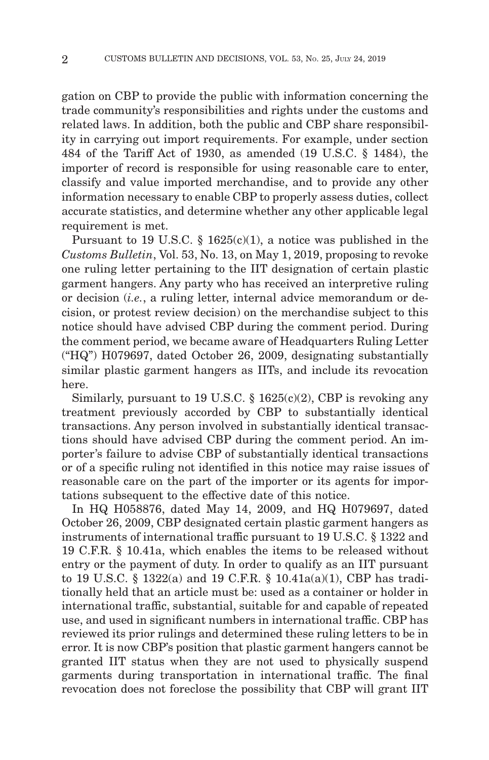gation on CBP to provide the public with information concerning the trade community's responsibilities and rights under the customs and related laws. In addition, both the public and CBP share responsibility in carrying out import requirements. For example, under section 484 of the Tariff Act of 1930, as amended (19 U.S.C. § 1484), the importer of record is responsible for using reasonable care to enter, classify and value imported merchandise, and to provide any other information necessary to enable CBP to properly assess duties, collect accurate statistics, and determine whether any other applicable legal requirement is met.

Pursuant to 19 U.S.C. § 1625(c)(1), a notice was published in the *Customs Bulletin*, Vol. 53, No. 13, on May 1, 2019, proposing to revoke one ruling letter pertaining to the IIT designation of certain plastic garment hangers. Any party who has received an interpretive ruling or decision (*i.e.*, a ruling letter, internal advice memorandum or decision, or protest review decision) on the merchandise subject to this notice should have advised CBP during the comment period. During the comment period, we became aware of Headquarters Ruling Letter ("HQ") H079697, dated October 26, 2009, designating substantially similar plastic garment hangers as IITs, and include its revocation here.

Similarly, pursuant to 19 U.S.C. § 1625(c)(2), CBP is revoking any treatment previously accorded by CBP to substantially identical transactions. Any person involved in substantially identical transactions should have advised CBP during the comment period. An importer's failure to advise CBP of substantially identical transactions or of a specific ruling not identified in this notice may raise issues of reasonable care on the part of the importer or its agents for importations subsequent to the effective date of this notice.

In HQ H058876, dated May 14, 2009, and HQ H079697, dated October 26, 2009, CBP designated certain plastic garment hangers as instruments of international traffic pursuant to 19 U.S.C. § 1322 and 19 C.F.R. § 10.41a, which enables the items to be released without entry or the payment of duty. In order to qualify as an IIT pursuant to 19 U.S.C. § 1322(a) and 19 C.F.R. § 10.41a(a)(1), CBP has traditionally held that an article must be: used as a container or holder in international traffic, substantial, suitable for and capable of repeated use, and used in significant numbers in international traffic. CBP has reviewed its prior rulings and determined these ruling letters to be in error. It is now CBP's position that plastic garment hangers cannot be granted IIT status when they are not used to physically suspend garments during transportation in international traffic. The final revocation does not foreclose the possibility that CBP will grant IIT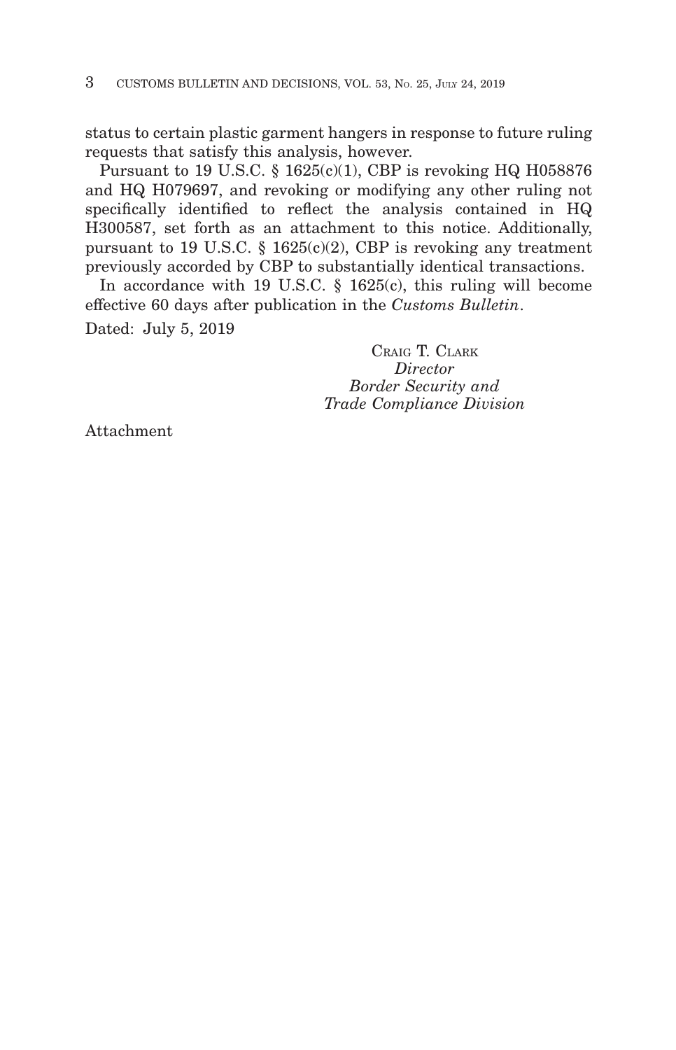status to certain plastic garment hangers in response to future ruling requests that satisfy this analysis, however.

Pursuant to 19 U.S.C. § 1625(c)(1), CBP is revoking HQ H058876 and HQ H079697, and revoking or modifying any other ruling not specifically identified to reflect the analysis contained in HQ H300587, set forth as an attachment to this notice. Additionally, pursuant to 19 U.S.C. § 1625(c)(2), CBP is revoking any treatment previously accorded by CBP to substantially identical transactions.

In accordance with 19 U.S.C. § 1625(c), this ruling will become effective 60 days after publication in the *Customs Bulletin*.

Dated: July 5, 2019

CRAIG T. CLARK
*Director*
*Border Security and*
*Trade Compliance Division*

Attachment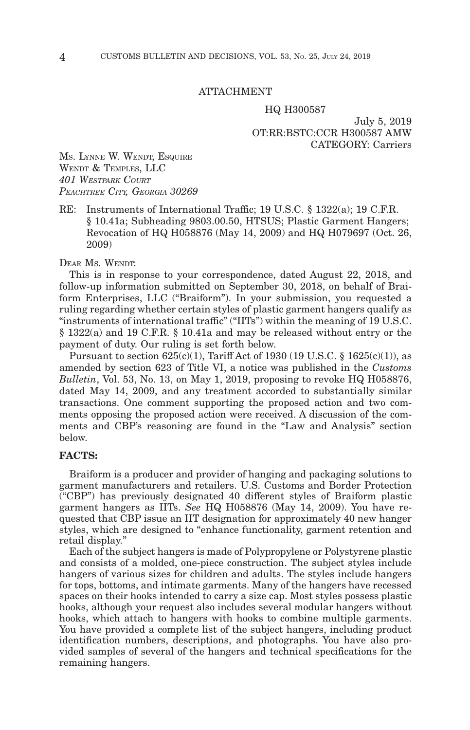ATTACHMENT

HQ H300587

July 5, 2019
OT:RR:BSTC:CCR H300587 AMW
CATEGORY: Carriers

MS. LYNNE W. WENDT, ESQUIRE
WENDT & TEMPLES, LLC
*401 WESTPARK COURT*
*PEACHTREE CITY, GEORGIA 30269*

RE: Instruments of International Traffic; 19 U.S.C. § 1322(a); 19 C.F.R. § 10.41a; Subheading 9803.00.50, HTSUS; Plastic Garment Hangers; Revocation of HQ H058876 (May 14, 2009) and HQ H079697 (Oct. 26, 2009)

DEAR MS. WENDT:

This is in response to your correspondence, dated August 22, 2018, and follow-up information submitted on September 30, 2018, on behalf of Braiform Enterprises, LLC ("Braiform"). In your submission, you requested a ruling regarding whether certain styles of plastic garment hangers qualify as "instruments of international traffic" ("IITs") within the meaning of 19 U.S.C. § 1322(a) and 19 C.F.R. § 10.41a and may be released without entry or the payment of duty. Our ruling is set forth below.

Pursuant to section 625(c)(1), Tariff Act of 1930 (19 U.S.C. § 1625(c)(1)), as amended by section 623 of Title VI, a notice was published in the *Customs Bulletin*, Vol. 53, No. 13, on May 1, 2019, proposing to revoke HQ H058876, dated May 14, 2009, and any treatment accorded to substantially similar transactions. One comment supporting the proposed action and two comments opposing the proposed action were received. A discussion of the comments and CBP's reasoning are found in the "Law and Analysis" section below.

**FACTS:**

Braiform is a producer and provider of hanging and packaging solutions to garment manufacturers and retailers. U.S. Customs and Border Protection ("CBP") has previously designated 40 different styles of Braiform plastic garment hangers as IITs. *See* HQ H058876 (May 14, 2009). You have requested that CBP issue an IIT designation for approximately 40 new hanger styles, which are designed to "enhance functionality, garment retention and retail display."

Each of the subject hangers is made of Polypropylene or Polystyrene plastic and consists of a molded, one-piece construction. The subject styles include hangers of various sizes for children and adults. The styles include hangers for tops, bottoms, and intimate garments. Many of the hangers have recessed spaces on their hooks intended to carry a size cap. Most styles possess plastic hooks, although your request also includes several modular hangers without hooks, which attach to hangers with hooks to combine multiple garments. You have provided a complete list of the subject hangers, including product identification numbers, descriptions, and photographs. You have also provided samples of several of the hangers and technical specifications for the remaining hangers.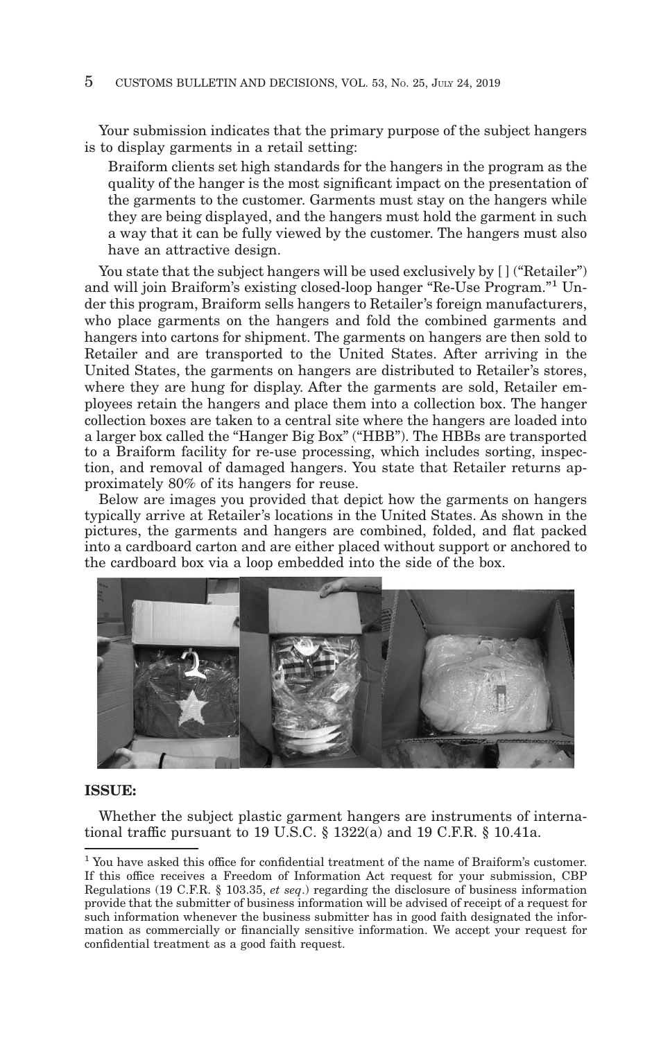Your submission indicates that the primary purpose of the subject hangers is to display garments in a retail setting:

> Braiform clients set high standards for the hangers in the program as the quality of the hanger is the most significant impact on the presentation of the garments to the customer. Garments must stay on the hangers while they are being displayed, and the hangers must hold the garment in such a way that it can be fully viewed by the customer. The hangers must also have an attractive design.

You state that the subject hangers will be used exclusively by [ ] ("Retailer") and will join Braiform's existing closed-loop hanger "Re-Use Program."[1] Under this program, Braiform sells hangers to Retailer's foreign manufacturers, who place garments on the hangers and fold the combined garments and hangers into cartons for shipment. The garments on hangers are then sold to Retailer and are transported to the United States. After arriving in the United States, the garments on hangers are distributed to Retailer's stores, where they are hung for display. After the garments are sold, Retailer employees retain the hangers and place them into a collection box. The hanger collection boxes are taken to a central site where the hangers are loaded into a larger box called the "Hanger Big Box" ("HBB"). The HBBs are transported to a Braiform facility for re-use processing, which includes sorting, inspection, and removal of damaged hangers. You state that Retailer returns approximately 80% of its hangers for reuse.

Below are images you provided that depict how the garments on hangers typically arrive at Retailer's locations in the United States. As shown in the pictures, the garments and hangers are combined, folded, and flat packed into a cardboard carton and are either placed without support or anchored to the cardboard box via a loop embedded into the side of the box.

**ISSUE:**

Whether the subject plastic garment hangers are instruments of international traffic pursuant to 19 U.S.C. § 1322(a) and 19 C.F.R. § 10.41a.

---

[1] You have asked this office for confidential treatment of the name of Braiform's customer. If this office receives a Freedom of Information Act request for your submission, CBP Regulations (19 C.F.R. § 103.35, *et seq*.) regarding the disclosure of business information provide that the submitter of business information will be advised of receipt of a request for such information whenever the business submitter has in good faith designated the information as commercially or financially sensitive information. We accept your request for confidential treatment as a good faith request.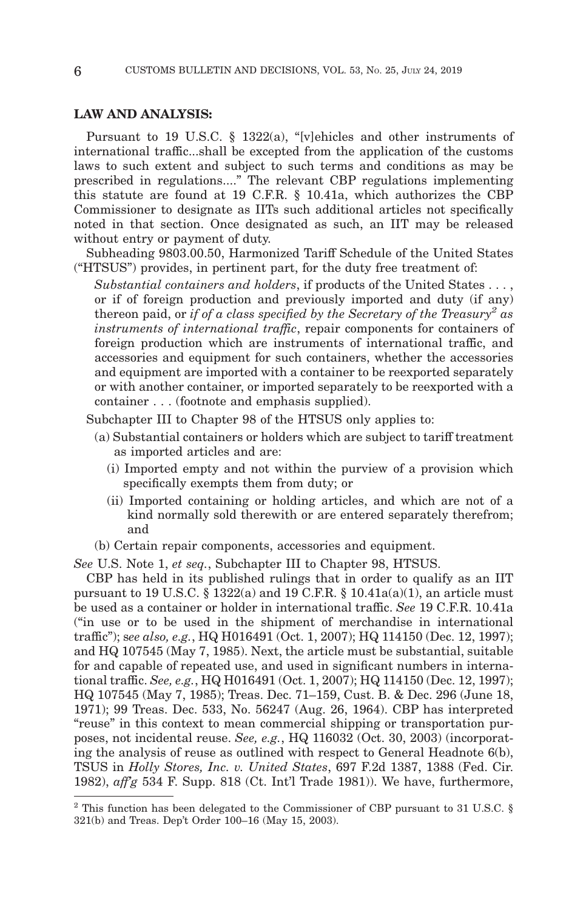**LAW AND ANALYSIS:**

Pursuant to 19 U.S.C. § 1322(a), "[v]ehicles and other instruments of international traffic...shall be excepted from the application of the customs laws to such extent and subject to such terms and conditions as may be prescribed in regulations...." The relevant CBP regulations implementing this statute are found at 19 C.F.R. § 10.41a, which authorizes the CBP Commissioner to designate as IITs such additional articles not specifically noted in that section. Once designated as such, an IIT may be released without entry or payment of duty.

Subheading 9803.00.50, Harmonized Tariff Schedule of the United States ("HTSUS") provides, in pertinent part, for the duty free treatment of:

> *Substantial containers and holders*, if products of the United States . . . , or if of foreign production and previously imported and duty (if any) thereon paid, or *if of a class specified by the Secretary of the Treasury*[2] *as instruments of international traffic*, repair components for containers of foreign production which are instruments of international traffic, and accessories and equipment for such containers, whether the accessories and equipment are imported with a container to be reexported separately or with another container, or imported separately to be reexported with a container . . . (footnote and emphasis supplied).

Subchapter III to Chapter 98 of the HTSUS only applies to:

- (a) Substantial containers or holders which are subject to tariff treatment as imported articles and are:
  - (i) Imported empty and not within the purview of a provision which specifically exempts them from duty; or
  - (ii) Imported containing or holding articles, and which are not of a kind normally sold therewith or are entered separately therefrom; and
- (b) Certain repair components, accessories and equipment.

*See* U.S. Note 1, *et seq.*, Subchapter III to Chapter 98, HTSUS.

CBP has held in its published rulings that in order to qualify as an IIT pursuant to 19 U.S.C. § 1322(a) and 19 C.F.R. § 10.41a(a)(1), an article must be used as a container or holder in international traffic. *See* 19 C.F.R. 10.41a ("in use or to be used in the shipment of merchandise in international traffic"); s*ee also, e.g.*, HQ H016491 (Oct. 1, 2007); HQ 114150 (Dec. 12, 1997); and HQ 107545 (May 7, 1985). Next, the article must be substantial, suitable for and capable of repeated use, and used in significant numbers in international traffic. *See, e.g.*, HQ H016491 (Oct. 1, 2007); HQ 114150 (Dec. 12, 1997); HQ 107545 (May 7, 1985); Treas. Dec. 71–159, Cust. B. & Dec. 296 (June 18, 1971); 99 Treas. Dec. 533, No. 56247 (Aug. 26, 1964). CBP has interpreted "reuse" in this context to mean commercial shipping or transportation purposes, not incidental reuse. *See, e.g.*, HQ 116032 (Oct. 30, 2003) (incorporating the analysis of reuse as outlined with respect to General Headnote 6(b), TSUS in *Holly Stores, Inc. v. United States*, 697 F.2d 1387, 1388 (Fed. Cir. 1982), *aff'g* 534 F. Supp. 818 (Ct. Int'l Trade 1981)). We have, furthermore,

[2] This function has been delegated to the Commissioner of CBP pursuant to 31 U.S.C. § 321(b) and Treas. Dep't Order 100–16 (May 15, 2003).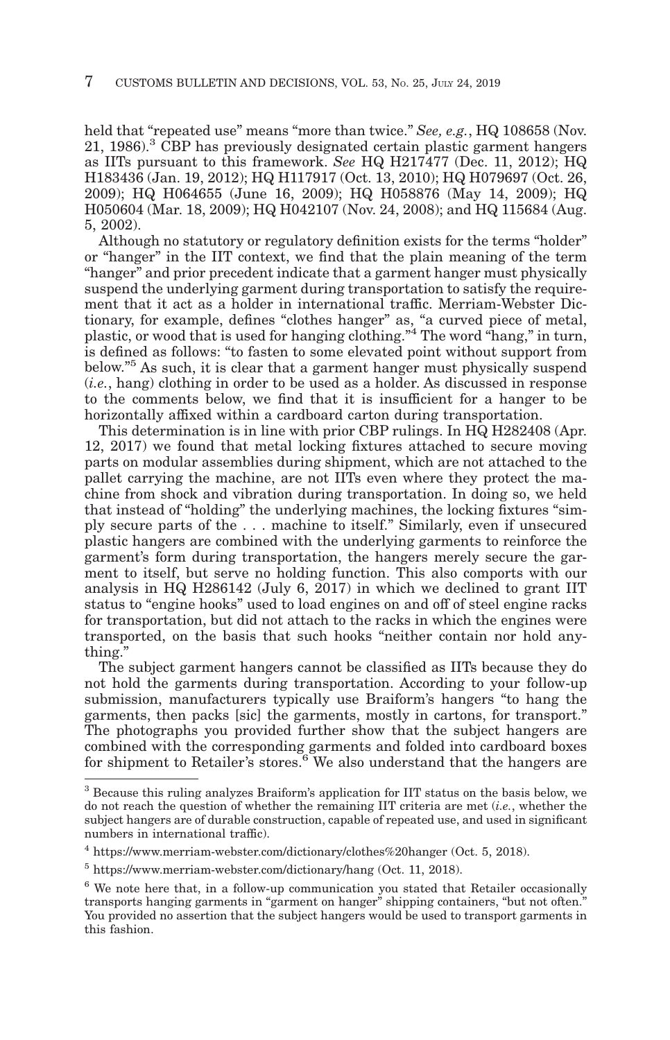held that "repeated use" means "more than twice." *See, e.g.*, HQ 108658 (Nov. 21, 1986).[3] CBP has previously designated certain plastic garment hangers as IITs pursuant to this framework. *See* HQ H217477 (Dec. 11, 2012); HQ H183436 (Jan. 19, 2012); HQ H117917 (Oct. 13, 2010); HQ H079697 (Oct. 26, 2009); HQ H064655 (June 16, 2009); HQ H058876 (May 14, 2009); HQ H050604 (Mar. 18, 2009); HQ H042107 (Nov. 24, 2008); and HQ 115684 (Aug. 5, 2002).

Although no statutory or regulatory definition exists for the terms "holder" or "hanger" in the IIT context, we find that the plain meaning of the term "hanger" and prior precedent indicate that a garment hanger must physically suspend the underlying garment during transportation to satisfy the requirement that it act as a holder in international traffic. Merriam-Webster Dictionary, for example, defines "clothes hanger" as, "a curved piece of metal, plastic, or wood that is used for hanging clothing."[4] The word "hang," in turn, is defined as follows: "to fasten to some elevated point without support from below."[5] As such, it is clear that a garment hanger must physically suspend (*i.e.*, hang) clothing in order to be used as a holder. As discussed in response to the comments below, we find that it is insufficient for a hanger to be horizontally affixed within a cardboard carton during transportation.

This determination is in line with prior CBP rulings. In HQ H282408 (Apr. 12, 2017) we found that metal locking fixtures attached to secure moving parts on modular assemblies during shipment, which are not attached to the pallet carrying the machine, are not IITs even where they protect the machine from shock and vibration during transportation. In doing so, we held that instead of "holding" the underlying machines, the locking fixtures "simply secure parts of the . . . machine to itself." Similarly, even if unsecured plastic hangers are combined with the underlying garments to reinforce the garment's form during transportation, the hangers merely secure the garment to itself, but serve no holding function. This also comports with our analysis in HQ H286142 (July 6, 2017) in which we declined to grant IIT status to "engine hooks" used to load engines on and off of steel engine racks for transportation, but did not attach to the racks in which the engines were transported, on the basis that such hooks "neither contain nor hold anything."

The subject garment hangers cannot be classified as IITs because they do not hold the garments during transportation. According to your follow-up submission, manufacturers typically use Braiform's hangers "to hang the garments, then packs [sic] the garments, mostly in cartons, for transport." The photographs you provided further show that the subject hangers are combined with the corresponding garments and folded into cardboard boxes for shipment to Retailer's stores.[6] We also understand that the hangers are

---

[3] Because this ruling analyzes Braiform's application for IIT status on the basis below, we do not reach the question of whether the remaining IIT criteria are met (*i.e.*, whether the subject hangers are of durable construction, capable of repeated use, and used in significant numbers in international traffic).

[4] https://www.merriam-webster.com/dictionary/clothes%20hanger (Oct. 5, 2018).

[5] https://www.merriam-webster.com/dictionary/hang (Oct. 11, 2018).

[6] We note here that, in a follow-up communication you stated that Retailer occasionally transports hanging garments in "garment on hanger" shipping containers, "but not often." You provided no assertion that the subject hangers would be used to transport garments in this fashion.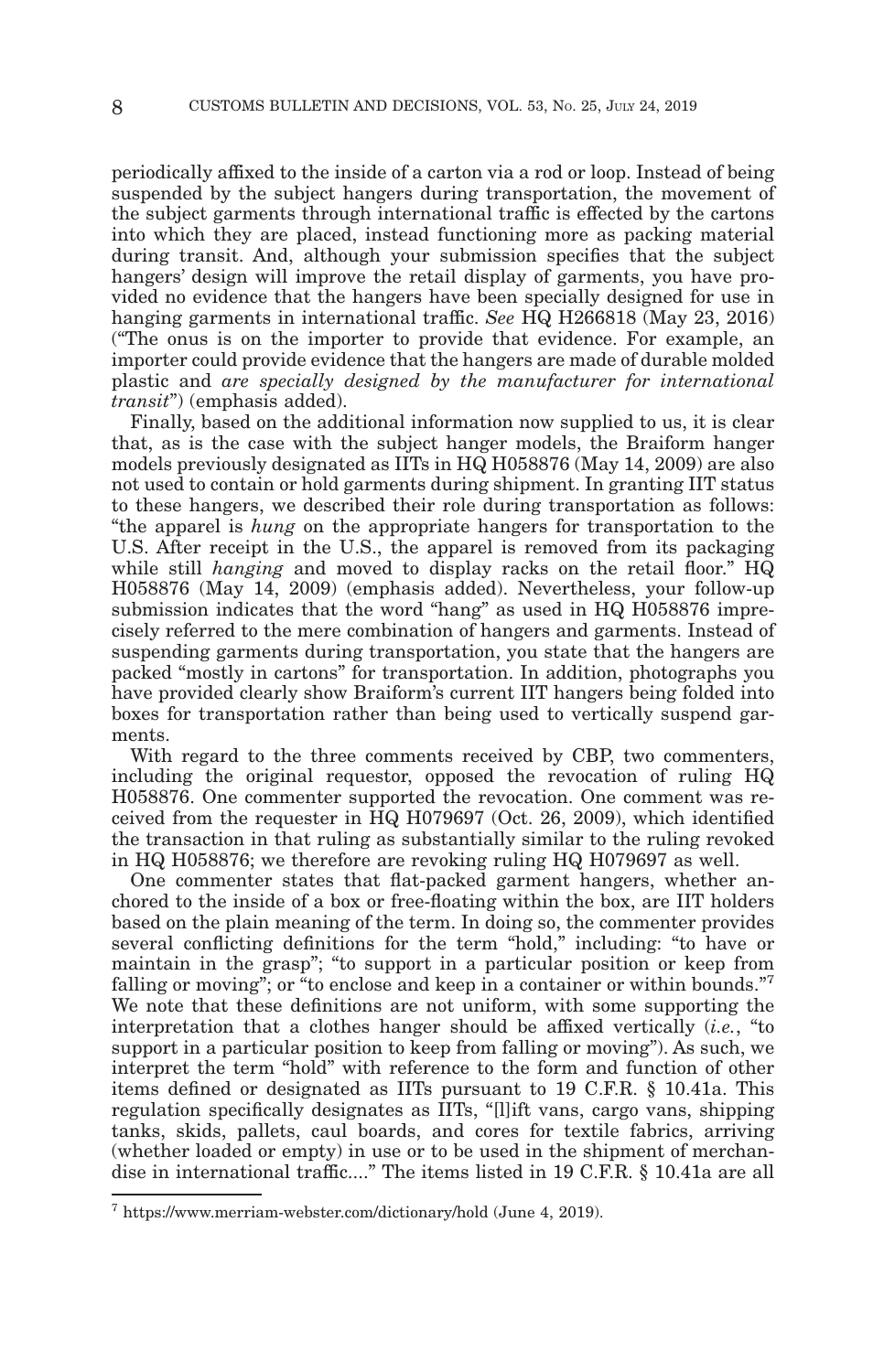periodically affixed to the inside of a carton via a rod or loop. Instead of being suspended by the subject hangers during transportation, the movement of the subject garments through international traffic is effected by the cartons into which they are placed, instead functioning more as packing material during transit. And, although your submission specifies that the subject hangers' design will improve the retail display of garments, you have provided no evidence that the hangers have been specially designed for use in hanging garments in international traffic. *See* HQ H266818 (May 23, 2016) ("The onus is on the importer to provide that evidence. For example, an importer could provide evidence that the hangers are made of durable molded plastic and *are specially designed by the manufacturer for international transit*") (emphasis added).

Finally, based on the additional information now supplied to us, it is clear that, as is the case with the subject hanger models, the Braiform hanger models previously designated as IITs in HQ H058876 (May 14, 2009) are also not used to contain or hold garments during shipment. In granting IIT status to these hangers, we described their role during transportation as follows: "the apparel is *hung* on the appropriate hangers for transportation to the U.S. After receipt in the U.S., the apparel is removed from its packaging while still *hanging* and moved to display racks on the retail floor." HQ H058876 (May 14, 2009) (emphasis added). Nevertheless, your follow-up submission indicates that the word "hang" as used in HQ H058876 imprecisely referred to the mere combination of hangers and garments. Instead of suspending garments during transportation, you state that the hangers are packed "mostly in cartons" for transportation. In addition, photographs you have provided clearly show Braiform's current IIT hangers being folded into boxes for transportation rather than being used to vertically suspend garments.

With regard to the three comments received by CBP, two commenters, including the original requestor, opposed the revocation of ruling HQ H058876. One commenter supported the revocation. One comment was received from the requester in HQ H079697 (Oct. 26, 2009), which identified the transaction in that ruling as substantially similar to the ruling revoked in HQ H058876; we therefore are revoking ruling HQ H079697 as well.

One commenter states that flat-packed garment hangers, whether anchored to the inside of a box or free-floating within the box, are IIT holders based on the plain meaning of the term. In doing so, the commenter provides several conflicting definitions for the term "hold," including: "to have or maintain in the grasp"; "to support in a particular position or keep from falling or moving"; or "to enclose and keep in a container or within bounds."[7] We note that these definitions are not uniform, with some supporting the interpretation that a clothes hanger should be affixed vertically (*i.e.*, "to support in a particular position to keep from falling or moving"). As such, we interpret the term "hold" with reference to the form and function of other items defined or designated as IITs pursuant to 19 C.F.R. § 10.41a. This regulation specifically designates as IITs, "[l]ift vans, cargo vans, shipping tanks, skids, pallets, caul boards, and cores for textile fabrics, arriving (whether loaded or empty) in use or to be used in the shipment of merchandise in international traffic...." The items listed in 19 C.F.R. § 10.41a are all

[7] https://www.merriam-webster.com/dictionary/hold (June 4, 2019).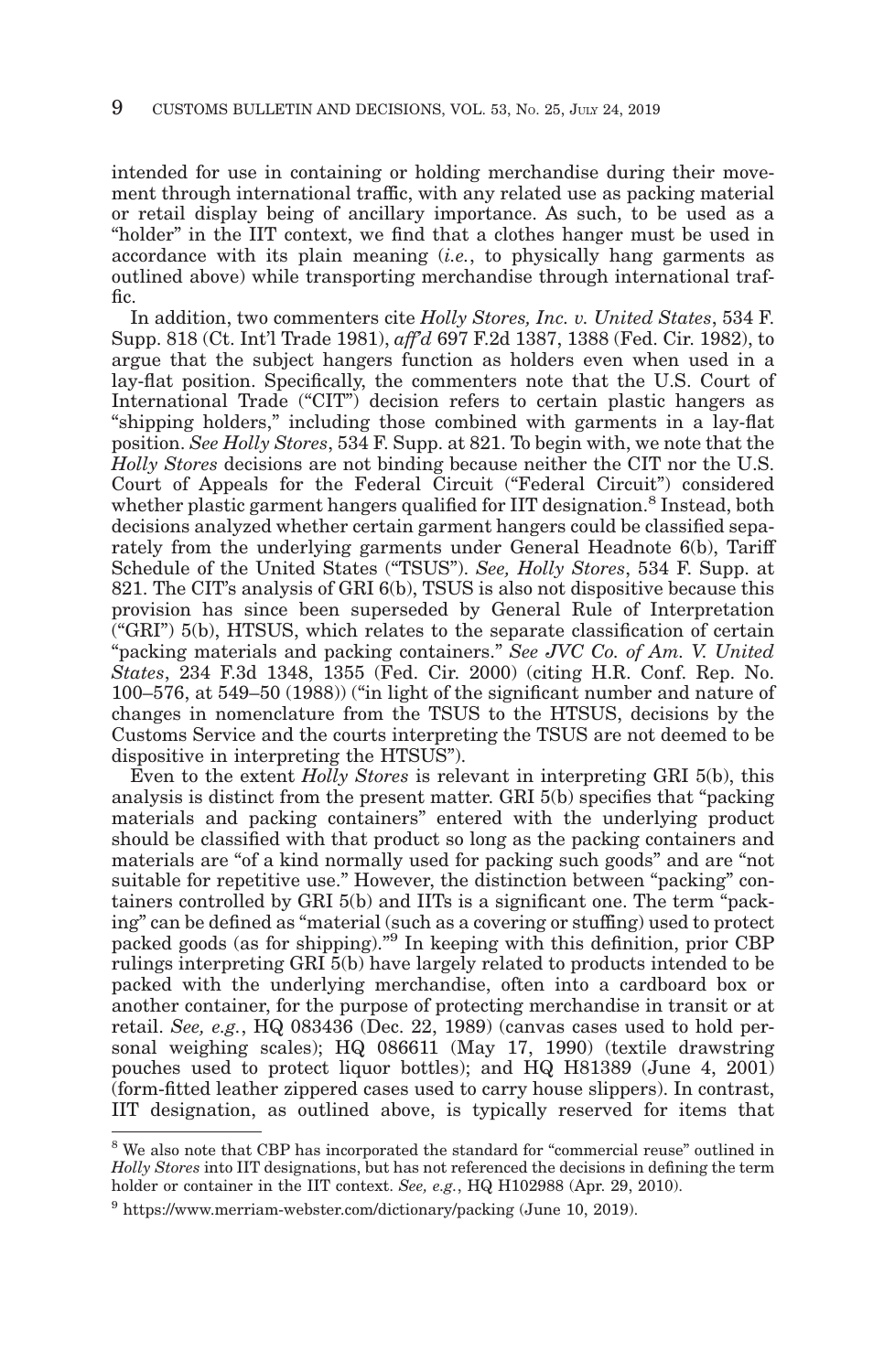intended for use in containing or holding merchandise during their movement through international traffic, with any related use as packing material or retail display being of ancillary importance. As such, to be used as a "holder" in the IIT context, we find that a clothes hanger must be used in accordance with its plain meaning (*i.e.*, to physically hang garments as outlined above) while transporting merchandise through international traffic.

In addition, two commenters cite *Holly Stores, Inc. v. United States*, 534 F. Supp. 818 (Ct. Int'l Trade 1981), *aff'd* 697 F.2d 1387, 1388 (Fed. Cir. 1982), to argue that the subject hangers function as holders even when used in a lay-flat position. Specifically, the commenters note that the U.S. Court of International Trade ("CIT") decision refers to certain plastic hangers as "shipping holders," including those combined with garments in a lay-flat position. *See Holly Stores*, 534 F. Supp. at 821. To begin with, we note that the *Holly Stores* decisions are not binding because neither the CIT nor the U.S. Court of Appeals for the Federal Circuit ("Federal Circuit") considered whether plastic garment hangers qualified for IIT designation.[8] Instead, both decisions analyzed whether certain garment hangers could be classified separately from the underlying garments under General Headnote 6(b), Tariff Schedule of the United States ("TSUS"). *See, Holly Stores*, 534 F. Supp. at 821. The CIT's analysis of GRI 6(b), TSUS is also not dispositive because this provision has since been superseded by General Rule of Interpretation ("GRI") 5(b), HTSUS, which relates to the separate classification of certain "packing materials and packing containers." *See JVC Co. of Am. V. United States*, 234 F.3d 1348, 1355 (Fed. Cir. 2000) (citing H.R. Conf. Rep. No. 100–576, at 549–50 (1988)) ("in light of the significant number and nature of changes in nomenclature from the TSUS to the HTSUS, decisions by the Customs Service and the courts interpreting the TSUS are not deemed to be dispositive in interpreting the HTSUS").

Even to the extent *Holly Stores* is relevant in interpreting GRI 5(b), this analysis is distinct from the present matter. GRI 5(b) specifies that "packing materials and packing containers" entered with the underlying product should be classified with that product so long as the packing containers and materials are "of a kind normally used for packing such goods" and are "not suitable for repetitive use." However, the distinction between "packing" containers controlled by GRI 5(b) and IITs is a significant one. The term "packing" can be defined as "material (such as a covering or stuffing) used to protect packed goods (as for shipping)."[9] In keeping with this definition, prior CBP rulings interpreting GRI 5(b) have largely related to products intended to be packed with the underlying merchandise, often into a cardboard box or another container, for the purpose of protecting merchandise in transit or at retail. *See, e.g.*, HQ 083436 (Dec. 22, 1989) (canvas cases used to hold personal weighing scales); HQ 086611 (May 17, 1990) (textile drawstring pouches used to protect liquor bottles); and HQ H81389 (June 4, 2001) (form-fitted leather zippered cases used to carry house slippers). In contrast, IIT designation, as outlined above, is typically reserved for items that

---

[8] We also note that CBP has incorporated the standard for "commercial reuse" outlined in *Holly Stores* into IIT designations, but has not referenced the decisions in defining the term holder or container in the IIT context. *See, e.g.*, HQ H102988 (Apr. 29, 2010).

[9] https://www.merriam-webster.com/dictionary/packing (June 10, 2019).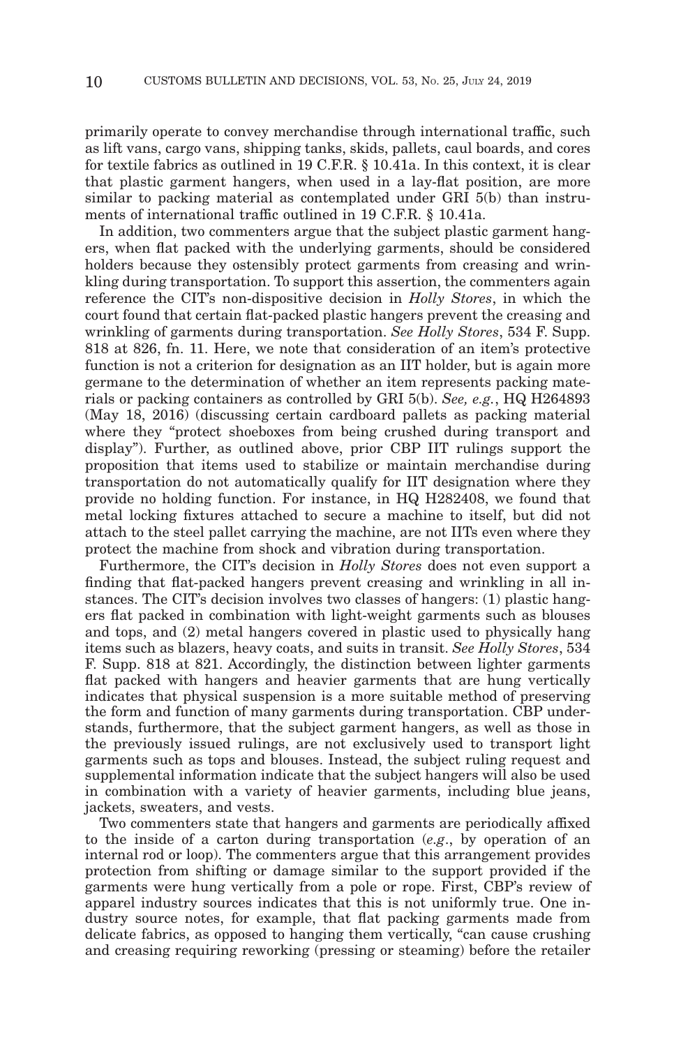primarily operate to convey merchandise through international traffic, such as lift vans, cargo vans, shipping tanks, skids, pallets, caul boards, and cores for textile fabrics as outlined in 19 C.F.R. § 10.41a. In this context, it is clear that plastic garment hangers, when used in a lay-flat position, are more similar to packing material as contemplated under GRI 5(b) than instruments of international traffic outlined in 19 C.F.R. § 10.41a.

In addition, two commenters argue that the subject plastic garment hangers, when flat packed with the underlying garments, should be considered holders because they ostensibly protect garments from creasing and wrinkling during transportation. To support this assertion, the commenters again reference the CIT's non-dispositive decision in *Holly Stores*, in which the court found that certain flat-packed plastic hangers prevent the creasing and wrinkling of garments during transportation. *See Holly Stores*, 534 F. Supp. 818 at 826, fn. 11. Here, we note that consideration of an item's protective function is not a criterion for designation as an IIT holder, but is again more germane to the determination of whether an item represents packing materials or packing containers as controlled by GRI 5(b). *See, e.g.*, HQ H264893 (May 18, 2016) (discussing certain cardboard pallets as packing material where they "protect shoeboxes from being crushed during transport and display"). Further, as outlined above, prior CBP IIT rulings support the proposition that items used to stabilize or maintain merchandise during transportation do not automatically qualify for IIT designation where they provide no holding function. For instance, in HQ H282408, we found that metal locking fixtures attached to secure a machine to itself, but did not attach to the steel pallet carrying the machine, are not IITs even where they protect the machine from shock and vibration during transportation.

Furthermore, the CIT's decision in *Holly Stores* does not even support a finding that flat-packed hangers prevent creasing and wrinkling in all instances. The CIT's decision involves two classes of hangers: (1) plastic hangers flat packed in combination with light-weight garments such as blouses and tops, and (2) metal hangers covered in plastic used to physically hang items such as blazers, heavy coats, and suits in transit. *See Holly Stores*, 534 F. Supp. 818 at 821. Accordingly, the distinction between lighter garments flat packed with hangers and heavier garments that are hung vertically indicates that physical suspension is a more suitable method of preserving the form and function of many garments during transportation. CBP understands, furthermore, that the subject garment hangers, as well as those in the previously issued rulings, are not exclusively used to transport light garments such as tops and blouses. Instead, the subject ruling request and supplemental information indicate that the subject hangers will also be used in combination with a variety of heavier garments, including blue jeans, jackets, sweaters, and vests.

Two commenters state that hangers and garments are periodically affixed to the inside of a carton during transportation (*e.g.*, by operation of an internal rod or loop). The commenters argue that this arrangement provides protection from shifting or damage similar to the support provided if the garments were hung vertically from a pole or rope. First, CBP's review of apparel industry sources indicates that this is not uniformly true. One industry source notes, for example, that flat packing garments made from delicate fabrics, as opposed to hanging them vertically, "can cause crushing and creasing requiring reworking (pressing or steaming) before the retailer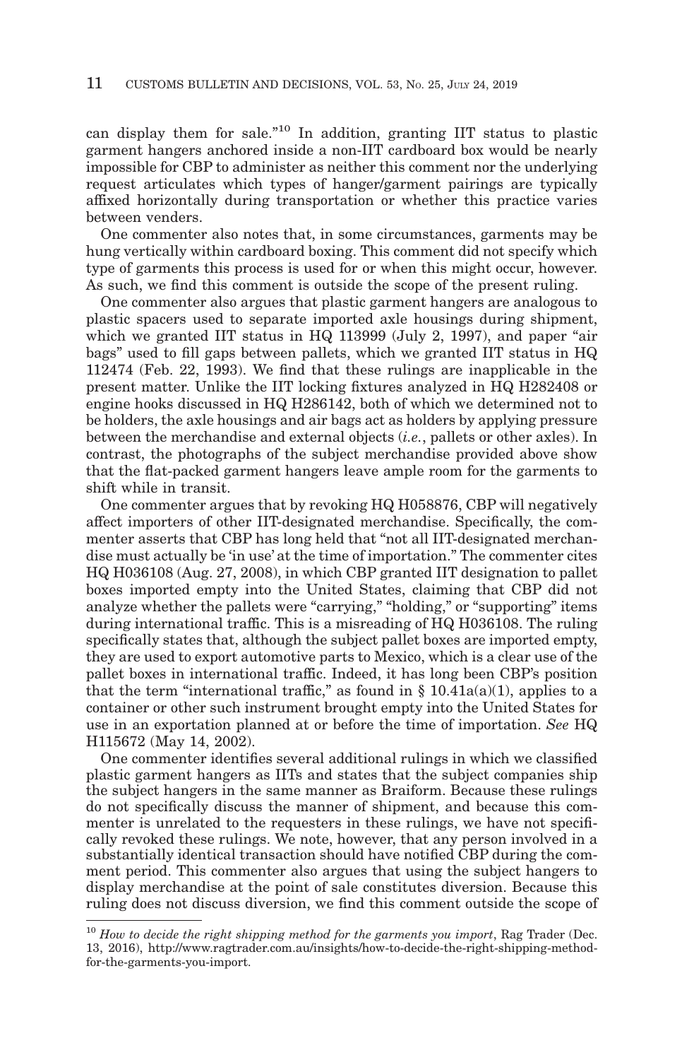can display them for sale."[10] In addition, granting IIT status to plastic garment hangers anchored inside a non-IIT cardboard box would be nearly impossible for CBP to administer as neither this comment nor the underlying request articulates which types of hanger/garment pairings are typically affixed horizontally during transportation or whether this practice varies between venders.

One commenter also notes that, in some circumstances, garments may be hung vertically within cardboard boxing. This comment did not specify which type of garments this process is used for or when this might occur, however. As such, we find this comment is outside the scope of the present ruling.

One commenter also argues that plastic garment hangers are analogous to plastic spacers used to separate imported axle housings during shipment, which we granted IIT status in HQ 113999 (July 2, 1997), and paper "air bags" used to fill gaps between pallets, which we granted IIT status in HQ 112474 (Feb. 22, 1993). We find that these rulings are inapplicable in the present matter. Unlike the IIT locking fixtures analyzed in HQ H282408 or engine hooks discussed in HQ H286142, both of which we determined not to be holders, the axle housings and air bags act as holders by applying pressure between the merchandise and external objects (*i.e.*, pallets or other axles). In contrast, the photographs of the subject merchandise provided above show that the flat-packed garment hangers leave ample room for the garments to shift while in transit.

One commenter argues that by revoking HQ H058876, CBP will negatively affect importers of other IIT-designated merchandise. Specifically, the commenter asserts that CBP has long held that "not all IIT-designated merchandise must actually be 'in use' at the time of importation." The commenter cites HQ H036108 (Aug. 27, 2008), in which CBP granted IIT designation to pallet boxes imported empty into the United States, claiming that CBP did not analyze whether the pallets were "carrying," "holding," or "supporting" items during international traffic. This is a misreading of HQ H036108. The ruling specifically states that, although the subject pallet boxes are imported empty, they are used to export automotive parts to Mexico, which is a clear use of the pallet boxes in international traffic. Indeed, it has long been CBP's position that the term "international traffic," as found in § 10.41a(a)(1), applies to a container or other such instrument brought empty into the United States for use in an exportation planned at or before the time of importation. *See* HQ H115672 (May 14, 2002).

One commenter identifies several additional rulings in which we classified plastic garment hangers as IITs and states that the subject companies ship the subject hangers in the same manner as Braiform. Because these rulings do not specifically discuss the manner of shipment, and because this commenter is unrelated to the requesters in these rulings, we have not specifically revoked these rulings. We note, however, that any person involved in a substantially identical transaction should have notified CBP during the comment period. This commenter also argues that using the subject hangers to display merchandise at the point of sale constitutes diversion. Because this ruling does not discuss diversion, we find this comment outside the scope of

---

[10] *How to decide the right shipping method for the garments you import*, Rag Trader (Dec. 13, 2016), http://www.ragtrader.com.au/insights/how-to-decide-the-right-shipping-method-for-the-garments-you-import.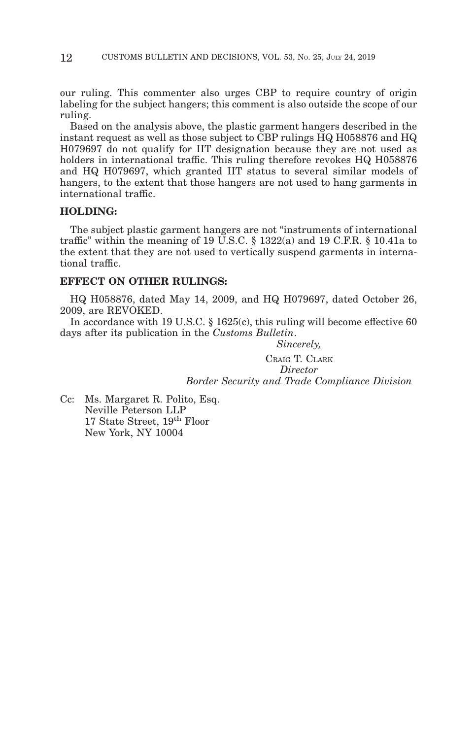our ruling. This commenter also urges CBP to require country of origin labeling for the subject hangers; this comment is also outside the scope of our ruling.

Based on the analysis above, the plastic garment hangers described in the instant request as well as those subject to CBP rulings HQ H058876 and HQ H079697 do not qualify for IIT designation because they are not used as holders in international traffic. This ruling therefore revokes HQ H058876 and HQ H079697, which granted IIT status to several similar models of hangers, to the extent that those hangers are not used to hang garments in international traffic.

**HOLDING:**

The subject plastic garment hangers are not "instruments of international traffic" within the meaning of 19 U.S.C. § 1322(a) and 19 C.F.R. § 10.41a to the extent that they are not used to vertically suspend garments in international traffic.

**EFFECT ON OTHER RULINGS:**

HQ H058876, dated May 14, 2009, and HQ H079697, dated October 26, 2009, are REVOKED.

In accordance with 19 U.S.C. § 1625(c), this ruling will become effective 60 days after its publication in the *Customs Bulletin*.

*Sincerely,*

CRAIG T. CLARK
*Director*
*Border Security and Trade Compliance Division*

Cc: Ms. Margaret R. Polito, Esq.
Neville Peterson LLP
17 State Street, 19th Floor
New York, NY 10004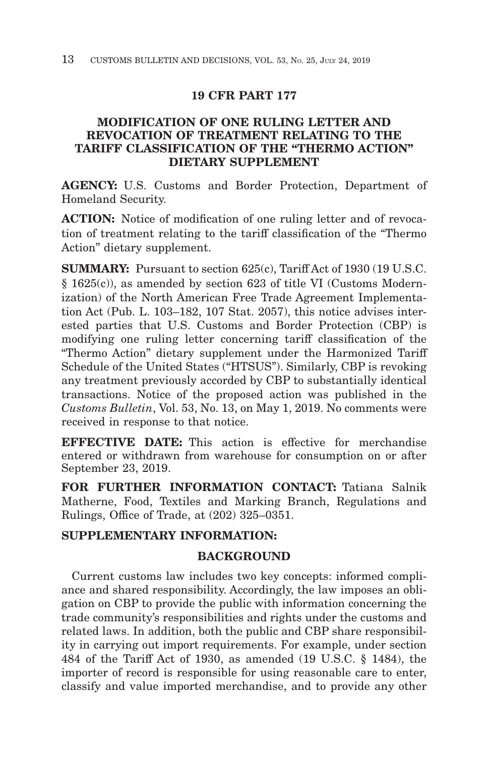## 19 CFR PART 177

## MODIFICATION OF ONE RULING LETTER AND REVOCATION OF TREATMENT RELATING TO THE TARIFF CLASSIFICATION OF THE "THERMO ACTION" DIETARY SUPPLEMENT

**AGENCY:** U.S. Customs and Border Protection, Department of Homeland Security.

**ACTION:** Notice of modification of one ruling letter and of revocation of treatment relating to the tariff classification of the "Thermo Action" dietary supplement.

**SUMMARY:** Pursuant to section 625(c), Tariff Act of 1930 (19 U.S.C. § 1625(c)), as amended by section 623 of title VI (Customs Modernization) of the North American Free Trade Agreement Implementation Act (Pub. L. 103–182, 107 Stat. 2057), this notice advises interested parties that U.S. Customs and Border Protection (CBP) is modifying one ruling letter concerning tariff classification of the "Thermo Action" dietary supplement under the Harmonized Tariff Schedule of the United States ("HTSUS"). Similarly, CBP is revoking any treatment previously accorded by CBP to substantially identical transactions. Notice of the proposed action was published in the *Customs Bulletin*, Vol. 53, No. 13, on May 1, 2019. No comments were received in response to that notice.

**EFFECTIVE DATE:** This action is effective for merchandise entered or withdrawn from warehouse for consumption on or after September 23, 2019.

**FOR FURTHER INFORMATION CONTACT:** Tatiana Salnik Matherne, Food, Textiles and Marking Branch, Regulations and Rulings, Office of Trade, at (202) 325–0351.

**SUPPLEMENTARY INFORMATION:**

### BACKGROUND

Current customs law includes two key concepts: informed compliance and shared responsibility. Accordingly, the law imposes an obligation on CBP to provide the public with information concerning the trade community's responsibilities and rights under the customs and related laws. In addition, both the public and CBP share responsibility in carrying out import requirements. For example, under section 484 of the Tariff Act of 1930, as amended (19 U.S.C. § 1484), the importer of record is responsible for using reasonable care to enter, classify and value imported merchandise, and to provide any other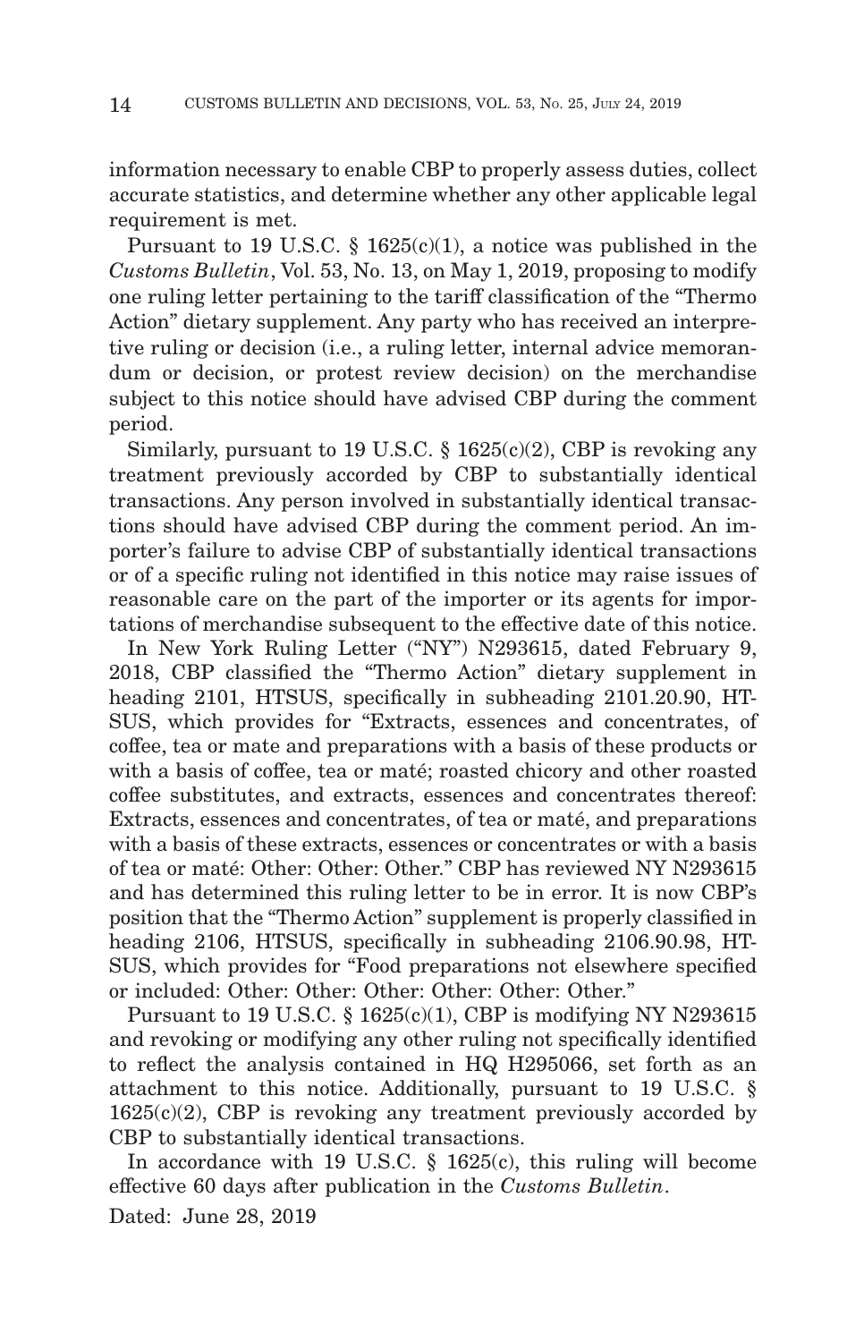information necessary to enable CBP to properly assess duties, collect accurate statistics, and determine whether any other applicable legal requirement is met.

Pursuant to 19 U.S.C. § 1625(c)(1), a notice was published in the *Customs Bulletin*, Vol. 53, No. 13, on May 1, 2019, proposing to modify one ruling letter pertaining to the tariff classification of the "Thermo Action" dietary supplement. Any party who has received an interpretive ruling or decision (i.e., a ruling letter, internal advice memorandum or decision, or protest review decision) on the merchandise subject to this notice should have advised CBP during the comment period.

Similarly, pursuant to 19 U.S.C. § 1625(c)(2), CBP is revoking any treatment previously accorded by CBP to substantially identical transactions. Any person involved in substantially identical transactions should have advised CBP during the comment period. An importer's failure to advise CBP of substantially identical transactions or of a specific ruling not identified in this notice may raise issues of reasonable care on the part of the importer or its agents for importations of merchandise subsequent to the effective date of this notice.

In New York Ruling Letter ("NY") N293615, dated February 9, 2018, CBP classified the "Thermo Action" dietary supplement in heading 2101, HTSUS, specifically in subheading 2101.20.90, HTSUS, which provides for "Extracts, essences and concentrates, of coffee, tea or mate and preparations with a basis of these products or with a basis of coffee, tea or maté; roasted chicory and other roasted coffee substitutes, and extracts, essences and concentrates thereof: Extracts, essences and concentrates, of tea or maté, and preparations with a basis of these extracts, essences or concentrates or with a basis of tea or maté: Other: Other: Other." CBP has reviewed NY N293615 and has determined this ruling letter to be in error. It is now CBP's position that the "Thermo Action" supplement is properly classified in heading 2106, HTSUS, specifically in subheading 2106.90.98, HTSUS, which provides for "Food preparations not elsewhere specified or included: Other: Other: Other: Other: Other: Other."

Pursuant to 19 U.S.C. § 1625(c)(1), CBP is modifying NY N293615 and revoking or modifying any other ruling not specifically identified to reflect the analysis contained in HQ H295066, set forth as an attachment to this notice. Additionally, pursuant to 19 U.S.C. § 1625(c)(2), CBP is revoking any treatment previously accorded by CBP to substantially identical transactions.

In accordance with 19 U.S.C. § 1625(c), this ruling will become effective 60 days after publication in the *Customs Bulletin*.

Dated: June 28, 2019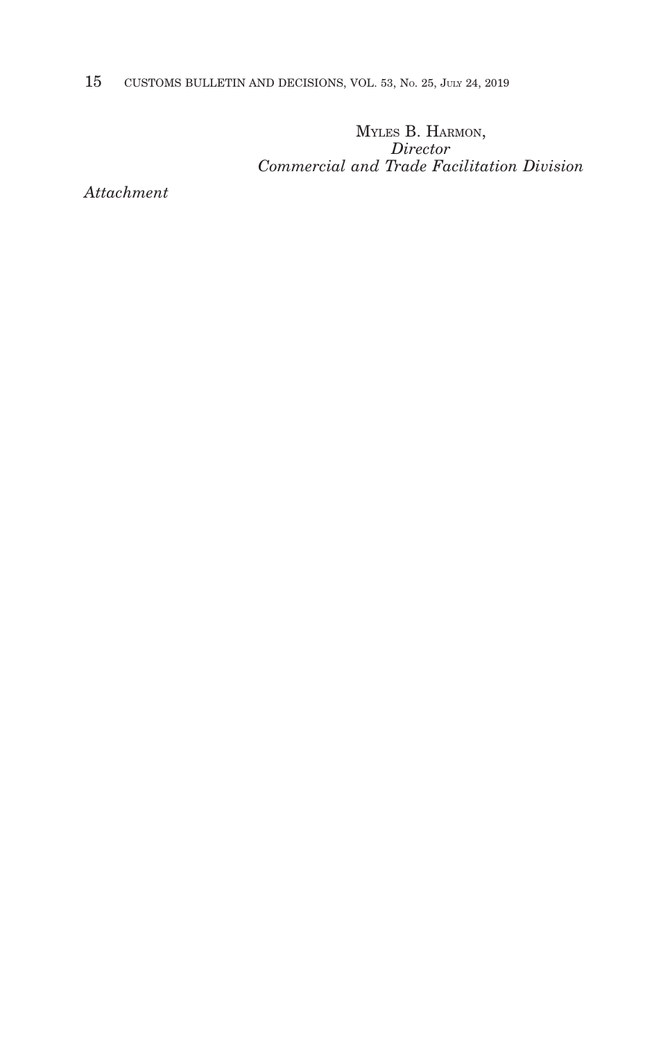MYLES B. HARMON,
*Director*
*Commercial and Trade Facilitation Division*

*Attachment*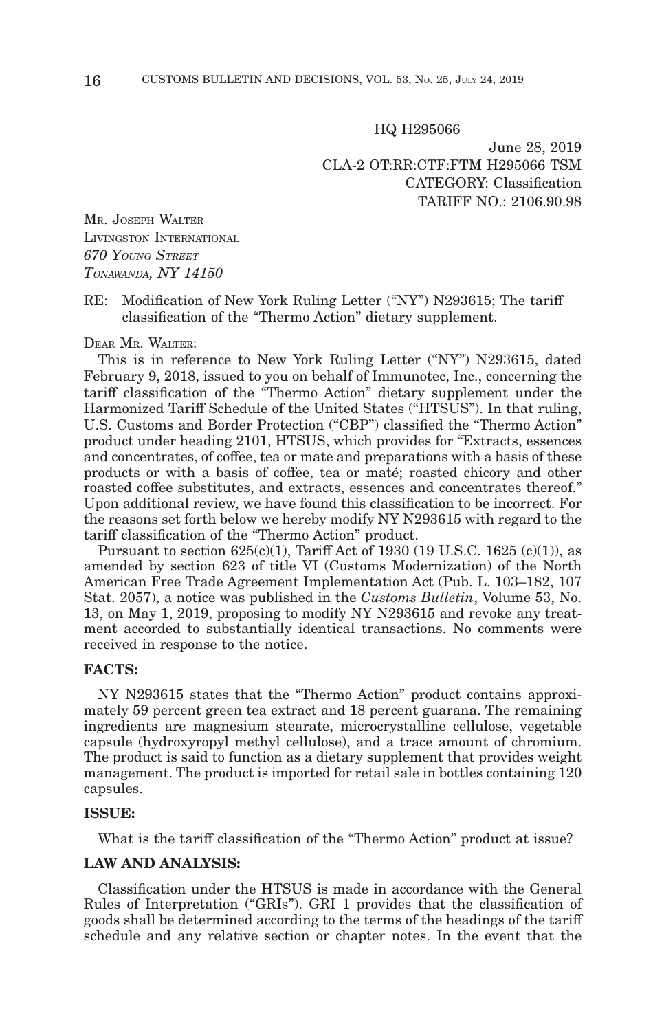HQ H295066

June 28, 2019
CLA-2 OT:RR:CTF:FTM H295066 TSM
CATEGORY: Classification
TARIFF NO.: 2106.90.98

MR. JOSEPH WALTER
LIVINGSTON INTERNATIONAL
*670 YOUNG STREET*
*TONAWANDA, NY 14150*

RE: Modification of New York Ruling Letter ("NY") N293615; The tariff classification of the "Thermo Action" dietary supplement.

DEAR MR. WALTER:

This is in reference to New York Ruling Letter ("NY") N293615, dated February 9, 2018, issued to you on behalf of Immunotec, Inc., concerning the tariff classification of the "Thermo Action" dietary supplement under the Harmonized Tariff Schedule of the United States ("HTSUS"). In that ruling, U.S. Customs and Border Protection ("CBP") classified the "Thermo Action" product under heading 2101, HTSUS, which provides for "Extracts, essences and concentrates, of coffee, tea or mate and preparations with a basis of these products or with a basis of coffee, tea or maté; roasted chicory and other roasted coffee substitutes, and extracts, essences and concentrates thereof." Upon additional review, we have found this classification to be incorrect. For the reasons set forth below we hereby modify NY N293615 with regard to the tariff classification of the "Thermo Action" product.

Pursuant to section 625(c)(1), Tariff Act of 1930 (19 U.S.C. 1625 (c)(1)), as amended by section 623 of title VI (Customs Modernization) of the North American Free Trade Agreement Implementation Act (Pub. L. 103–182, 107 Stat. 2057), a notice was published in the *Customs Bulletin*, Volume 53, No. 13, on May 1, 2019, proposing to modify NY N293615 and revoke any treatment accorded to substantially identical transactions. No comments were received in response to the notice.

**FACTS:**

NY N293615 states that the "Thermo Action" product contains approximately 59 percent green tea extract and 18 percent guarana. The remaining ingredients are magnesium stearate, microcrystalline cellulose, vegetable capsule (hydroxyropyl methyl cellulose), and a trace amount of chromium. The product is said to function as a dietary supplement that provides weight management. The product is imported for retail sale in bottles containing 120 capsules.

**ISSUE:**

What is the tariff classification of the "Thermo Action" product at issue?

**LAW AND ANALYSIS:**

Classification under the HTSUS is made in accordance with the General Rules of Interpretation ("GRIs"). GRI 1 provides that the classification of goods shall be determined according to the terms of the headings of the tariff schedule and any relative section or chapter notes. In the event that the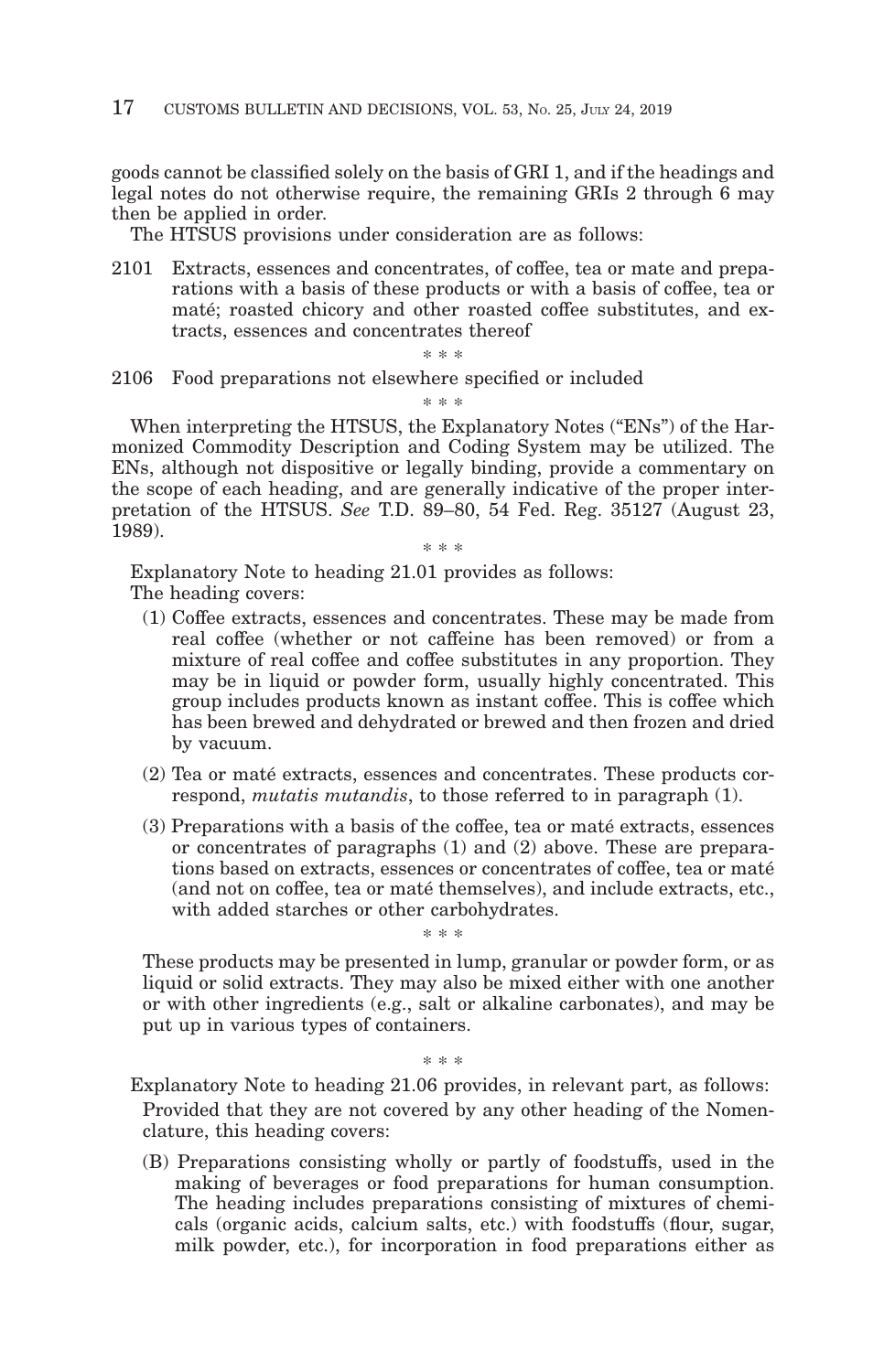goods cannot be classified solely on the basis of GRI 1, and if the headings and legal notes do not otherwise require, the remaining GRIs 2 through 6 may then be applied in order.

The HTSUS provisions under consideration are as follows:

2101 Extracts, essences and concentrates, of coffee, tea or mate and preparations with a basis of these products or with a basis of coffee, tea or maté; roasted chicory and other roasted coffee substitutes, and extracts, essences and concentrates thereof

\* \* \*

2106 Food preparations not elsewhere specified or included

\* \* \*

When interpreting the HTSUS, the Explanatory Notes ("ENs") of the Harmonized Commodity Description and Coding System may be utilized. The ENs, although not dispositive or legally binding, provide a commentary on the scope of each heading, and are generally indicative of the proper interpretation of the HTSUS. *See* T.D. 89–80, 54 Fed. Reg. 35127 (August 23, 1989).

\* \* \*

Explanatory Note to heading 21.01 provides as follows:

The heading covers:

(1) Coffee extracts, essences and concentrates. These may be made from real coffee (whether or not caffeine has been removed) or from a mixture of real coffee and coffee substitutes in any proportion. They may be in liquid or powder form, usually highly concentrated. This group includes products known as instant coffee. This is coffee which has been brewed and dehydrated or brewed and then frozen and dried by vacuum.

(2) Tea or maté extracts, essences and concentrates. These products correspond, *mutatis mutandis*, to those referred to in paragraph (1).

(3) Preparations with a basis of the coffee, tea or maté extracts, essences or concentrates of paragraphs (1) and (2) above. These are preparations based on extracts, essences or concentrates of coffee, tea or maté (and not on coffee, tea or maté themselves), and include extracts, etc., with added starches or other carbohydrates.

\* \* \*

These products may be presented in lump, granular or powder form, or as liquid or solid extracts. They may also be mixed either with one another or with other ingredients (e.g., salt or alkaline carbonates), and may be put up in various types of containers.

\* \* \*

Explanatory Note to heading 21.06 provides, in relevant part, as follows:

Provided that they are not covered by any other heading of the Nomenclature, this heading covers:

(B) Preparations consisting wholly or partly of foodstuffs, used in the making of beverages or food preparations for human consumption. The heading includes preparations consisting of mixtures of chemicals (organic acids, calcium salts, etc.) with foodstuffs (flour, sugar, milk powder, etc.), for incorporation in food preparations either as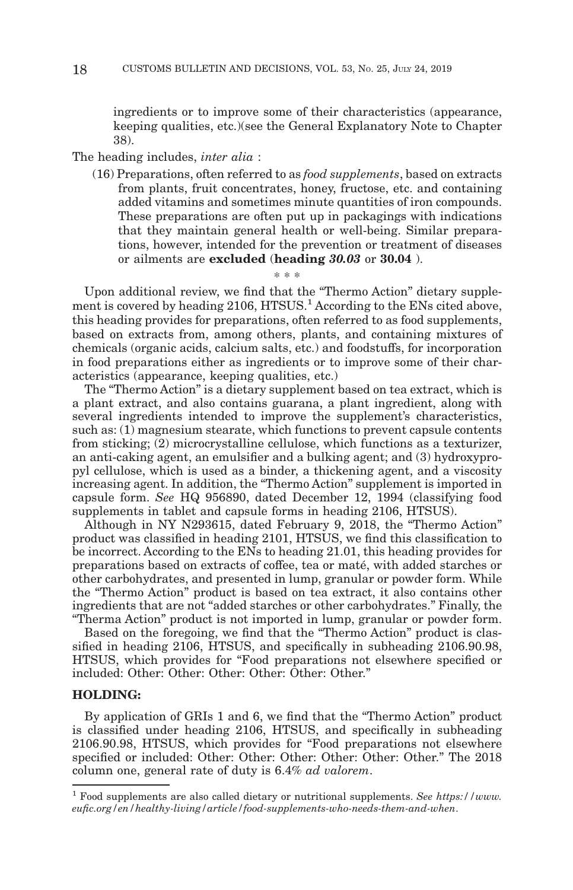ingredients or to improve some of their characteristics (appearance, keeping qualities, etc.)(see the General Explanatory Note to Chapter 38).

The heading includes, *inter alia* :

(16) Preparations, often referred to as *food supplements*, based on extracts from plants, fruit concentrates, honey, fructose, etc. and containing added vitamins and sometimes minute quantities of iron compounds. These preparations are often put up in packagings with indications that they maintain general health or well-being. Similar preparations, however, intended for the prevention or treatment of diseases or ailments are **excluded** (**heading *30.03*** or **30.04** ).

\* \* \*

Upon additional review, we find that the "Thermo Action" dietary supplement is covered by heading 2106, HTSUS.[1] According to the ENs cited above, this heading provides for preparations, often referred to as food supplements, based on extracts from, among others, plants, and containing mixtures of chemicals (organic acids, calcium salts, etc.) and foodstuffs, for incorporation in food preparations either as ingredients or to improve some of their characteristics (appearance, keeping qualities, etc.)

The "Thermo Action" is a dietary supplement based on tea extract, which is a plant extract, and also contains guarana, a plant ingredient, along with several ingredients intended to improve the supplement's characteristics, such as: (1) magnesium stearate, which functions to prevent capsule contents from sticking; (2) microcrystalline cellulose, which functions as a texturizer, an anti-caking agent, an emulsifier and a bulking agent; and (3) hydroxypropyl cellulose, which is used as a binder, a thickening agent, and a viscosity increasing agent. In addition, the "Thermo Action" supplement is imported in capsule form. *See* HQ 956890, dated December 12, 1994 (classifying food supplements in tablet and capsule forms in heading 2106, HTSUS).

Although in NY N293615, dated February 9, 2018, the "Thermo Action" product was classified in heading 2101, HTSUS, we find this classification to be incorrect. According to the ENs to heading 21.01, this heading provides for preparations based on extracts of coffee, tea or maté, with added starches or other carbohydrates, and presented in lump, granular or powder form. While the "Thermo Action" product is based on tea extract, it also contains other ingredients that are not "added starches or other carbohydrates." Finally, the "Therma Action" product is not imported in lump, granular or powder form.

Based on the foregoing, we find that the "Thermo Action" product is classified in heading 2106, HTSUS, and specifically in subheading 2106.90.98, HTSUS, which provides for "Food preparations not elsewhere specified or included: Other: Other: Other: Other: Other: Other."

**HOLDING:**

By application of GRIs 1 and 6, we find that the "Thermo Action" product is classified under heading 2106, HTSUS, and specifically in subheading 2106.90.98, HTSUS, which provides for "Food preparations not elsewhere specified or included: Other: Other: Other: Other: Other: Other." The 2018 column one, general rate of duty is 6.4% *ad valorem*.

---

[1] Food supplements are also called dietary or nutritional supplements. *See https://www.eufic.org/en/healthy-living/article/food-supplements-who-needs-them-and-when*.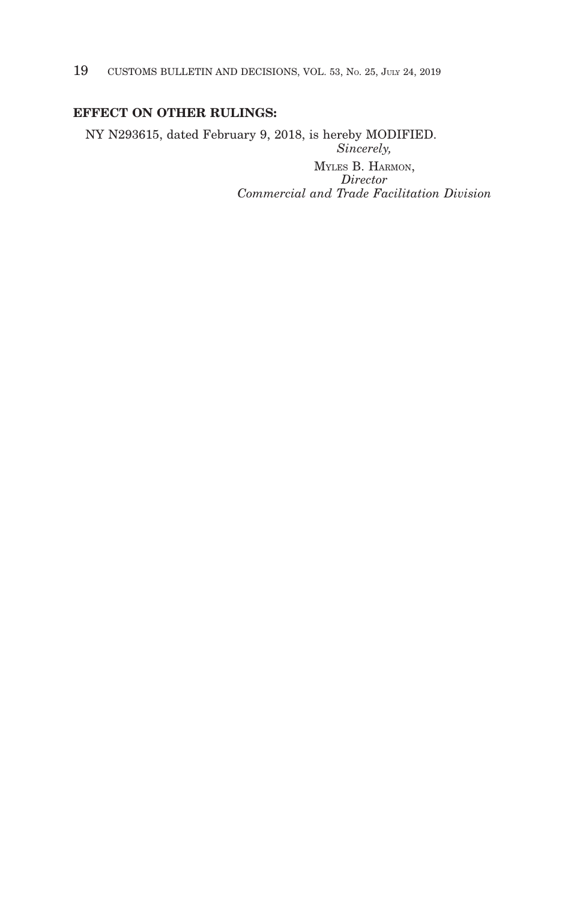**EFFECT ON OTHER RULINGS:**

NY N293615, dated February 9, 2018, is hereby MODIFIED.

*Sincerely,*

MYLES B. HARMON,
*Director*
*Commercial and Trade Facilitation Division*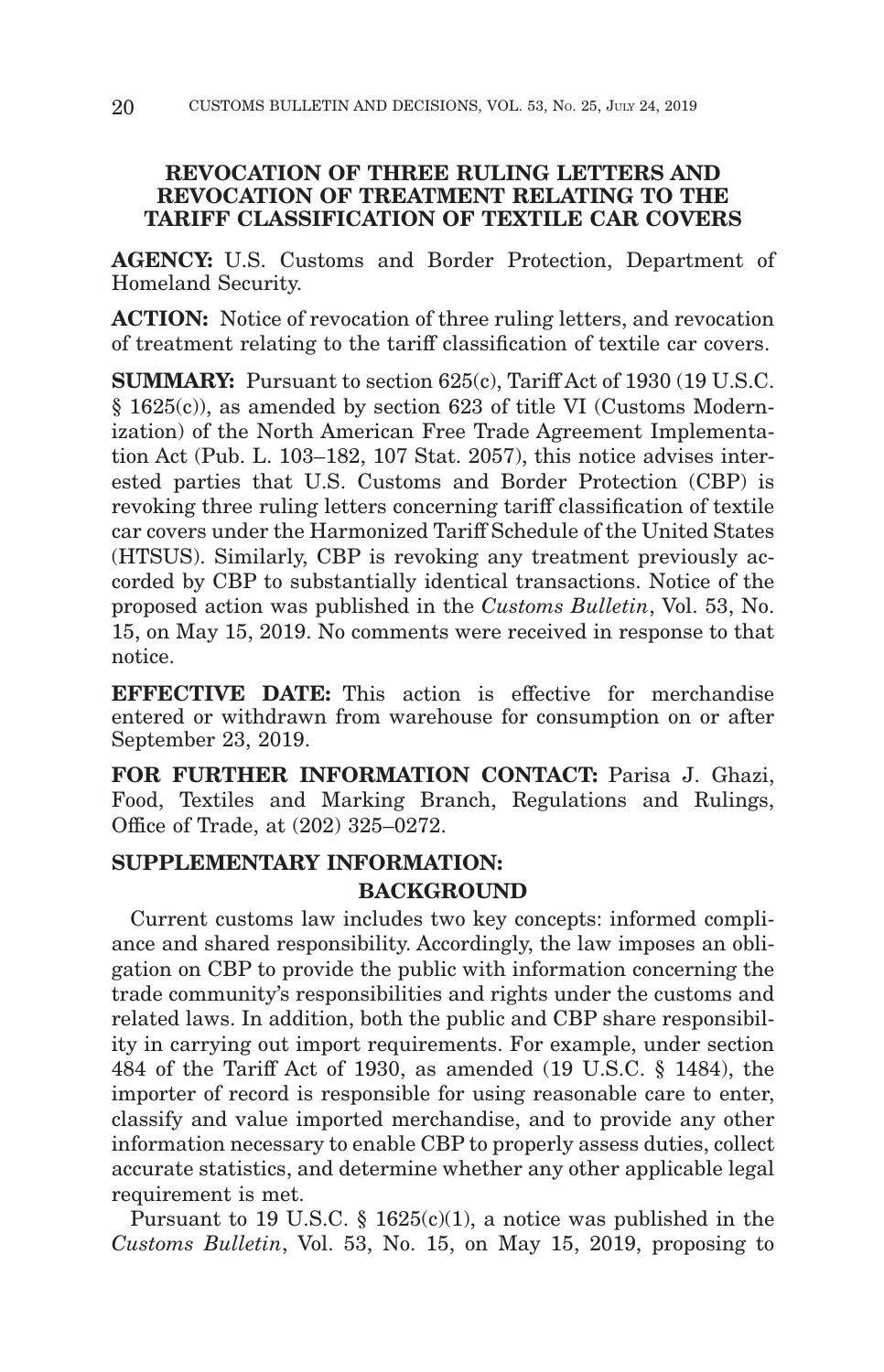## REVOCATION OF THREE RULING LETTERS AND REVOCATION OF TREATMENT RELATING TO THE TARIFF CLASSIFICATION OF TEXTILE CAR COVERS

**AGENCY:** U.S. Customs and Border Protection, Department of Homeland Security.

**ACTION:** Notice of revocation of three ruling letters, and revocation of treatment relating to the tariff classification of textile car covers.

**SUMMARY:** Pursuant to section 625(c), Tariff Act of 1930 (19 U.S.C. § 1625(c)), as amended by section 623 of title VI (Customs Modernization) of the North American Free Trade Agreement Implementation Act (Pub. L. 103–182, 107 Stat. 2057), this notice advises interested parties that U.S. Customs and Border Protection (CBP) is revoking three ruling letters concerning tariff classification of textile car covers under the Harmonized Tariff Schedule of the United States (HTSUS). Similarly, CBP is revoking any treatment previously accorded by CBP to substantially identical transactions. Notice of the proposed action was published in the *Customs Bulletin*, Vol. 53, No. 15, on May 15, 2019. No comments were received in response to that notice.

**EFFECTIVE DATE:** This action is effective for merchandise entered or withdrawn from warehouse for consumption on or after September 23, 2019.

**FOR FURTHER INFORMATION CONTACT:** Parisa J. Ghazi, Food, Textiles and Marking Branch, Regulations and Rulings, Office of Trade, at (202) 325–0272.

**SUPPLEMENTARY INFORMATION:**

### BACKGROUND

Current customs law includes two key concepts: informed compliance and shared responsibility. Accordingly, the law imposes an obligation on CBP to provide the public with information concerning the trade community's responsibilities and rights under the customs and related laws. In addition, both the public and CBP share responsibility in carrying out import requirements. For example, under section 484 of the Tariff Act of 1930, as amended (19 U.S.C. § 1484), the importer of record is responsible for using reasonable care to enter, classify and value imported merchandise, and to provide any other information necessary to enable CBP to properly assess duties, collect accurate statistics, and determine whether any other applicable legal requirement is met.

Pursuant to 19 U.S.C. § 1625(c)(1), a notice was published in the *Customs Bulletin*, Vol. 53, No. 15, on May 15, 2019, proposing to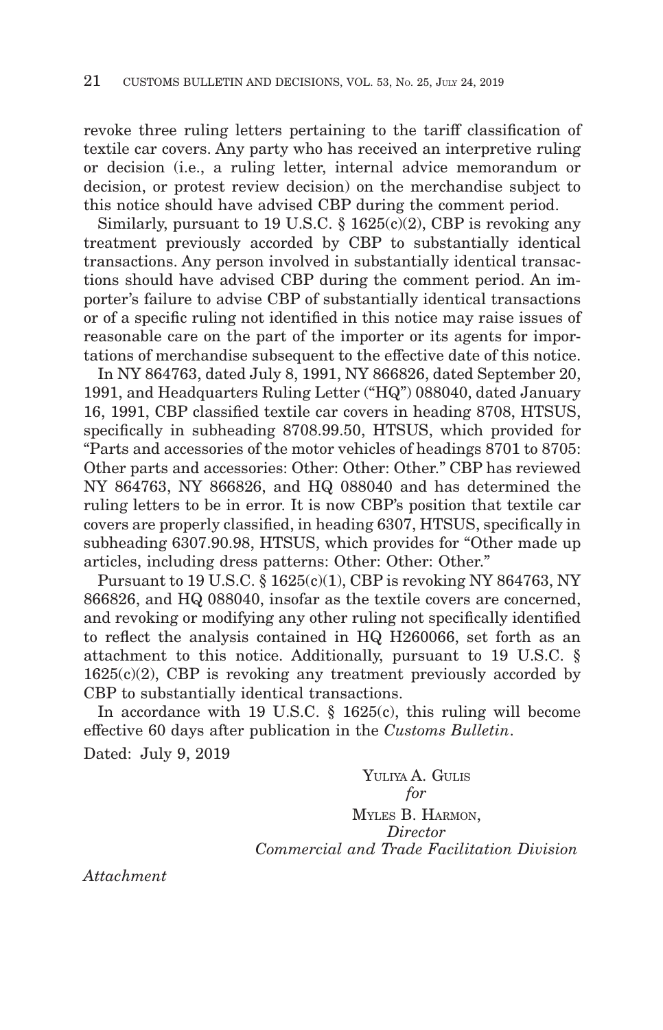revoke three ruling letters pertaining to the tariff classification of textile car covers. Any party who has received an interpretive ruling or decision (i.e., a ruling letter, internal advice memorandum or decision, or protest review decision) on the merchandise subject to this notice should have advised CBP during the comment period.

Similarly, pursuant to 19 U.S.C. § 1625(c)(2), CBP is revoking any treatment previously accorded by CBP to substantially identical transactions. Any person involved in substantially identical transactions should have advised CBP during the comment period. An importer's failure to advise CBP of substantially identical transactions or of a specific ruling not identified in this notice may raise issues of reasonable care on the part of the importer or its agents for importations of merchandise subsequent to the effective date of this notice.

In NY 864763, dated July 8, 1991, NY 866826, dated September 20, 1991, and Headquarters Ruling Letter ("HQ") 088040, dated January 16, 1991, CBP classified textile car covers in heading 8708, HTSUS, specifically in subheading 8708.99.50, HTSUS, which provided for "Parts and accessories of the motor vehicles of headings 8701 to 8705: Other parts and accessories: Other: Other: Other." CBP has reviewed NY 864763, NY 866826, and HQ 088040 and has determined the ruling letters to be in error. It is now CBP's position that textile car covers are properly classified, in heading 6307, HTSUS, specifically in subheading 6307.90.98, HTSUS, which provides for "Other made up articles, including dress patterns: Other: Other: Other."

Pursuant to 19 U.S.C. § 1625(c)(1), CBP is revoking NY 864763, NY 866826, and HQ 088040, insofar as the textile covers are concerned, and revoking or modifying any other ruling not specifically identified to reflect the analysis contained in HQ H260066, set forth as an attachment to this notice. Additionally, pursuant to 19 U.S.C. § 1625(c)(2), CBP is revoking any treatment previously accorded by CBP to substantially identical transactions.

In accordance with 19 U.S.C. § 1625(c), this ruling will become effective 60 days after publication in the *Customs Bulletin*.

Dated: July 9, 2019

YULIYA A. GULIS
*for*
MYLES B. HARMON,
*Director*
*Commercial and Trade Facilitation Division*

*Attachment*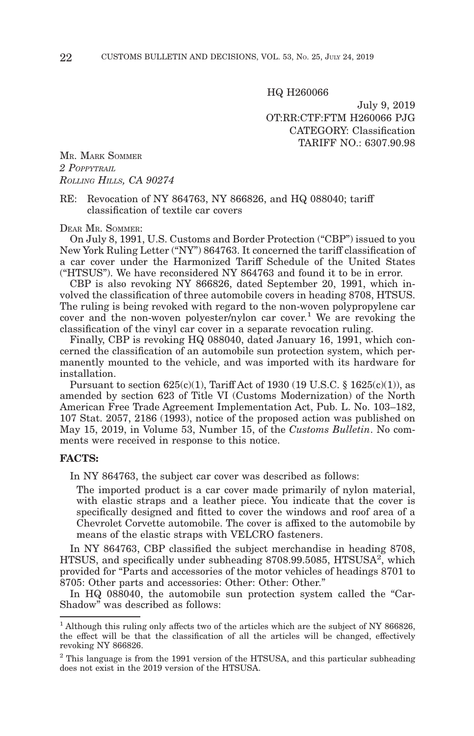HQ H260066

July 9, 2019
OT:RR:CTF:FTM H260066 PJG
CATEGORY: Classification
TARIFF NO.: 6307.90.98

MR. MARK SOMMER
*2 POPPYTRAIL*
*ROLLING HILLS, CA 90274*

RE: Revocation of NY 864763, NY 866826, and HQ 088040; tariff classification of textile car covers

DEAR MR. SOMMER:

On July 8, 1991, U.S. Customs and Border Protection ("CBP") issued to you New York Ruling Letter ("NY") 864763. It concerned the tariff classification of a car cover under the Harmonized Tariff Schedule of the United States ("HTSUS"). We have reconsidered NY 864763 and found it to be in error.

CBP is also revoking NY 866826, dated September 20, 1991, which involved the classification of three automobile covers in heading 8708, HTSUS. The ruling is being revoked with regard to the non-woven polypropylene car cover and the non-woven polyester/nylon car cover.[1] We are revoking the classification of the vinyl car cover in a separate revocation ruling.

Finally, CBP is revoking HQ 088040, dated January 16, 1991, which concerned the classification of an automobile sun protection system, which permanently mounted to the vehicle, and was imported with its hardware for installation.

Pursuant to section 625(c)(1), Tariff Act of 1930 (19 U.S.C. § 1625(c)(1)), as amended by section 623 of Title VI (Customs Modernization) of the North American Free Trade Agreement Implementation Act, Pub. L. No. 103–182, 107 Stat. 2057, 2186 (1993), notice of the proposed action was published on May 15, 2019, in Volume 53, Number 15, of the *Customs Bulletin*. No comments were received in response to this notice.

**FACTS:**

In NY 864763, the subject car cover was described as follows:

> The imported product is a car cover made primarily of nylon material, with elastic straps and a leather piece. You indicate that the cover is specifically designed and fitted to cover the windows and roof area of a Chevrolet Corvette automobile. The cover is affixed to the automobile by means of the elastic straps with VELCRO fasteners.

In NY 864763, CBP classified the subject merchandise in heading 8708, HTSUS, and specifically under subheading 8708.99.5085, HTSUSA[2], which provided for "Parts and accessories of the motor vehicles of headings 8701 to 8705: Other parts and accessories: Other: Other: Other."

In HQ 088040, the automobile sun protection system called the "Car-Shadow" was described as follows:

---

[1] Although this ruling only affects two of the articles which are the subject of NY 866826, the effect will be that the classification of all the articles will be changed, effectively revoking NY 866826.

[2] This language is from the 1991 version of the HTSUSA, and this particular subheading does not exist in the 2019 version of the HTSUSA.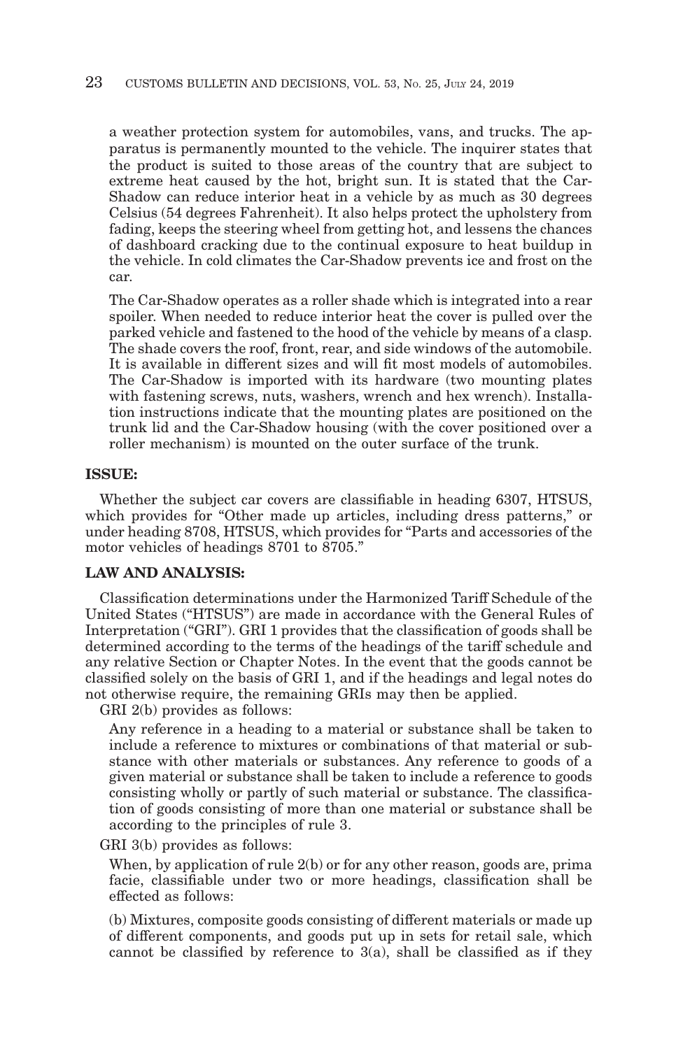a weather protection system for automobiles, vans, and trucks. The apparatus is permanently mounted to the vehicle. The inquirer states that the product is suited to those areas of the country that are subject to extreme heat caused by the hot, bright sun. It is stated that the Car-Shadow can reduce interior heat in a vehicle by as much as 30 degrees Celsius (54 degrees Fahrenheit). It also helps protect the upholstery from fading, keeps the steering wheel from getting hot, and lessens the chances of dashboard cracking due to the continual exposure to heat buildup in the vehicle. In cold climates the Car-Shadow prevents ice and frost on the car.

The Car-Shadow operates as a roller shade which is integrated into a rear spoiler. When needed to reduce interior heat the cover is pulled over the parked vehicle and fastened to the hood of the vehicle by means of a clasp. The shade covers the roof, front, rear, and side windows of the automobile. It is available in different sizes and will fit most models of automobiles. The Car-Shadow is imported with its hardware (two mounting plates with fastening screws, nuts, washers, wrench and hex wrench). Installation instructions indicate that the mounting plates are positioned on the trunk lid and the Car-Shadow housing (with the cover positioned over a roller mechanism) is mounted on the outer surface of the trunk.

**ISSUE:**

Whether the subject car covers are classifiable in heading 6307, HTSUS, which provides for "Other made up articles, including dress patterns," or under heading 8708, HTSUS, which provides for "Parts and accessories of the motor vehicles of headings 8701 to 8705."

**LAW AND ANALYSIS:**

Classification determinations under the Harmonized Tariff Schedule of the United States ("HTSUS") are made in accordance with the General Rules of Interpretation ("GRI"). GRI 1 provides that the classification of goods shall be determined according to the terms of the headings of the tariff schedule and any relative Section or Chapter Notes. In the event that the goods cannot be classified solely on the basis of GRI 1, and if the headings and legal notes do not otherwise require, the remaining GRIs may then be applied.

GRI 2(b) provides as follows:

> Any reference in a heading to a material or substance shall be taken to include a reference to mixtures or combinations of that material or substance with other materials or substances. Any reference to goods of a given material or substance shall be taken to include a reference to goods consisting wholly or partly of such material or substance. The classification of goods consisting of more than one material or substance shall be according to the principles of rule 3.

GRI 3(b) provides as follows:

> When, by application of rule 2(b) or for any other reason, goods are, prima facie, classifiable under two or more headings, classification shall be effected as follows:
>
> (b) Mixtures, composite goods consisting of different materials or made up of different components, and goods put up in sets for retail sale, which cannot be classified by reference to 3(a), shall be classified as if they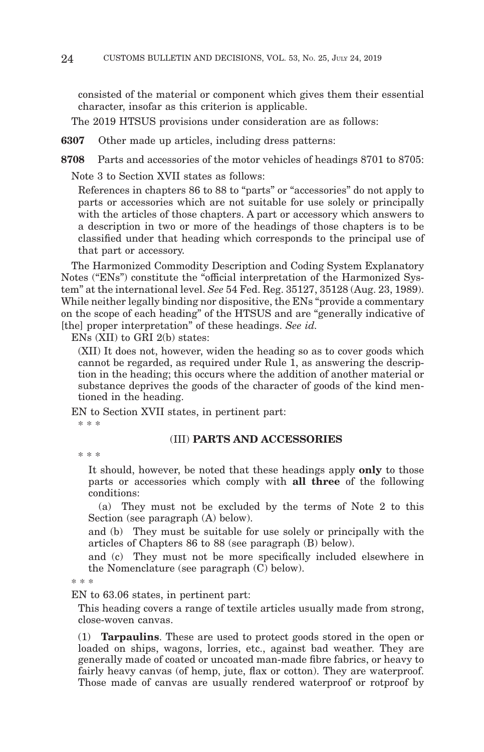consisted of the material or component which gives them their essential character, insofar as this criterion is applicable.

The 2019 HTSUS provisions under consideration are as follows:

**6307** Other made up articles, including dress patterns:

**8708** Parts and accessories of the motor vehicles of headings 8701 to 8705:

Note 3 to Section XVII states as follows:

> References in chapters 86 to 88 to "parts" or "accessories" do not apply to parts or accessories which are not suitable for use solely or principally with the articles of those chapters. A part or accessory which answers to a description in two or more of the headings of those chapters is to be classified under that heading which corresponds to the principal use of that part or accessory.

The Harmonized Commodity Description and Coding System Explanatory Notes ("ENs") constitute the "official interpretation of the Harmonized System" at the international level. *See* 54 Fed. Reg. 35127, 35128 (Aug. 23, 1989). While neither legally binding nor dispositive, the ENs "provide a commentary on the scope of each heading" of the HTSUS and are "generally indicative of [the] proper interpretation" of these headings. *See id.*

ENs (XII) to GRI 2(b) states:

> (XII) It does not, however, widen the heading so as to cover goods which cannot be regarded, as required under Rule 1, as answering the description in the heading; this occurs where the addition of another material or substance deprives the goods of the character of goods of the kind mentioned in the heading.

EN to Section XVII states, in pertinent part:

\* \* \*

(III) **PARTS AND ACCESSORIES**

\* \* \*

> It should, however, be noted that these headings apply **only** to those parts or accessories which comply with **all three** of the following conditions:
>
> (a) They must not be excluded by the terms of Note 2 to this Section (see paragraph (A) below).
>
> and (b) They must be suitable for use solely or principally with the articles of Chapters 86 to 88 (see paragraph (B) below).
>
> and (c) They must not be more specifically included elsewhere in the Nomenclature (see paragraph (C) below).

\* \* \*

EN to 63.06 states, in pertinent part:

> This heading covers a range of textile articles usually made from strong, close-woven canvas.
>
> (1) **Tarpaulins**. These are used to protect goods stored in the open or loaded on ships, wagons, lorries, etc., against bad weather. They are generally made of coated or uncoated man-made fibre fabrics, or heavy to fairly heavy canvas (of hemp, jute, flax or cotton). They are waterproof. Those made of canvas are usually rendered waterproof or rotproof by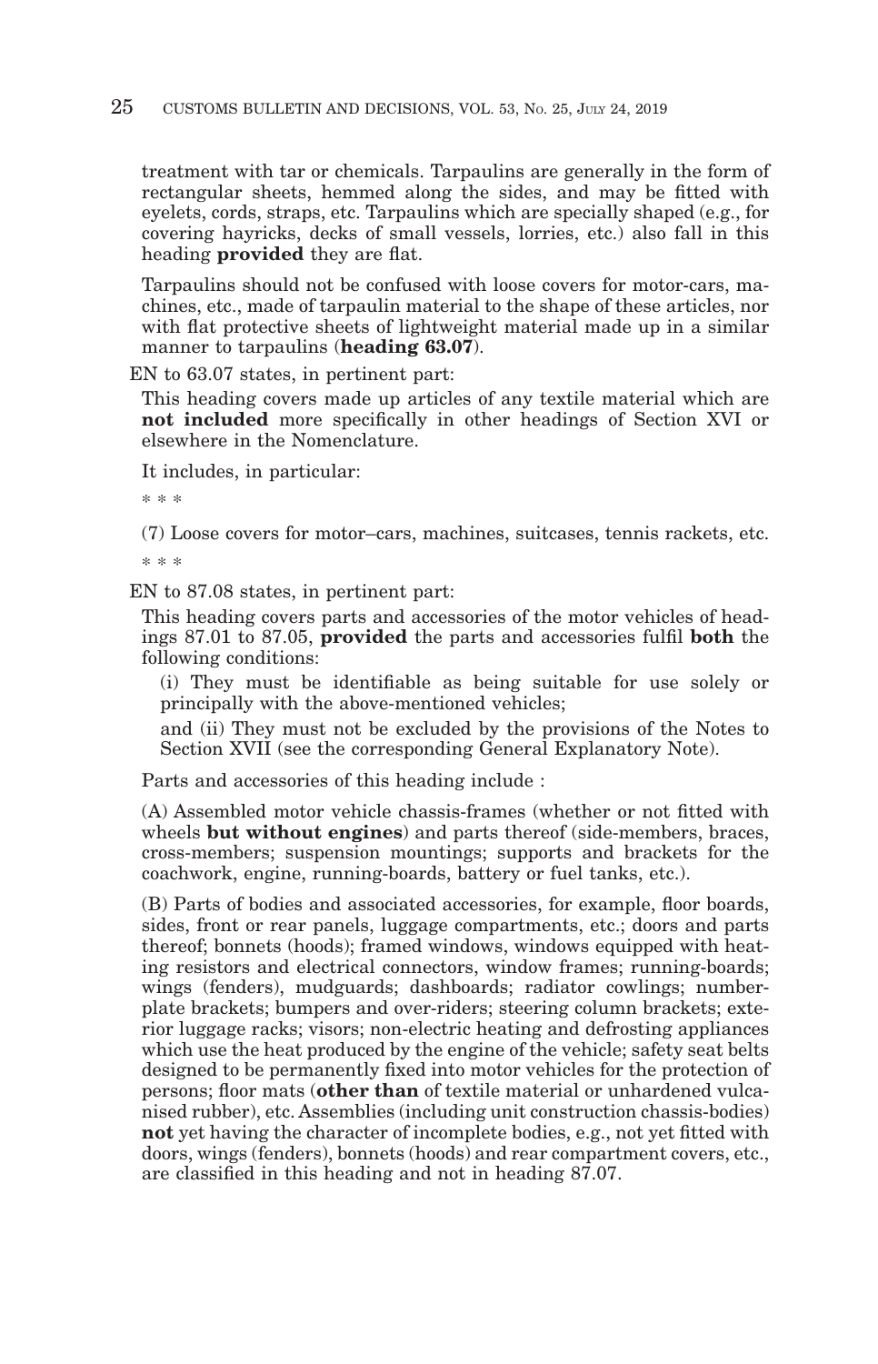treatment with tar or chemicals. Tarpaulins are generally in the form of rectangular sheets, hemmed along the sides, and may be fitted with eyelets, cords, straps, etc. Tarpaulins which are specially shaped (e.g., for covering hayricks, decks of small vessels, lorries, etc.) also fall in this heading **provided** they are flat.

Tarpaulins should not be confused with loose covers for motor-cars, machines, etc., made of tarpaulin material to the shape of these articles, nor with flat protective sheets of lightweight material made up in a similar manner to tarpaulins (**heading 63.07**).

EN to 63.07 states, in pertinent part:

This heading covers made up articles of any textile material which are **not included** more specifically in other headings of Section XVI or elsewhere in the Nomenclature.

It includes, in particular:

* * *

(7) Loose covers for motor–cars, machines, suitcases, tennis rackets, etc.

* * *

EN to 87.08 states, in pertinent part:

This heading covers parts and accessories of the motor vehicles of headings 87.01 to 87.05, **provided** the parts and accessories fulfil **both** the following conditions:

(i) They must be identifiable as being suitable for use solely or principally with the above-mentioned vehicles;

and (ii) They must not be excluded by the provisions of the Notes to Section XVII (see the corresponding General Explanatory Note).

Parts and accessories of this heading include :

(A) Assembled motor vehicle chassis-frames (whether or not fitted with wheels **but without engines**) and parts thereof (side-members, braces, cross-members; suspension mountings; supports and brackets for the coachwork, engine, running-boards, battery or fuel tanks, etc.).

(B) Parts of bodies and associated accessories, for example, floor boards, sides, front or rear panels, luggage compartments, etc.; doors and parts thereof; bonnets (hoods); framed windows, windows equipped with heating resistors and electrical connectors, window frames; running-boards; wings (fenders), mudguards; dashboards; radiator cowlings; number-plate brackets; bumpers and over-riders; steering column brackets; exterior luggage racks; visors; non-electric heating and defrosting appliances which use the heat produced by the engine of the vehicle; safety seat belts designed to be permanently fixed into motor vehicles for the protection of persons; floor mats (**other than** of textile material or unhardened vulcanised rubber), etc. Assemblies (including unit construction chassis-bodies) **not** yet having the character of incomplete bodies, e.g., not yet fitted with doors, wings (fenders), bonnets (hoods) and rear compartment covers, etc., are classified in this heading and not in heading 87.07.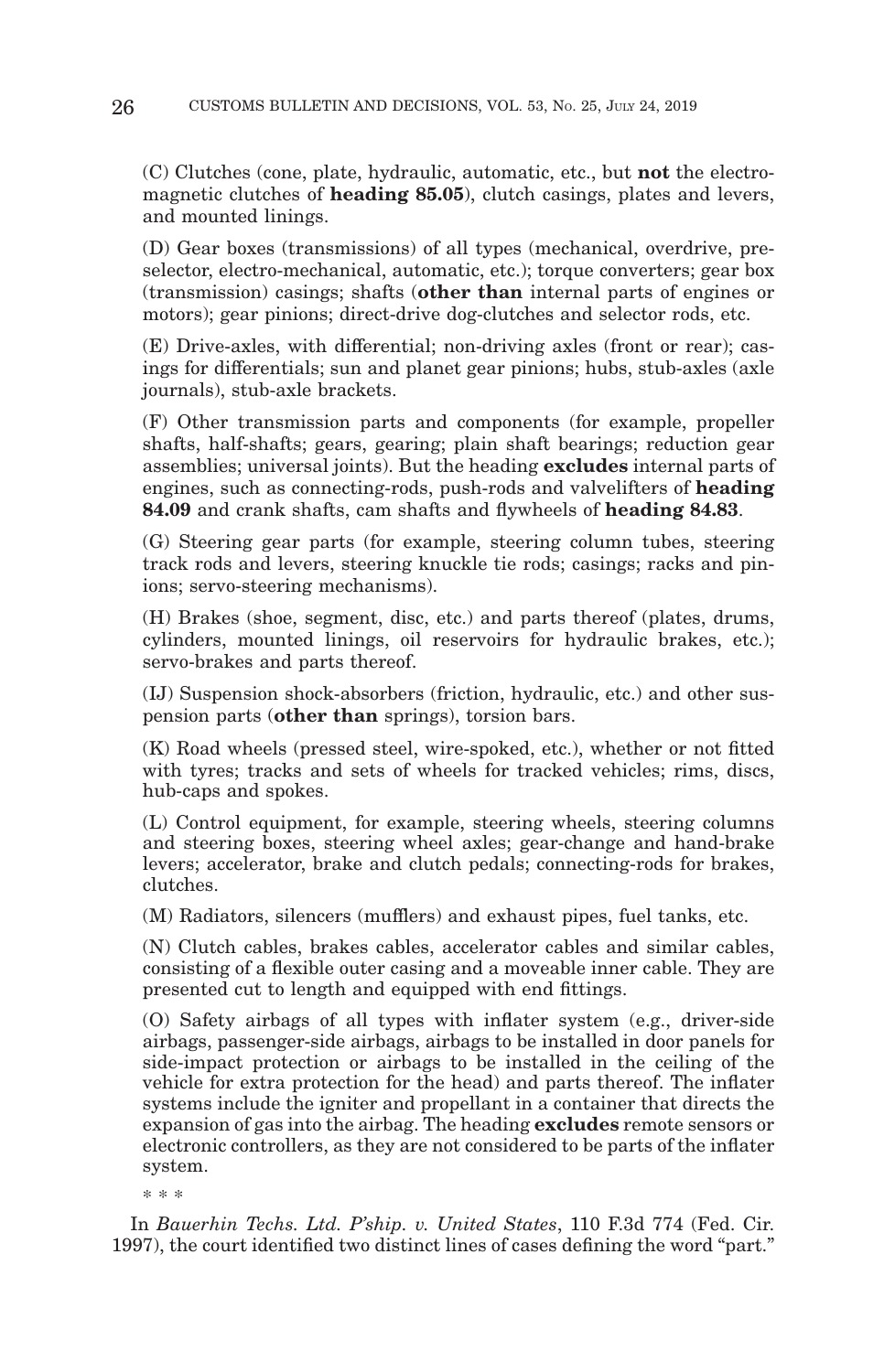(C) Clutches (cone, plate, hydraulic, automatic, etc., but **not** the electro-magnetic clutches of **heading 85.05**), clutch casings, plates and levers, and mounted linings.

(D) Gear boxes (transmissions) of all types (mechanical, overdrive, pre-selector, electro-mechanical, automatic, etc.); torque converters; gear box (transmission) casings; shafts (**other than** internal parts of engines or motors); gear pinions; direct-drive dog-clutches and selector rods, etc.

(E) Drive-axles, with differential; non-driving axles (front or rear); casings for differentials; sun and planet gear pinions; hubs, stub-axles (axle journals), stub-axle brackets.

(F) Other transmission parts and components (for example, propeller shafts, half-shafts; gears, gearing; plain shaft bearings; reduction gear assemblies; universal joints). But the heading **excludes** internal parts of engines, such as connecting-rods, push-rods and valvelifters of **heading 84.09** and crank shafts, cam shafts and flywheels of **heading 84.83**.

(G) Steering gear parts (for example, steering column tubes, steering track rods and levers, steering knuckle tie rods; casings; racks and pinions; servo-steering mechanisms).

(H) Brakes (shoe, segment, disc, etc.) and parts thereof (plates, drums, cylinders, mounted linings, oil reservoirs for hydraulic brakes, etc.); servo-brakes and parts thereof.

(IJ) Suspension shock-absorbers (friction, hydraulic, etc.) and other suspension parts (**other than** springs), torsion bars.

(K) Road wheels (pressed steel, wire-spoked, etc.), whether or not fitted with tyres; tracks and sets of wheels for tracked vehicles; rims, discs, hub-caps and spokes.

(L) Control equipment, for example, steering wheels, steering columns and steering boxes, steering wheel axles; gear-change and hand-brake levers; accelerator, brake and clutch pedals; connecting-rods for brakes, clutches.

(M) Radiators, silencers (mufflers) and exhaust pipes, fuel tanks, etc.

(N) Clutch cables, brakes cables, accelerator cables and similar cables, consisting of a flexible outer casing and a moveable inner cable. They are presented cut to length and equipped with end fittings.

(O) Safety airbags of all types with inflater system (e.g., driver-side airbags, passenger-side airbags, airbags to be installed in door panels for side-impact protection or airbags to be installed in the ceiling of the vehicle for extra protection for the head) and parts thereof. The inflater systems include the igniter and propellant in a container that directs the expansion of gas into the airbag. The heading **excludes** remote sensors or electronic controllers, as they are not considered to be parts of the inflater system.

\* \* \*

In *Bauerhin Techs. Ltd. P'ship. v. United States*, 110 F.3d 774 (Fed. Cir. 1997), the court identified two distinct lines of cases defining the word "part."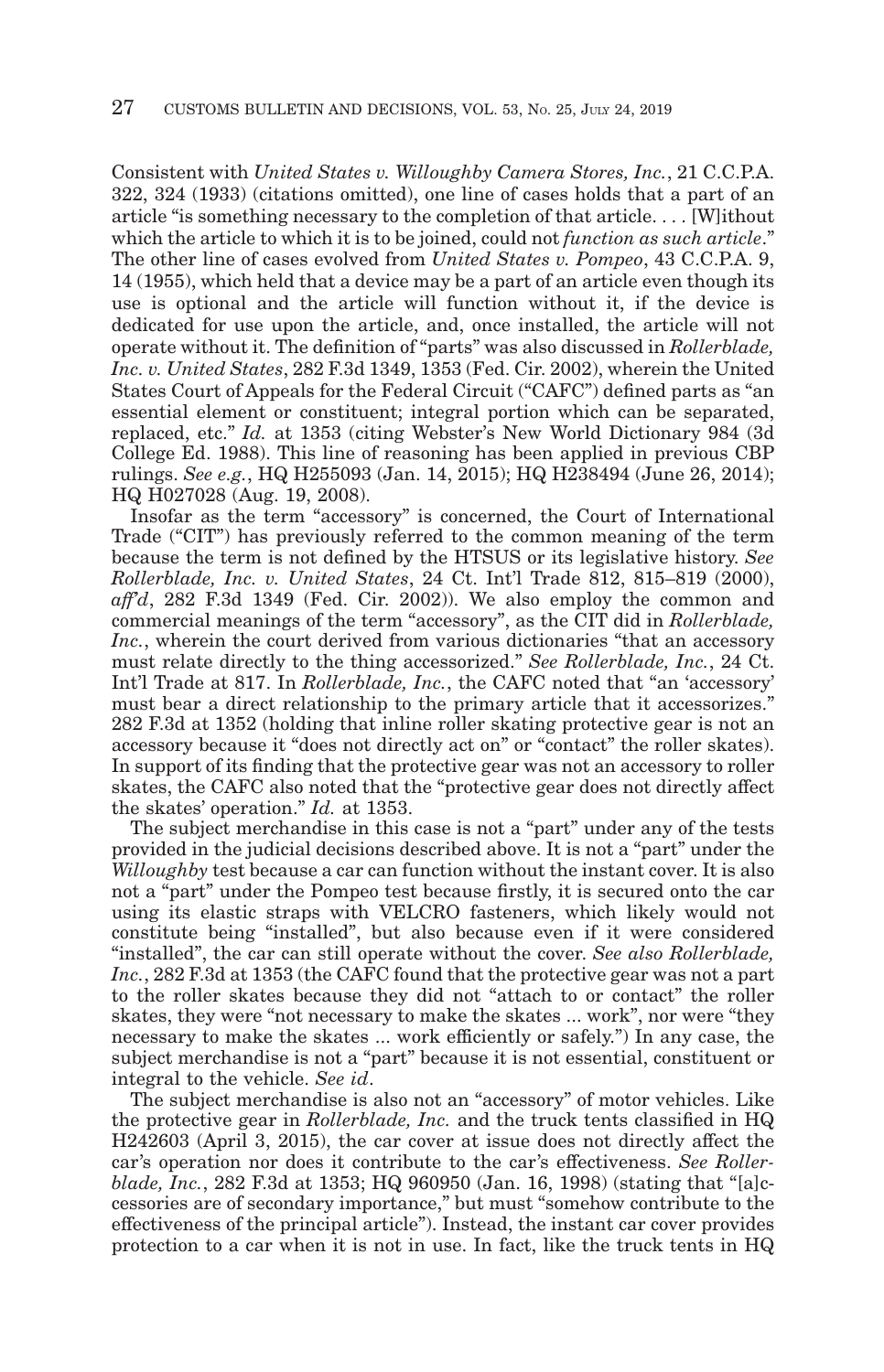Consistent with *United States v. Willoughby Camera Stores, Inc.*, 21 C.C.P.A. 322, 324 (1933) (citations omitted), one line of cases holds that a part of an article "is something necessary to the completion of that article. . . . [W]ithout which the article to which it is to be joined, could not *function as such article*." The other line of cases evolved from *United States v. Pompeo*, 43 C.C.P.A. 9, 14 (1955), which held that a device may be a part of an article even though its use is optional and the article will function without it, if the device is dedicated for use upon the article, and, once installed, the article will not operate without it. The definition of "parts" was also discussed in *Rollerblade, Inc. v. United States*, 282 F.3d 1349, 1353 (Fed. Cir. 2002), wherein the United States Court of Appeals for the Federal Circuit ("CAFC") defined parts as "an essential element or constituent; integral portion which can be separated, replaced, etc." *Id.* at 1353 (citing Webster's New World Dictionary 984 (3d College Ed. 1988). This line of reasoning has been applied in previous CBP rulings. *See e.g.*, HQ H255093 (Jan. 14, 2015); HQ H238494 (June 26, 2014); HQ H027028 (Aug. 19, 2008).

Insofar as the term "accessory" is concerned, the Court of International Trade ("CIT") has previously referred to the common meaning of the term because the term is not defined by the HTSUS or its legislative history. *See Rollerblade, Inc. v. United States*, 24 Ct. Int'l Trade 812, 815–819 (2000), *aff'd*, 282 F.3d 1349 (Fed. Cir. 2002)). We also employ the common and commercial meanings of the term "accessory", as the CIT did in *Rollerblade, Inc.*, wherein the court derived from various dictionaries "that an accessory must relate directly to the thing accessorized." *See Rollerblade, Inc.*, 24 Ct. Int'l Trade at 817. In *Rollerblade, Inc.*, the CAFC noted that "an 'accessory' must bear a direct relationship to the primary article that it accessorizes." 282 F.3d at 1352 (holding that inline roller skating protective gear is not an accessory because it "does not directly act on" or "contact" the roller skates). In support of its finding that the protective gear was not an accessory to roller skates, the CAFC also noted that the "protective gear does not directly affect the skates' operation." *Id.* at 1353.

The subject merchandise in this case is not a "part" under any of the tests provided in the judicial decisions described above. It is not a "part" under the *Willoughby* test because a car can function without the instant cover. It is also not a "part" under the Pompeo test because firstly, it is secured onto the car using its elastic straps with VELCRO fasteners, which likely would not constitute being "installed", but also because even if it were considered "installed", the car can still operate without the cover. *See also Rollerblade, Inc.*, 282 F.3d at 1353 (the CAFC found that the protective gear was not a part to the roller skates because they did not "attach to or contact" the roller skates, they were "not necessary to make the skates ... work", nor were "they necessary to make the skates ... work efficiently or safely.") In any case, the subject merchandise is not a "part" because it is not essential, constituent or integral to the vehicle. *See id*.

The subject merchandise is also not an "accessory" of motor vehicles. Like the protective gear in *Rollerblade, Inc.* and the truck tents classified in HQ H242603 (April 3, 2015), the car cover at issue does not directly affect the car's operation nor does it contribute to the car's effectiveness. *See Rollerblade, Inc.*, 282 F.3d at 1353; HQ 960950 (Jan. 16, 1998) (stating that "[a]ccessories are of secondary importance," but must "somehow contribute to the effectiveness of the principal article"). Instead, the instant car cover provides protection to a car when it is not in use. In fact, like the truck tents in HQ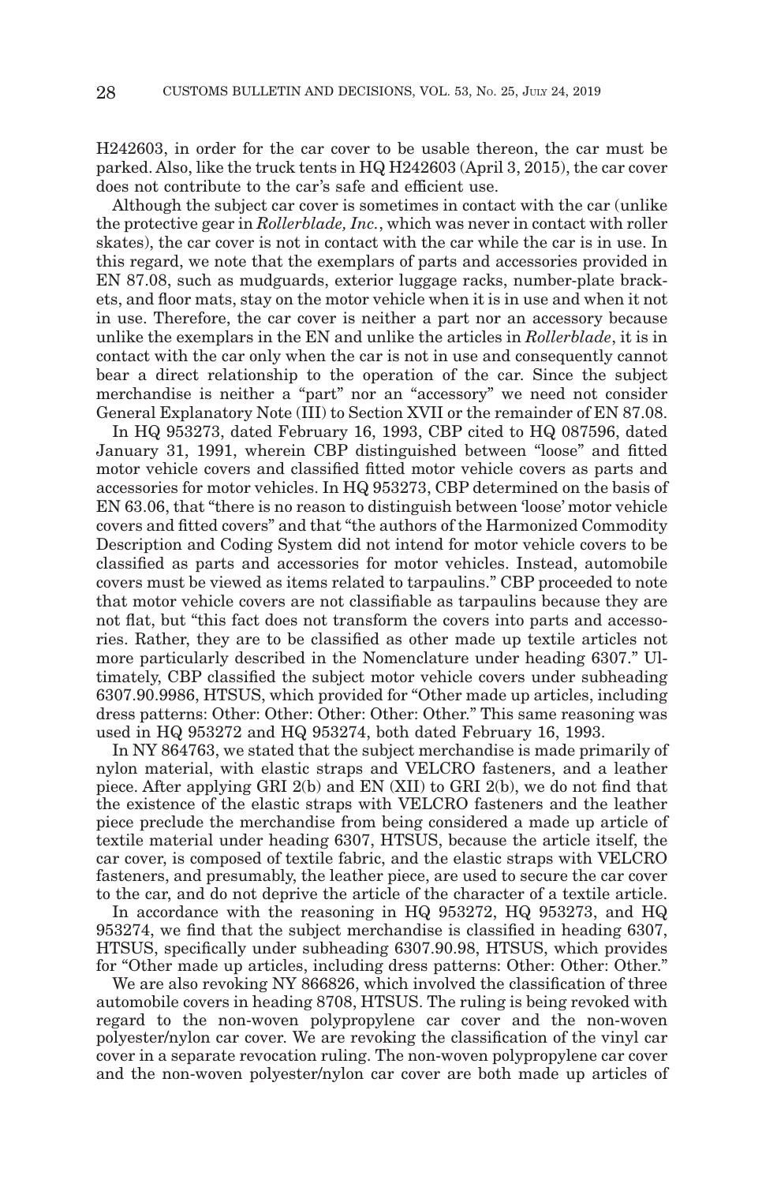H242603, in order for the car cover to be usable thereon, the car must be parked. Also, like the truck tents in HQ H242603 (April 3, 2015), the car cover does not contribute to the car's safe and efficient use.

Although the subject car cover is sometimes in contact with the car (unlike the protective gear in *Rollerblade, Inc.*, which was never in contact with roller skates), the car cover is not in contact with the car while the car is in use. In this regard, we note that the exemplars of parts and accessories provided in EN 87.08, such as mudguards, exterior luggage racks, number-plate brackets, and floor mats, stay on the motor vehicle when it is in use and when it not in use. Therefore, the car cover is neither a part nor an accessory because unlike the exemplars in the EN and unlike the articles in *Rollerblade*, it is in contact with the car only when the car is not in use and consequently cannot bear a direct relationship to the operation of the car. Since the subject merchandise is neither a "part" nor an "accessory" we need not consider General Explanatory Note (III) to Section XVII or the remainder of EN 87.08.

In HQ 953273, dated February 16, 1993, CBP cited to HQ 087596, dated January 31, 1991, wherein CBP distinguished between "loose" and fitted motor vehicle covers and classified fitted motor vehicle covers as parts and accessories for motor vehicles. In HQ 953273, CBP determined on the basis of EN 63.06, that "there is no reason to distinguish between 'loose' motor vehicle covers and fitted covers" and that "the authors of the Harmonized Commodity Description and Coding System did not intend for motor vehicle covers to be classified as parts and accessories for motor vehicles. Instead, automobile covers must be viewed as items related to tarpaulins." CBP proceeded to note that motor vehicle covers are not classifiable as tarpaulins because they are not flat, but "this fact does not transform the covers into parts and accessories. Rather, they are to be classified as other made up textile articles not more particularly described in the Nomenclature under heading 6307." Ultimately, CBP classified the subject motor vehicle covers under subheading 6307.90.9986, HTSUS, which provided for "Other made up articles, including dress patterns: Other: Other: Other: Other: Other." This same reasoning was used in HQ 953272 and HQ 953274, both dated February 16, 1993.

In NY 864763, we stated that the subject merchandise is made primarily of nylon material, with elastic straps and VELCRO fasteners, and a leather piece. After applying GRI 2(b) and EN (XII) to GRI 2(b), we do not find that the existence of the elastic straps with VELCRO fasteners and the leather piece preclude the merchandise from being considered a made up article of textile material under heading 6307, HTSUS, because the article itself, the car cover, is composed of textile fabric, and the elastic straps with VELCRO fasteners, and presumably, the leather piece, are used to secure the car cover to the car, and do not deprive the article of the character of a textile article.

In accordance with the reasoning in HQ 953272, HQ 953273, and HQ 953274, we find that the subject merchandise is classified in heading 6307, HTSUS, specifically under subheading 6307.90.98, HTSUS, which provides for "Other made up articles, including dress patterns: Other: Other: Other."

We are also revoking NY 866826, which involved the classification of three automobile covers in heading 8708, HTSUS. The ruling is being revoked with regard to the non-woven polypropylene car cover and the non-woven polyester/nylon car cover. We are revoking the classification of the vinyl car cover in a separate revocation ruling. The non-woven polypropylene car cover and the non-woven polyester/nylon car cover are both made up articles of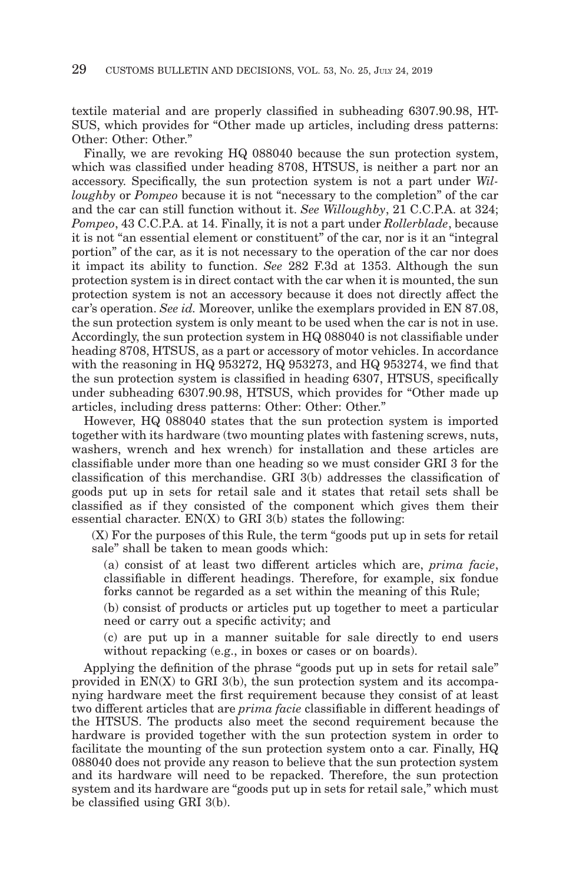textile material and are properly classified in subheading 6307.90.98, HTSUS, which provides for "Other made up articles, including dress patterns: Other: Other: Other."

Finally, we are revoking HQ 088040 because the sun protection system, which was classified under heading 8708, HTSUS, is neither a part nor an accessory. Specifically, the sun protection system is not a part under *Willoughby* or *Pompeo* because it is not "necessary to the completion" of the car and the car can still function without it. *See Willoughby*, 21 C.C.P.A. at 324; *Pompeo*, 43 C.C.P.A. at 14. Finally, it is not a part under *Rollerblade*, because it is not "an essential element or constituent" of the car, nor is it an "integral portion" of the car, as it is not necessary to the operation of the car nor does it impact its ability to function. *See* 282 F.3d at 1353. Although the sun protection system is in direct contact with the car when it is mounted, the sun protection system is not an accessory because it does not directly affect the car's operation. *See id.* Moreover, unlike the exemplars provided in EN 87.08, the sun protection system is only meant to be used when the car is not in use. Accordingly, the sun protection system in HQ 088040 is not classifiable under heading 8708, HTSUS, as a part or accessory of motor vehicles. In accordance with the reasoning in HQ 953272, HQ 953273, and HQ 953274, we find that the sun protection system is classified in heading 6307, HTSUS, specifically under subheading 6307.90.98, HTSUS, which provides for "Other made up articles, including dress patterns: Other: Other: Other."

However, HQ 088040 states that the sun protection system is imported together with its hardware (two mounting plates with fastening screws, nuts, washers, wrench and hex wrench) for installation and these articles are classifiable under more than one heading so we must consider GRI 3 for the classification of this merchandise. GRI 3(b) addresses the classification of goods put up in sets for retail sale and it states that retail sets shall be classified as if they consisted of the component which gives them their essential character. EN(X) to GRI 3(b) states the following:

> (X) For the purposes of this Rule, the term "goods put up in sets for retail sale" shall be taken to mean goods which:
>
> (a) consist of at least two different articles which are, *prima facie*, classifiable in different headings. Therefore, for example, six fondue forks cannot be regarded as a set within the meaning of this Rule;
>
> (b) consist of products or articles put up together to meet a particular need or carry out a specific activity; and
>
> (c) are put up in a manner suitable for sale directly to end users without repacking (e.g., in boxes or cases or on boards).

Applying the definition of the phrase "goods put up in sets for retail sale" provided in EN(X) to GRI 3(b), the sun protection system and its accompanying hardware meet the first requirement because they consist of at least two different articles that are *prima facie* classifiable in different headings of the HTSUS. The products also meet the second requirement because the hardware is provided together with the sun protection system in order to facilitate the mounting of the sun protection system onto a car. Finally, HQ 088040 does not provide any reason to believe that the sun protection system and its hardware will need to be repacked. Therefore, the sun protection system and its hardware are "goods put up in sets for retail sale," which must be classified using GRI 3(b).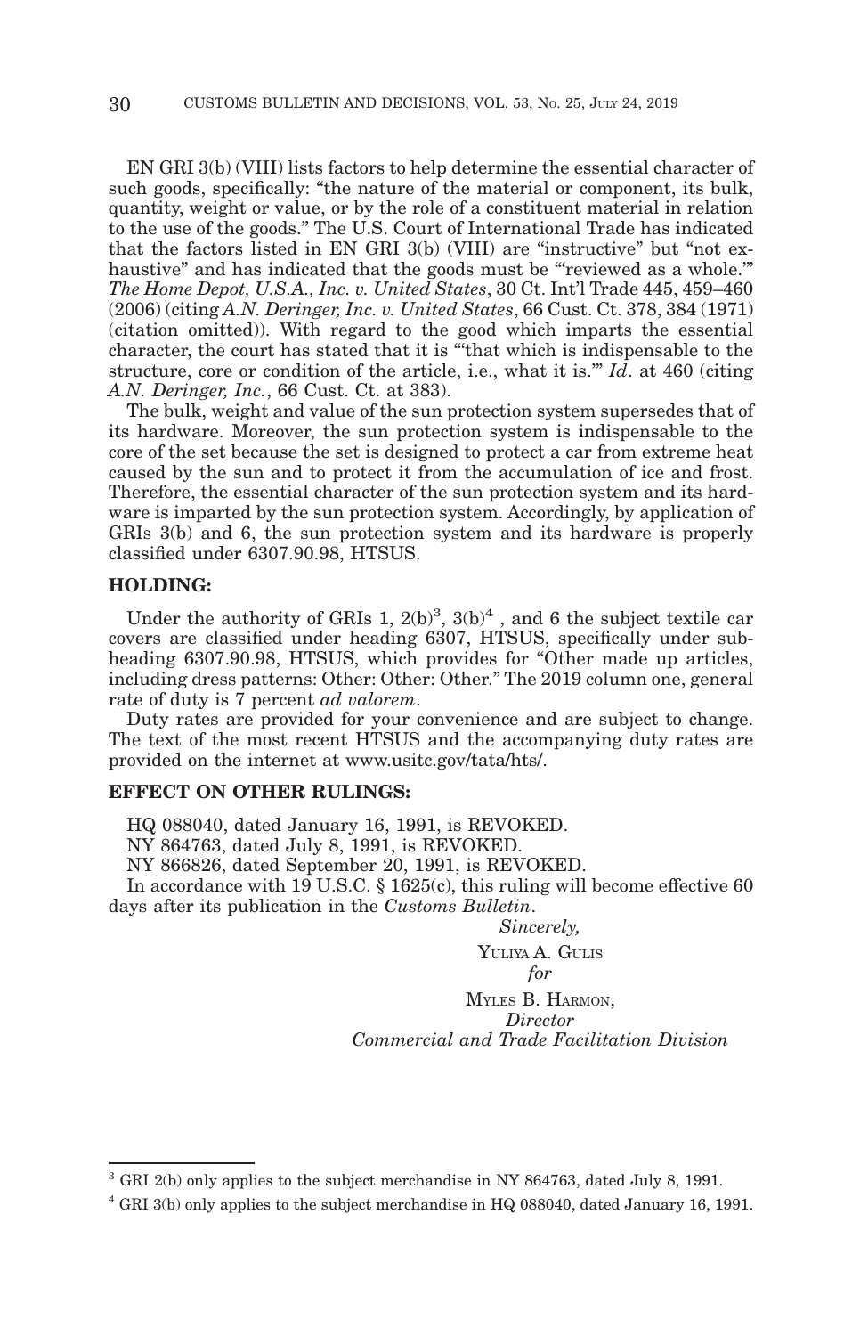EN GRI 3(b) (VIII) lists factors to help determine the essential character of such goods, specifically: "the nature of the material or component, its bulk, quantity, weight or value, or by the role of a constituent material in relation to the use of the goods." The U.S. Court of International Trade has indicated that the factors listed in EN GRI 3(b) (VIII) are "instructive" but "not exhaustive" and has indicated that the goods must be "'reviewed as a whole.'" *The Home Depot, U.S.A., Inc. v. United States*, 30 Ct. Int'l Trade 445, 459–460 (2006) (citing *A.N. Deringer, Inc. v. United States*, 66 Cust. Ct. 378, 384 (1971) (citation omitted)). With regard to the good which imparts the essential character, the court has stated that it is "'that which is indispensable to the structure, core or condition of the article, i.e., what it is.'" *Id*. at 460 (citing *A.N. Deringer, Inc.*, 66 Cust. Ct. at 383).

The bulk, weight and value of the sun protection system supersedes that of its hardware. Moreover, the sun protection system is indispensable to the core of the set because the set is designed to protect a car from extreme heat caused by the sun and to protect it from the accumulation of ice and frost. Therefore, the essential character of the sun protection system and its hardware is imparted by the sun protection system. Accordingly, by application of GRIs 3(b) and 6, the sun protection system and its hardware is properly classified under 6307.90.98, HTSUS.

**HOLDING:**

Under the authority of GRIs 1, 2(b)[3], 3(b)[4] , and 6 the subject textile car covers are classified under heading 6307, HTSUS, specifically under subheading 6307.90.98, HTSUS, which provides for "Other made up articles, including dress patterns: Other: Other: Other." The 2019 column one, general rate of duty is 7 percent *ad valorem*.

Duty rates are provided for your convenience and are subject to change. The text of the most recent HTSUS and the accompanying duty rates are provided on the internet at www.usitc.gov/tata/hts/.

**EFFECT ON OTHER RULINGS:**

HQ 088040, dated January 16, 1991, is REVOKED.

NY 864763, dated July 8, 1991, is REVOKED.

NY 866826, dated September 20, 1991, is REVOKED.

In accordance with 19 U.S.C. § 1625(c), this ruling will become effective 60 days after its publication in the *Customs Bulletin*.

*Sincerely,*

YULIYA A. GULIS
*for*
MYLES B. HARMON,
*Director*
*Commercial and Trade Facilitation Division*

---

[3] GRI 2(b) only applies to the subject merchandise in NY 864763, dated July 8, 1991.

[4] GRI 3(b) only applies to the subject merchandise in HQ 088040, dated January 16, 1991.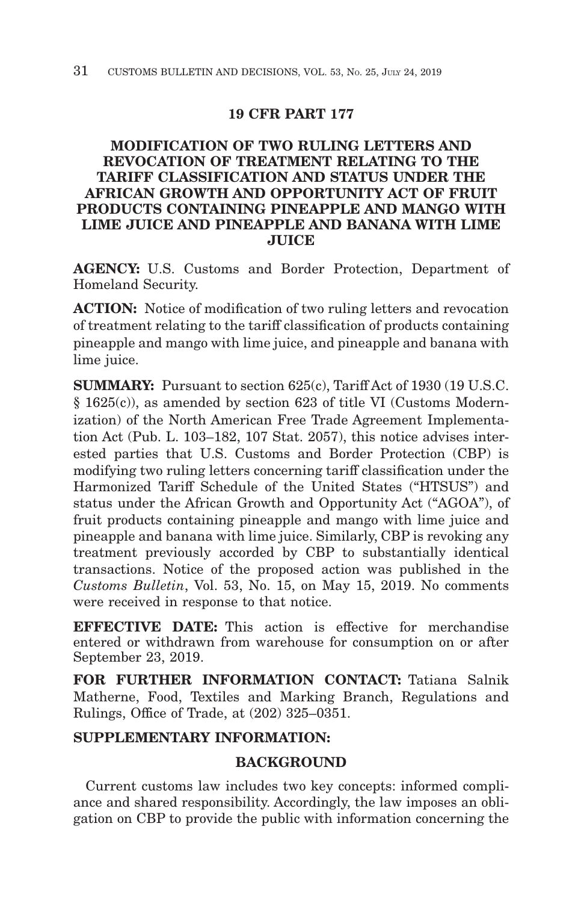# 19 CFR PART 177

## MODIFICATION OF TWO RULING LETTERS AND REVOCATION OF TREATMENT RELATING TO THE TARIFF CLASSIFICATION AND STATUS UNDER THE AFRICAN GROWTH AND OPPORTUNITY ACT OF FRUIT PRODUCTS CONTAINING PINEAPPLE AND MANGO WITH LIME JUICE AND PINEAPPLE AND BANANA WITH LIME JUICE

**AGENCY:** U.S. Customs and Border Protection, Department of Homeland Security.

**ACTION:** Notice of modification of two ruling letters and revocation of treatment relating to the tariff classification of products containing pineapple and mango with lime juice, and pineapple and banana with lime juice.

**SUMMARY:** Pursuant to section 625(c), Tariff Act of 1930 (19 U.S.C. § 1625(c)), as amended by section 623 of title VI (Customs Modernization) of the North American Free Trade Agreement Implementation Act (Pub. L. 103–182, 107 Stat. 2057), this notice advises interested parties that U.S. Customs and Border Protection (CBP) is modifying two ruling letters concerning tariff classification under the Harmonized Tariff Schedule of the United States ("HTSUS") and status under the African Growth and Opportunity Act ("AGOA"), of fruit products containing pineapple and mango with lime juice and pineapple and banana with lime juice. Similarly, CBP is revoking any treatment previously accorded by CBP to substantially identical transactions. Notice of the proposed action was published in the *Customs Bulletin*, Vol. 53, No. 15, on May 15, 2019. No comments were received in response to that notice.

**EFFECTIVE DATE:** This action is effective for merchandise entered or withdrawn from warehouse for consumption on or after September 23, 2019.

**FOR FURTHER INFORMATION CONTACT:** Tatiana Salnik Matherne, Food, Textiles and Marking Branch, Regulations and Rulings, Office of Trade, at (202) 325–0351.

**SUPPLEMENTARY INFORMATION:**

### BACKGROUND

Current customs law includes two key concepts: informed compliance and shared responsibility. Accordingly, the law imposes an obligation on CBP to provide the public with information concerning the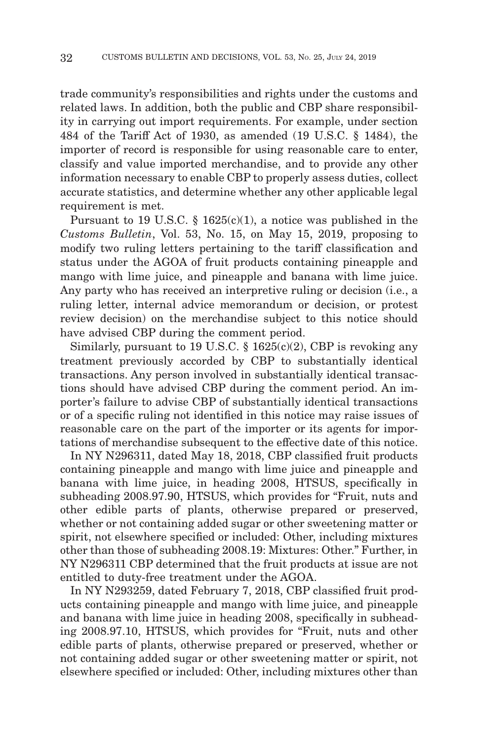trade community's responsibilities and rights under the customs and related laws. In addition, both the public and CBP share responsibility in carrying out import requirements. For example, under section 484 of the Tariff Act of 1930, as amended (19 U.S.C. § 1484), the importer of record is responsible for using reasonable care to enter, classify and value imported merchandise, and to provide any other information necessary to enable CBP to properly assess duties, collect accurate statistics, and determine whether any other applicable legal requirement is met.

Pursuant to 19 U.S.C. § 1625(c)(1), a notice was published in the *Customs Bulletin*, Vol. 53, No. 15, on May 15, 2019, proposing to modify two ruling letters pertaining to the tariff classification and status under the AGOA of fruit products containing pineapple and mango with lime juice, and pineapple and banana with lime juice. Any party who has received an interpretive ruling or decision (i.e., a ruling letter, internal advice memorandum or decision, or protest review decision) on the merchandise subject to this notice should have advised CBP during the comment period.

Similarly, pursuant to 19 U.S.C. § 1625(c)(2), CBP is revoking any treatment previously accorded by CBP to substantially identical transactions. Any person involved in substantially identical transactions should have advised CBP during the comment period. An importer's failure to advise CBP of substantially identical transactions or of a specific ruling not identified in this notice may raise issues of reasonable care on the part of the importer or its agents for importations of merchandise subsequent to the effective date of this notice.

In NY N296311, dated May 18, 2018, CBP classified fruit products containing pineapple and mango with lime juice and pineapple and banana with lime juice, in heading 2008, HTSUS, specifically in subheading 2008.97.90, HTSUS, which provides for "Fruit, nuts and other edible parts of plants, otherwise prepared or preserved, whether or not containing added sugar or other sweetening matter or spirit, not elsewhere specified or included: Other, including mixtures other than those of subheading 2008.19: Mixtures: Other." Further, in NY N296311 CBP determined that the fruit products at issue are not entitled to duty-free treatment under the AGOA.

In NY N293259, dated February 7, 2018, CBP classified fruit products containing pineapple and mango with lime juice, and pineapple and banana with lime juice in heading 2008, specifically in subheading 2008.97.10, HTSUS, which provides for "Fruit, nuts and other edible parts of plants, otherwise prepared or preserved, whether or not containing added sugar or other sweetening matter or spirit, not elsewhere specified or included: Other, including mixtures other than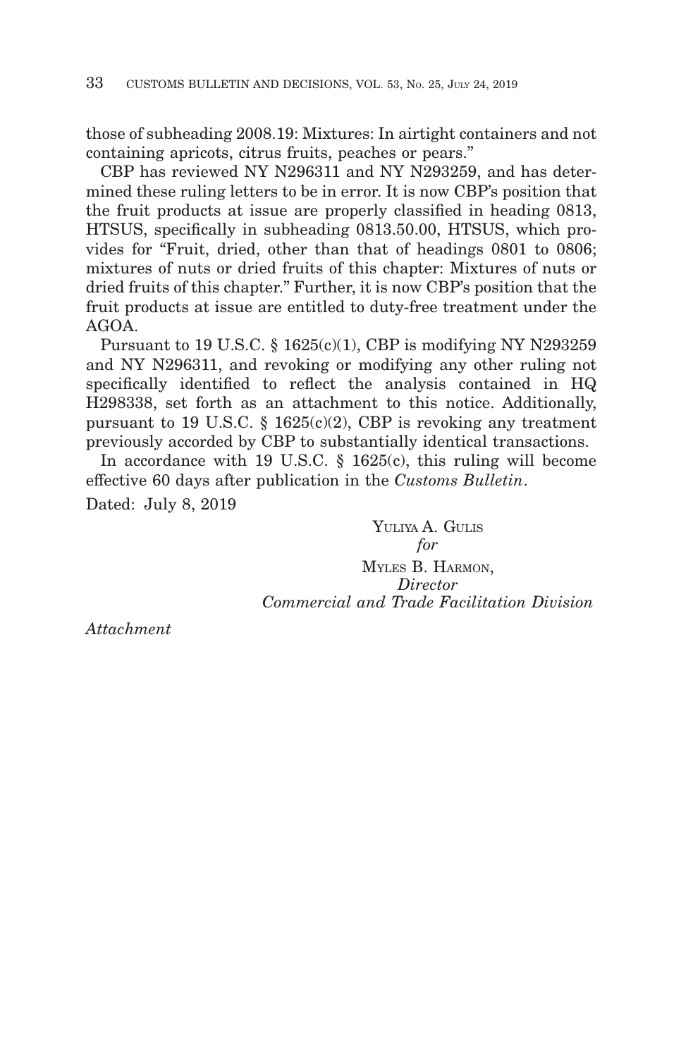those of subheading 2008.19: Mixtures: In airtight containers and not containing apricots, citrus fruits, peaches or pears."

CBP has reviewed NY N296311 and NY N293259, and has determined these ruling letters to be in error. It is now CBP's position that the fruit products at issue are properly classified in heading 0813, HTSUS, specifically in subheading 0813.50.00, HTSUS, which provides for "Fruit, dried, other than that of headings 0801 to 0806; mixtures of nuts or dried fruits of this chapter: Mixtures of nuts or dried fruits of this chapter." Further, it is now CBP's position that the fruit products at issue are entitled to duty-free treatment under the AGOA.

Pursuant to 19 U.S.C. § 1625(c)(1), CBP is modifying NY N293259 and NY N296311, and revoking or modifying any other ruling not specifically identified to reflect the analysis contained in HQ H298338, set forth as an attachment to this notice. Additionally, pursuant to 19 U.S.C. § 1625(c)(2), CBP is revoking any treatment previously accorded by CBP to substantially identical transactions.

In accordance with 19 U.S.C. § 1625(c), this ruling will become effective 60 days after publication in the *Customs Bulletin*.

Dated: July 8, 2019

YULIYA A. GULIS
*for*
MYLES B. HARMON,
*Director*
*Commercial and Trade Facilitation Division*

*Attachment*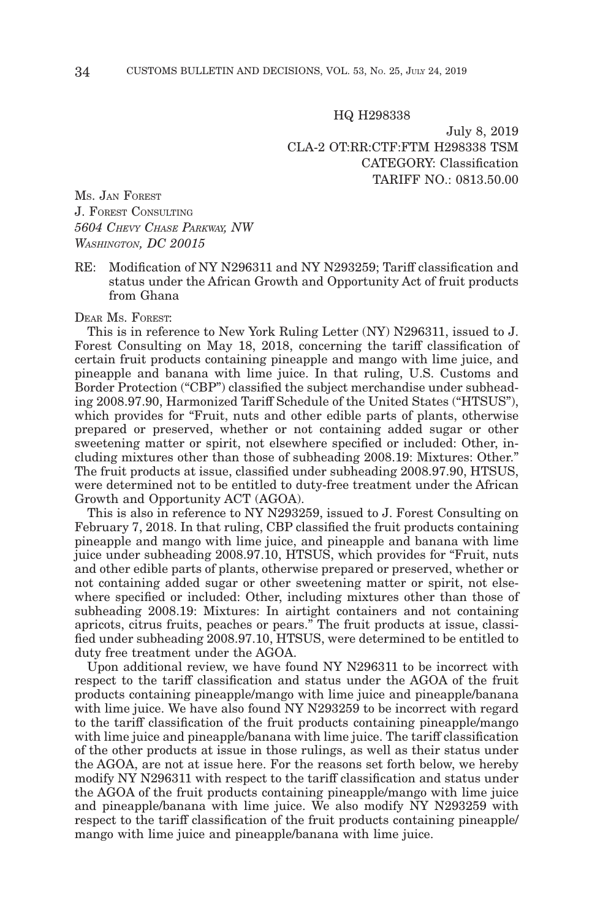HQ H298338

July 8, 2019
CLA-2 OT:RR:CTF:FTM H298338 TSM
CATEGORY: Classification
TARIFF NO.: 0813.50.00

MS. JAN FOREST
J. FOREST CONSULTING
*5604 CHEVY CHASE PARKWAY, NW*
*WASHINGTON, DC 20015*

RE: Modification of NY N296311 and NY N293259; Tariff classification and status under the African Growth and Opportunity Act of fruit products from Ghana

DEAR MS. FOREST:

This is in reference to New York Ruling Letter (NY) N296311, issued to J. Forest Consulting on May 18, 2018, concerning the tariff classification of certain fruit products containing pineapple and mango with lime juice, and pineapple and banana with lime juice. In that ruling, U.S. Customs and Border Protection ("CBP") classified the subject merchandise under subheading 2008.97.90, Harmonized Tariff Schedule of the United States ("HTSUS"), which provides for "Fruit, nuts and other edible parts of plants, otherwise prepared or preserved, whether or not containing added sugar or other sweetening matter or spirit, not elsewhere specified or included: Other, including mixtures other than those of subheading 2008.19: Mixtures: Other." The fruit products at issue, classified under subheading 2008.97.90, HTSUS, were determined not to be entitled to duty-free treatment under the African Growth and Opportunity ACT (AGOA).

This is also in reference to NY N293259, issued to J. Forest Consulting on February 7, 2018. In that ruling, CBP classified the fruit products containing pineapple and mango with lime juice, and pineapple and banana with lime juice under subheading 2008.97.10, HTSUS, which provides for "Fruit, nuts and other edible parts of plants, otherwise prepared or preserved, whether or not containing added sugar or other sweetening matter or spirit, not elsewhere specified or included: Other, including mixtures other than those of subheading 2008.19: Mixtures: In airtight containers and not containing apricots, citrus fruits, peaches or pears." The fruit products at issue, classified under subheading 2008.97.10, HTSUS, were determined to be entitled to duty free treatment under the AGOA.

Upon additional review, we have found NY N296311 to be incorrect with respect to the tariff classification and status under the AGOA of the fruit products containing pineapple/mango with lime juice and pineapple/banana with lime juice. We have also found NY N293259 to be incorrect with regard to the tariff classification of the fruit products containing pineapple/mango with lime juice and pineapple/banana with lime juice. The tariff classification of the other products at issue in those rulings, as well as their status under the AGOA, are not at issue here. For the reasons set forth below, we hereby modify NY N296311 with respect to the tariff classification and status under the AGOA of the fruit products containing pineapple/mango with lime juice and pineapple/banana with lime juice. We also modify NY N293259 with respect to the tariff classification of the fruit products containing pineapple/mango with lime juice and pineapple/banana with lime juice.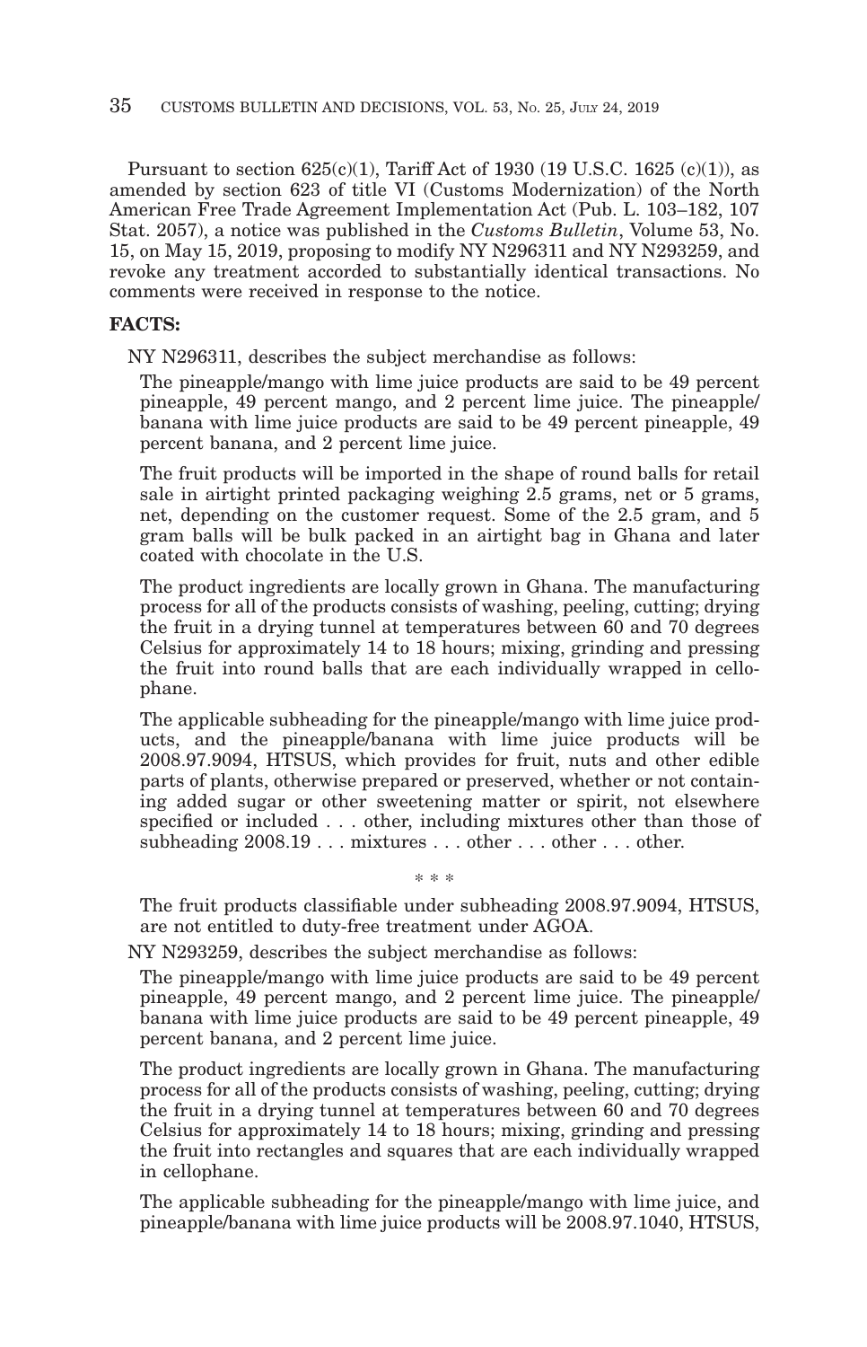Pursuant to section 625(c)(1), Tariff Act of 1930 (19 U.S.C. 1625 (c)(1)), as amended by section 623 of title VI (Customs Modernization) of the North American Free Trade Agreement Implementation Act (Pub. L. 103–182, 107 Stat. 2057), a notice was published in the *Customs Bulletin*, Volume 53, No. 15, on May 15, 2019, proposing to modify NY N296311 and NY N293259, and revoke any treatment accorded to substantially identical transactions. No comments were received in response to the notice.

**FACTS:**

NY N296311, describes the subject merchandise as follows:

> The pineapple/mango with lime juice products are said to be 49 percent pineapple, 49 percent mango, and 2 percent lime juice. The pineapple/banana with lime juice products are said to be 49 percent pineapple, 49 percent banana, and 2 percent lime juice.
>
> The fruit products will be imported in the shape of round balls for retail sale in airtight printed packaging weighing 2.5 grams, net or 5 grams, net, depending on the customer request. Some of the 2.5 gram, and 5 gram balls will be bulk packed in an airtight bag in Ghana and later coated with chocolate in the U.S.
>
> The product ingredients are locally grown in Ghana. The manufacturing process for all of the products consists of washing, peeling, cutting; drying the fruit in a drying tunnel at temperatures between 60 and 70 degrees Celsius for approximately 14 to 18 hours; mixing, grinding and pressing the fruit into round balls that are each individually wrapped in cellophane.
>
> The applicable subheading for the pineapple/mango with lime juice products, and the pineapple/banana with lime juice products will be 2008.97.9094, HTSUS, which provides for fruit, nuts and other edible parts of plants, otherwise prepared or preserved, whether or not containing added sugar or other sweetening matter or spirit, not elsewhere specified or included . . . other, including mixtures other than those of subheading 2008.19 . . . mixtures . . . other . . . other . . . other.
>
> \* \* \*
>
> The fruit products classifiable under subheading 2008.97.9094, HTSUS, are not entitled to duty-free treatment under AGOA.

NY N293259, describes the subject merchandise as follows:

> The pineapple/mango with lime juice products are said to be 49 percent pineapple, 49 percent mango, and 2 percent lime juice. The pineapple/banana with lime juice products are said to be 49 percent pineapple, 49 percent banana, and 2 percent lime juice.
>
> The product ingredients are locally grown in Ghana. The manufacturing process for all of the products consists of washing, peeling, cutting; drying the fruit in a drying tunnel at temperatures between 60 and 70 degrees Celsius for approximately 14 to 18 hours; mixing, grinding and pressing the fruit into rectangles and squares that are each individually wrapped in cellophane.
>
> The applicable subheading for the pineapple/mango with lime juice, and pineapple/banana with lime juice products will be 2008.97.1040, HTSUS,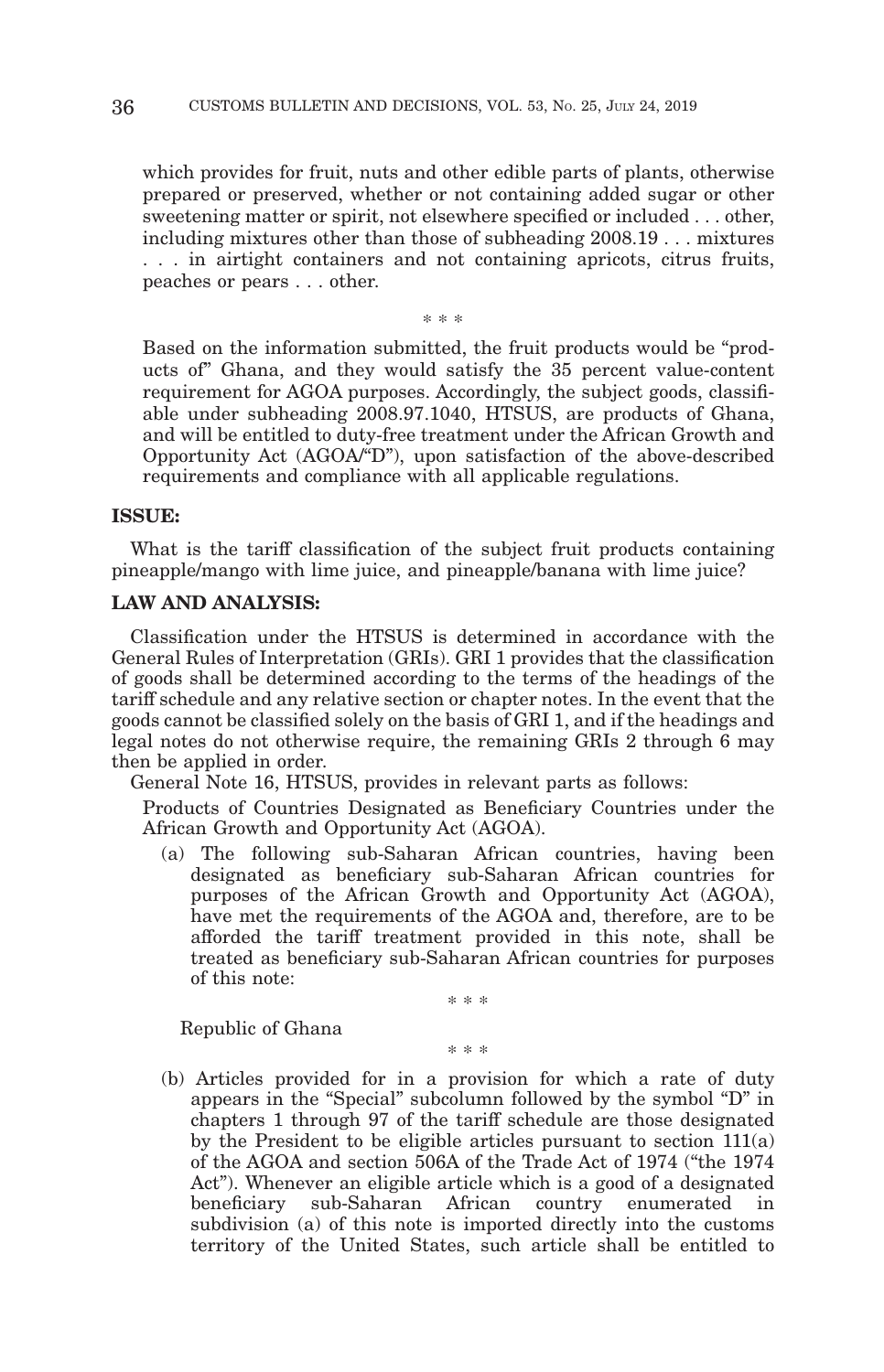which provides for fruit, nuts and other edible parts of plants, otherwise prepared or preserved, whether or not containing added sugar or other sweetening matter or spirit, not elsewhere specified or included . . . other, including mixtures other than those of subheading 2008.19 . . . mixtures . . . in airtight containers and not containing apricots, citrus fruits, peaches or pears . . . other.

\* \* \*

Based on the information submitted, the fruit products would be "products of" Ghana, and they would satisfy the 35 percent value-content requirement for AGOA purposes. Accordingly, the subject goods, classifiable under subheading 2008.97.1040, HTSUS, are products of Ghana, and will be entitled to duty-free treatment under the African Growth and Opportunity Act (AGOA/"D"), upon satisfaction of the above-described requirements and compliance with all applicable regulations.

**ISSUE:**

What is the tariff classification of the subject fruit products containing pineapple/mango with lime juice, and pineapple/banana with lime juice?

**LAW AND ANALYSIS:**

Classification under the HTSUS is determined in accordance with the General Rules of Interpretation (GRIs). GRI 1 provides that the classification of goods shall be determined according to the terms of the headings of the tariff schedule and any relative section or chapter notes. In the event that the goods cannot be classified solely on the basis of GRI 1, and if the headings and legal notes do not otherwise require, the remaining GRIs 2 through 6 may then be applied in order.

General Note 16, HTSUS, provides in relevant parts as follows:

> Products of Countries Designated as Beneficiary Countries under the African Growth and Opportunity Act (AGOA).
>
> (a) The following sub-Saharan African countries, having been designated as beneficiary sub-Saharan African countries for purposes of the African Growth and Opportunity Act (AGOA), have met the requirements of the AGOA and, therefore, are to be afforded the tariff treatment provided in this note, shall be treated as beneficiary sub-Saharan African countries for purposes of this note:
>
> \* \* \*
>
> Republic of Ghana
>
> \* \* \*
>
> (b) Articles provided for in a provision for which a rate of duty appears in the "Special" subcolumn followed by the symbol "D" in chapters 1 through 97 of the tariff schedule are those designated by the President to be eligible articles pursuant to section 111(a) of the AGOA and section 506A of the Trade Act of 1974 ("the 1974 Act"). Whenever an eligible article which is a good of a designated beneficiary sub-Saharan African country enumerated in subdivision (a) of this note is imported directly into the customs territory of the United States, such article shall be entitled to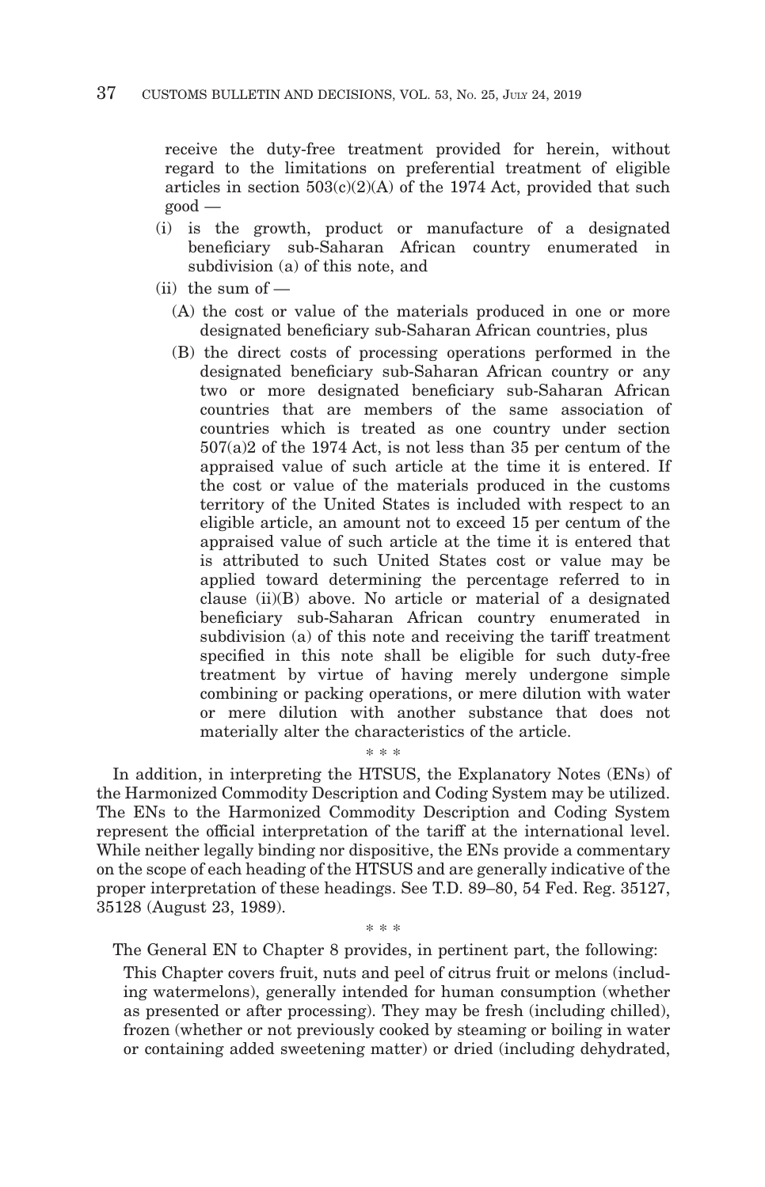receive the duty-free treatment provided for herein, without regard to the limitations on preferential treatment of eligible articles in section 503(c)(2)(A) of the 1974 Act, provided that such good —

(i) is the growth, product or manufacture of a designated beneficiary sub-Saharan African country enumerated in subdivision (a) of this note, and

(ii) the sum of —

(A) the cost or value of the materials produced in one or more designated beneficiary sub-Saharan African countries, plus

(B) the direct costs of processing operations performed in the designated beneficiary sub-Saharan African country or any two or more designated beneficiary sub-Saharan African countries that are members of the same association of countries which is treated as one country under section 507(a)2 of the 1974 Act, is not less than 35 per centum of the appraised value of such article at the time it is entered. If the cost or value of the materials produced in the customs territory of the United States is included with respect to an eligible article, an amount not to exceed 15 per centum of the appraised value of such article at the time it is entered that is attributed to such United States cost or value may be applied toward determining the percentage referred to in clause (ii)(B) above. No article or material of a designated beneficiary sub-Saharan African country enumerated in subdivision (a) of this note and receiving the tariff treatment specified in this note shall be eligible for such duty-free treatment by virtue of having merely undergone simple combining or packing operations, or mere dilution with water or mere dilution with another substance that does not materially alter the characteristics of the article.

\* \* \*

In addition, in interpreting the HTSUS, the Explanatory Notes (ENs) of the Harmonized Commodity Description and Coding System may be utilized. The ENs to the Harmonized Commodity Description and Coding System represent the official interpretation of the tariff at the international level. While neither legally binding nor dispositive, the ENs provide a commentary on the scope of each heading of the HTSUS and are generally indicative of the proper interpretation of these headings. See T.D. 89–80, 54 Fed. Reg. 35127, 35128 (August 23, 1989).

\* \* \*

The General EN to Chapter 8 provides, in pertinent part, the following:

> This Chapter covers fruit, nuts and peel of citrus fruit or melons (including watermelons), generally intended for human consumption (whether as presented or after processing). They may be fresh (including chilled), frozen (whether or not previously cooked by steaming or boiling in water or containing added sweetening matter) or dried (including dehydrated,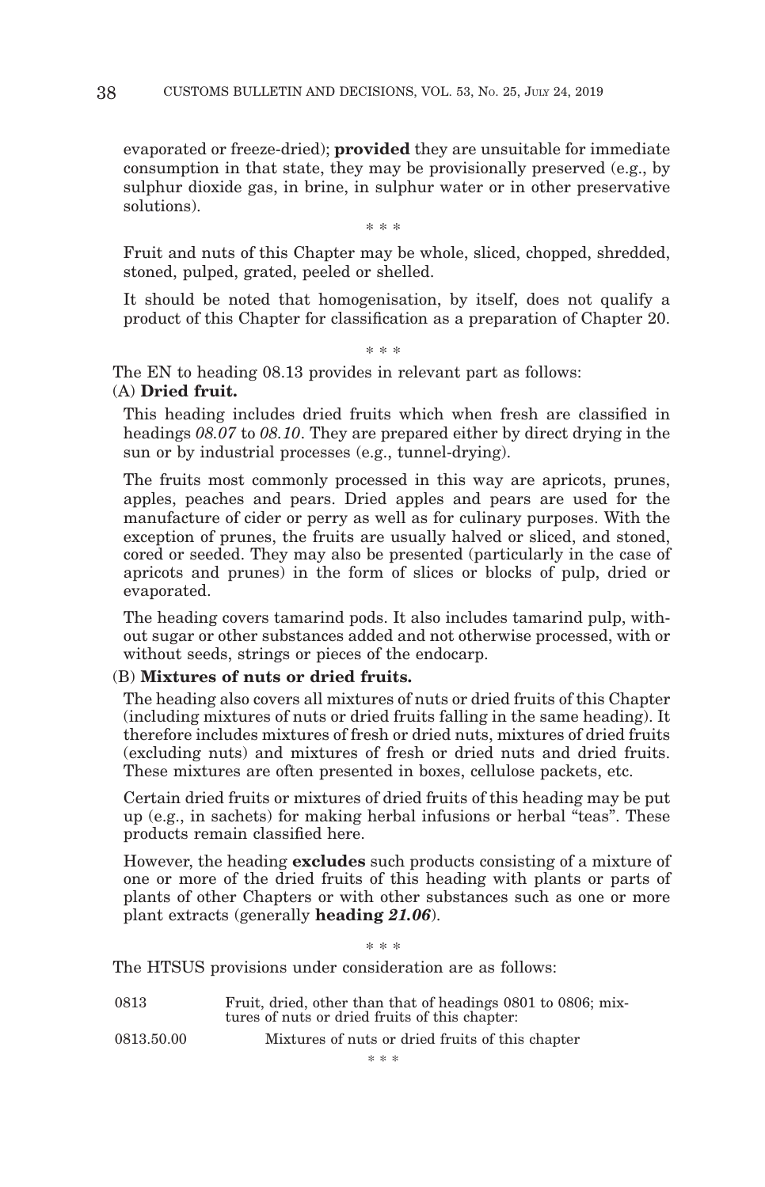evaporated or freeze-dried); **provided** they are unsuitable for immediate consumption in that state, they may be provisionally preserved (e.g., by sulphur dioxide gas, in brine, in sulphur water or in other preservative solutions).

\* \* \*

Fruit and nuts of this Chapter may be whole, sliced, chopped, shredded, stoned, pulped, grated, peeled or shelled.

It should be noted that homogenisation, by itself, does not qualify a product of this Chapter for classification as a preparation of Chapter 20.

\* \* \*

The EN to heading 08.13 provides in relevant part as follows:

(A) **Dried fruit.**

This heading includes dried fruits which when fresh are classified in headings *08.07* to *08.10*. They are prepared either by direct drying in the sun or by industrial processes (e.g., tunnel-drying).

The fruits most commonly processed in this way are apricots, prunes, apples, peaches and pears. Dried apples and pears are used for the manufacture of cider or perry as well as for culinary purposes. With the exception of prunes, the fruits are usually halved or sliced, and stoned, cored or seeded. They may also be presented (particularly in the case of apricots and prunes) in the form of slices or blocks of pulp, dried or evaporated.

The heading covers tamarind pods. It also includes tamarind pulp, without sugar or other substances added and not otherwise processed, with or without seeds, strings or pieces of the endocarp.

(B) **Mixtures of nuts or dried fruits.**

The heading also covers all mixtures of nuts or dried fruits of this Chapter (including mixtures of nuts or dried fruits falling in the same heading). It therefore includes mixtures of fresh or dried nuts, mixtures of dried fruits (excluding nuts) and mixtures of fresh or dried nuts and dried fruits. These mixtures are often presented in boxes, cellulose packets, etc.

Certain dried fruits or mixtures of dried fruits of this heading may be put up (e.g., in sachets) for making herbal infusions or herbal "teas". These products remain classified here.

However, the heading **excludes** such products consisting of a mixture of one or more of the dried fruits of this heading with plants or parts of plants of other Chapters or with other substances such as one or more plant extracts (generally **heading** ***21.06***).

\* \* \*

The HTSUS provisions under consideration are as follows:

| | |
|---|---|
| 0813 | Fruit, dried, other than that of headings 0801 to 0806; mixtures of nuts or dried fruits of this chapter: |
| 0813.50.00 | Mixtures of nuts or dried fruits of this chapter |

\* \* \*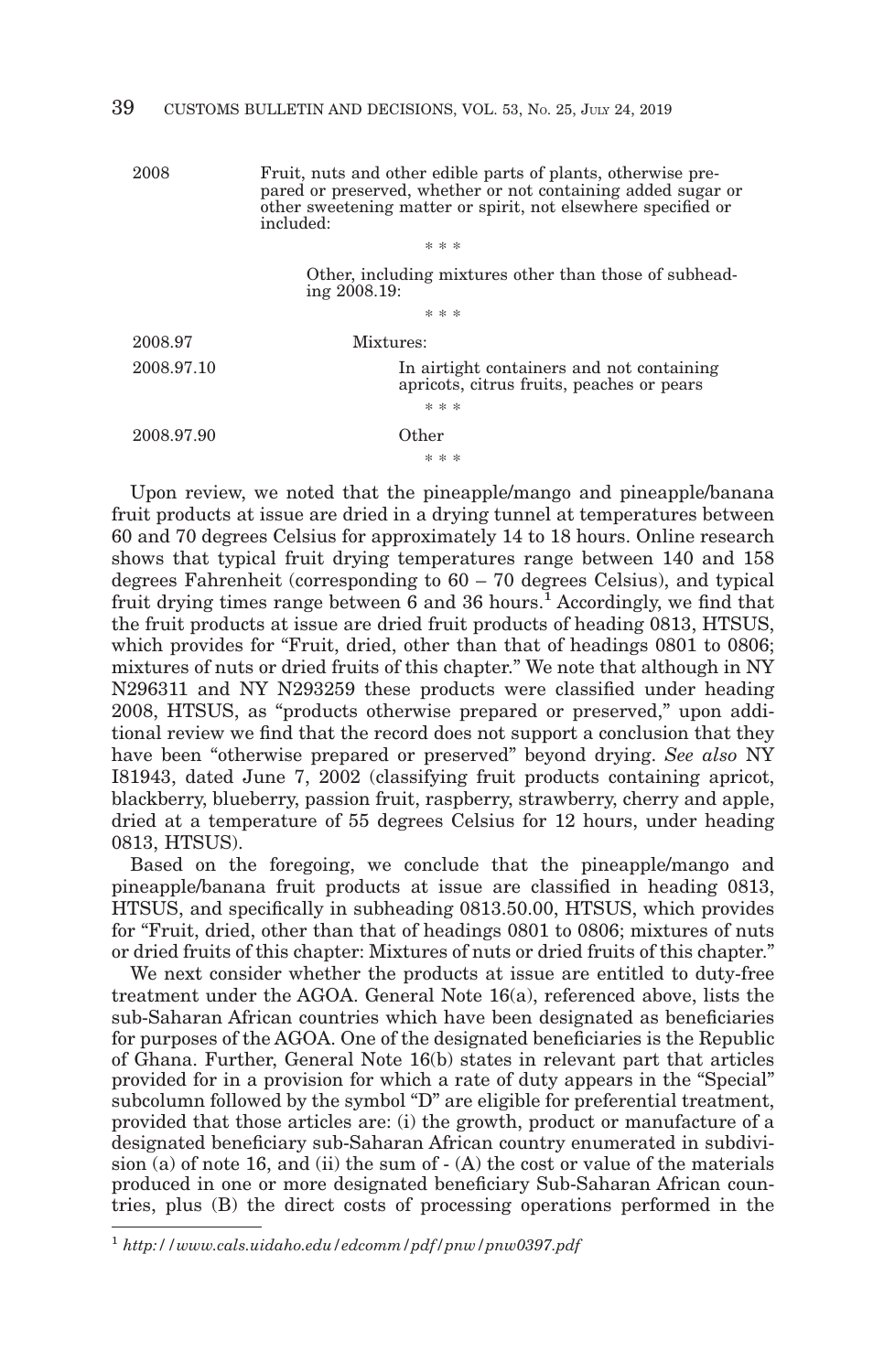| | |
|---|---|
| 2008 | Fruit, nuts and other edible parts of plants, otherwise prepared or preserved, whether or not containing added sugar or other sweetening matter or spirit, not elsewhere specified or included: |
| | * * * |
| | Other, including mixtures other than those of subheading 2008.19: |
| | * * * |
| 2008.97 | Mixtures: |
| 2008.97.10 | In airtight containers and not containing apricots, citrus fruits, peaches or pears |
| | * * * |
| 2008.97.90 | Other |
| | * * * |

Upon review, we noted that the pineapple/mango and pineapple/banana fruit products at issue are dried in a drying tunnel at temperatures between 60 and 70 degrees Celsius for approximately 14 to 18 hours. Online research shows that typical fruit drying temperatures range between 140 and 158 degrees Fahrenheit (corresponding to 60 – 70 degrees Celsius), and typical fruit drying times range between 6 and 36 hours.[1] Accordingly, we find that the fruit products at issue are dried fruit products of heading 0813, HTSUS, which provides for "Fruit, dried, other than that of headings 0801 to 0806; mixtures of nuts or dried fruits of this chapter." We note that although in NY N296311 and NY N293259 these products were classified under heading 2008, HTSUS, as "products otherwise prepared or preserved," upon additional review we find that the record does not support a conclusion that they have been "otherwise prepared or preserved" beyond drying. *See also* NY I81943, dated June 7, 2002 (classifying fruit products containing apricot, blackberry, blueberry, passion fruit, raspberry, strawberry, cherry and apple, dried at a temperature of 55 degrees Celsius for 12 hours, under heading 0813, HTSUS).

Based on the foregoing, we conclude that the pineapple/mango and pineapple/banana fruit products at issue are classified in heading 0813, HTSUS, and specifically in subheading 0813.50.00, HTSUS, which provides for "Fruit, dried, other than that of headings 0801 to 0806; mixtures of nuts or dried fruits of this chapter: Mixtures of nuts or dried fruits of this chapter."

We next consider whether the products at issue are entitled to duty-free treatment under the AGOA. General Note 16(a), referenced above, lists the sub-Saharan African countries which have been designated as beneficiaries for purposes of the AGOA. One of the designated beneficiaries is the Republic of Ghana. Further, General Note 16(b) states in relevant part that articles provided for in a provision for which a rate of duty appears in the "Special" subcolumn followed by the symbol "D" are eligible for preferential treatment, provided that those articles are: (i) the growth, product or manufacture of a designated beneficiary sub-Saharan African country enumerated in subdivision (a) of note 16, and (ii) the sum of - (A) the cost or value of the materials produced in one or more designated beneficiary Sub-Saharan African countries, plus (B) the direct costs of processing operations performed in the

---

[1] *http://www.cals.uidaho.edu/edcomm/pdf/pnw/pnw0397.pdf*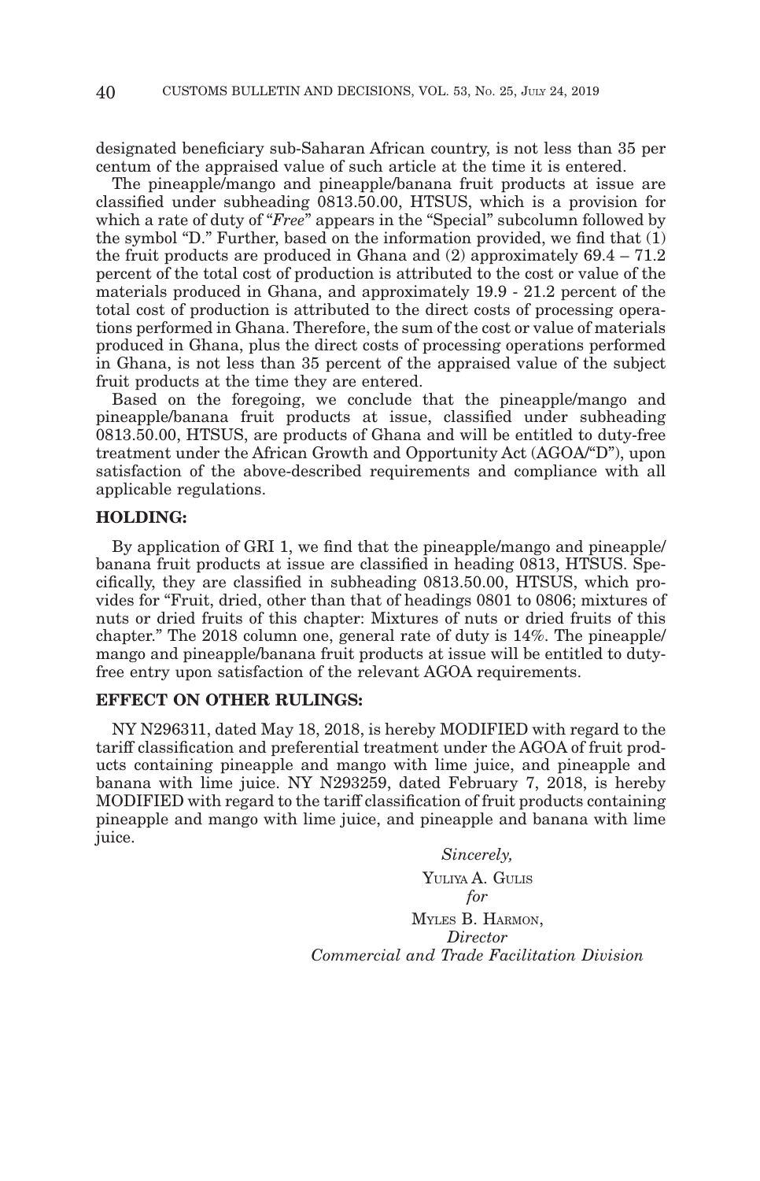designated beneficiary sub-Saharan African country, is not less than 35 per centum of the appraised value of such article at the time it is entered.

The pineapple/mango and pineapple/banana fruit products at issue are classified under subheading 0813.50.00, HTSUS, which is a provision for which a rate of duty of "*Free*" appears in the "Special" subcolumn followed by the symbol "D." Further, based on the information provided, we find that (1) the fruit products are produced in Ghana and (2) approximately 69.4 – 71.2 percent of the total cost of production is attributed to the cost or value of the materials produced in Ghana, and approximately 19.9 - 21.2 percent of the total cost of production is attributed to the direct costs of processing operations performed in Ghana. Therefore, the sum of the cost or value of materials produced in Ghana, plus the direct costs of processing operations performed in Ghana, is not less than 35 percent of the appraised value of the subject fruit products at the time they are entered.

Based on the foregoing, we conclude that the pineapple/mango and pineapple/banana fruit products at issue, classified under subheading 0813.50.00, HTSUS, are products of Ghana and will be entitled to duty-free treatment under the African Growth and Opportunity Act (AGOA/"D"), upon satisfaction of the above-described requirements and compliance with all applicable regulations.

## HOLDING:

By application of GRI 1, we find that the pineapple/mango and pineapple/banana fruit products at issue are classified in heading 0813, HTSUS. Specifically, they are classified in subheading 0813.50.00, HTSUS, which provides for "Fruit, dried, other than that of headings 0801 to 0806; mixtures of nuts or dried fruits of this chapter: Mixtures of nuts or dried fruits of this chapter." The 2018 column one, general rate of duty is 14%. The pineapple/mango and pineapple/banana fruit products at issue will be entitled to duty-free entry upon satisfaction of the relevant AGOA requirements.

## EFFECT ON OTHER RULINGS:

NY N296311, dated May 18, 2018, is hereby MODIFIED with regard to the tariff classification and preferential treatment under the AGOA of fruit products containing pineapple and mango with lime juice, and pineapple and banana with lime juice. NY N293259, dated February 7, 2018, is hereby MODIFIED with regard to the tariff classification of fruit products containing pineapple and mango with lime juice, and pineapple and banana with lime juice.

*Sincerely,*

YULIYA A. GULIS

*for*

MYLES B. HARMON,

*Director*

*Commercial and Trade Facilitation Division*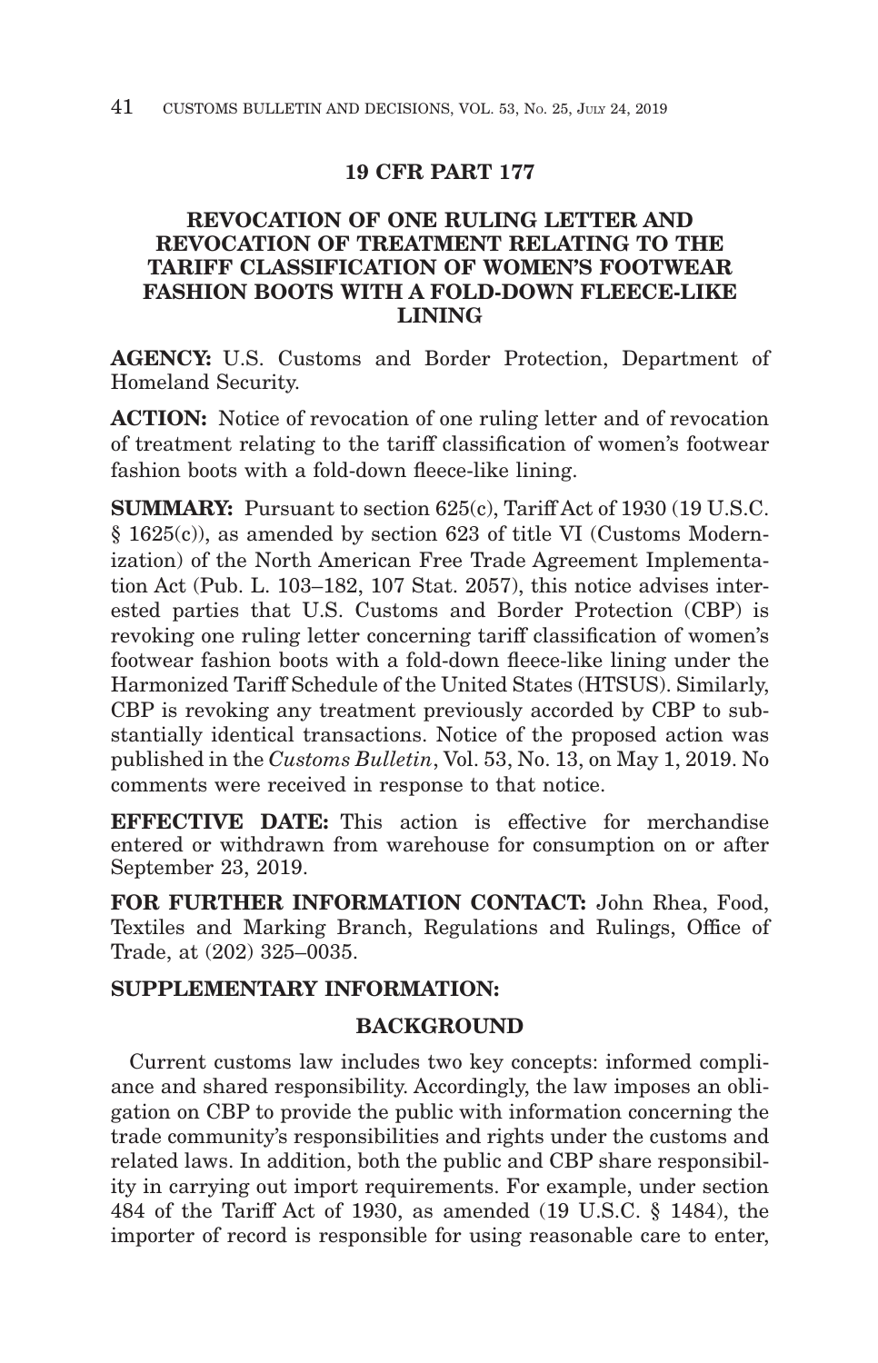## 19 CFR PART 177

### REVOCATION OF ONE RULING LETTER AND REVOCATION OF TREATMENT RELATING TO THE TARIFF CLASSIFICATION OF WOMEN'S FOOTWEAR FASHION BOOTS WITH A FOLD-DOWN FLEECE-LIKE LINING

**AGENCY:** U.S. Customs and Border Protection, Department of Homeland Security.

**ACTION:** Notice of revocation of one ruling letter and of revocation of treatment relating to the tariff classification of women's footwear fashion boots with a fold-down fleece-like lining.

**SUMMARY:** Pursuant to section 625(c), Tariff Act of 1930 (19 U.S.C. § 1625(c)), as amended by section 623 of title VI (Customs Modernization) of the North American Free Trade Agreement Implementation Act (Pub. L. 103–182, 107 Stat. 2057), this notice advises interested parties that U.S. Customs and Border Protection (CBP) is revoking one ruling letter concerning tariff classification of women's footwear fashion boots with a fold-down fleece-like lining under the Harmonized Tariff Schedule of the United States (HTSUS). Similarly, CBP is revoking any treatment previously accorded by CBP to substantially identical transactions. Notice of the proposed action was published in the *Customs Bulletin*, Vol. 53, No. 13, on May 1, 2019. No comments were received in response to that notice.

**EFFECTIVE DATE:** This action is effective for merchandise entered or withdrawn from warehouse for consumption on or after September 23, 2019.

**FOR FURTHER INFORMATION CONTACT:** John Rhea, Food, Textiles and Marking Branch, Regulations and Rulings, Office of Trade, at (202) 325–0035.

**SUPPLEMENTARY INFORMATION:**

**BACKGROUND**

Current customs law includes two key concepts: informed compliance and shared responsibility. Accordingly, the law imposes an obligation on CBP to provide the public with information concerning the trade community's responsibilities and rights under the customs and related laws. In addition, both the public and CBP share responsibility in carrying out import requirements. For example, under section 484 of the Tariff Act of 1930, as amended (19 U.S.C. § 1484), the importer of record is responsible for using reasonable care to enter,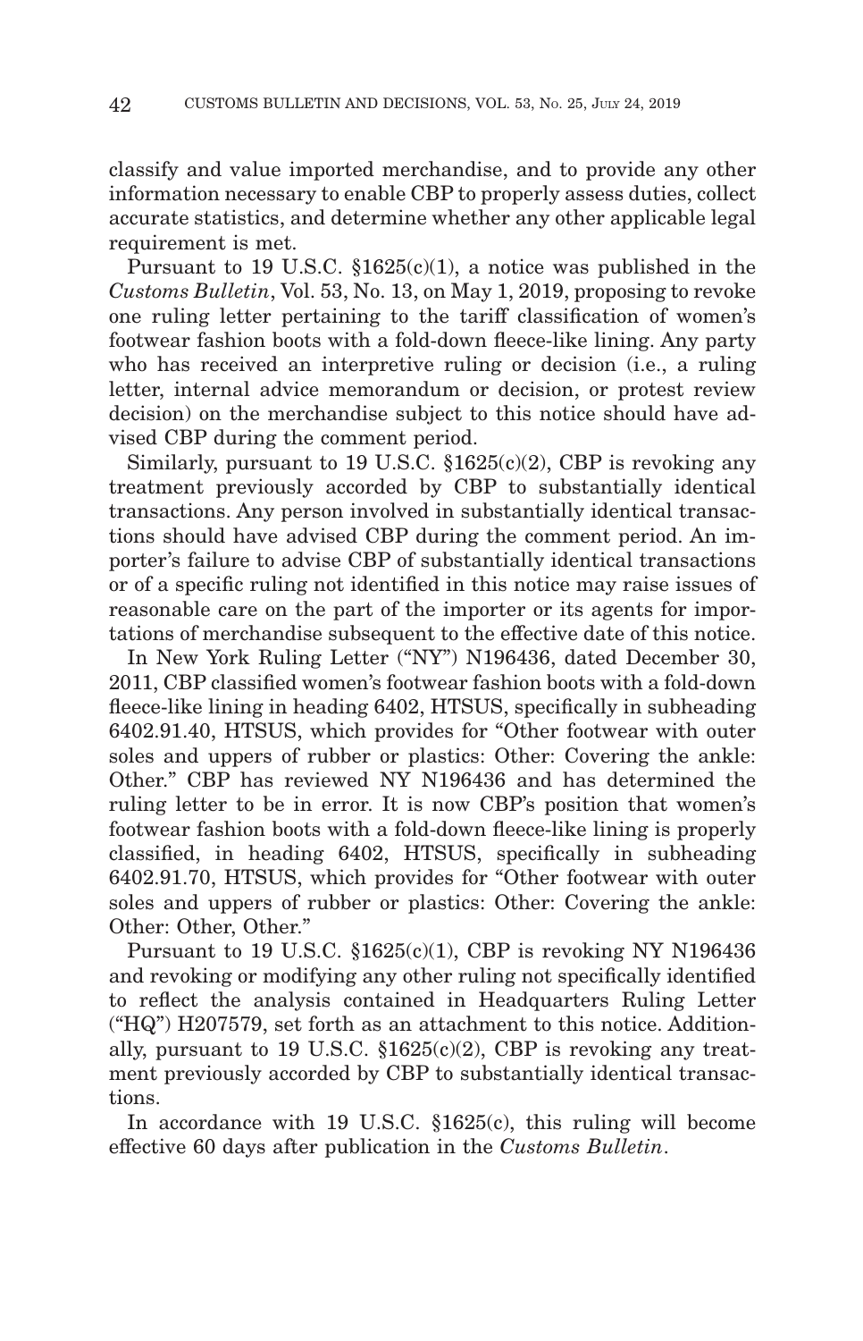classify and value imported merchandise, and to provide any other information necessary to enable CBP to properly assess duties, collect accurate statistics, and determine whether any other applicable legal requirement is met.

Pursuant to 19 U.S.C. §1625(c)(1), a notice was published in the *Customs Bulletin*, Vol. 53, No. 13, on May 1, 2019, proposing to revoke one ruling letter pertaining to the tariff classification of women's footwear fashion boots with a fold-down fleece-like lining. Any party who has received an interpretive ruling or decision (i.e., a ruling letter, internal advice memorandum or decision, or protest review decision) on the merchandise subject to this notice should have advised CBP during the comment period.

Similarly, pursuant to 19 U.S.C. §1625(c)(2), CBP is revoking any treatment previously accorded by CBP to substantially identical transactions. Any person involved in substantially identical transactions should have advised CBP during the comment period. An importer's failure to advise CBP of substantially identical transactions or of a specific ruling not identified in this notice may raise issues of reasonable care on the part of the importer or its agents for importations of merchandise subsequent to the effective date of this notice.

In New York Ruling Letter ("NY") N196436, dated December 30, 2011, CBP classified women's footwear fashion boots with a fold-down fleece-like lining in heading 6402, HTSUS, specifically in subheading 6402.91.40, HTSUS, which provides for "Other footwear with outer soles and uppers of rubber or plastics: Other: Covering the ankle: Other." CBP has reviewed NY N196436 and has determined the ruling letter to be in error. It is now CBP's position that women's footwear fashion boots with a fold-down fleece-like lining is properly classified, in heading 6402, HTSUS, specifically in subheading 6402.91.70, HTSUS, which provides for "Other footwear with outer soles and uppers of rubber or plastics: Other: Covering the ankle: Other: Other, Other."

Pursuant to 19 U.S.C. §1625(c)(1), CBP is revoking NY N196436 and revoking or modifying any other ruling not specifically identified to reflect the analysis contained in Headquarters Ruling Letter ("HQ") H207579, set forth as an attachment to this notice. Additionally, pursuant to 19 U.S.C. §1625(c)(2), CBP is revoking any treatment previously accorded by CBP to substantially identical transactions.

In accordance with 19 U.S.C. §1625(c), this ruling will become effective 60 days after publication in the *Customs Bulletin*.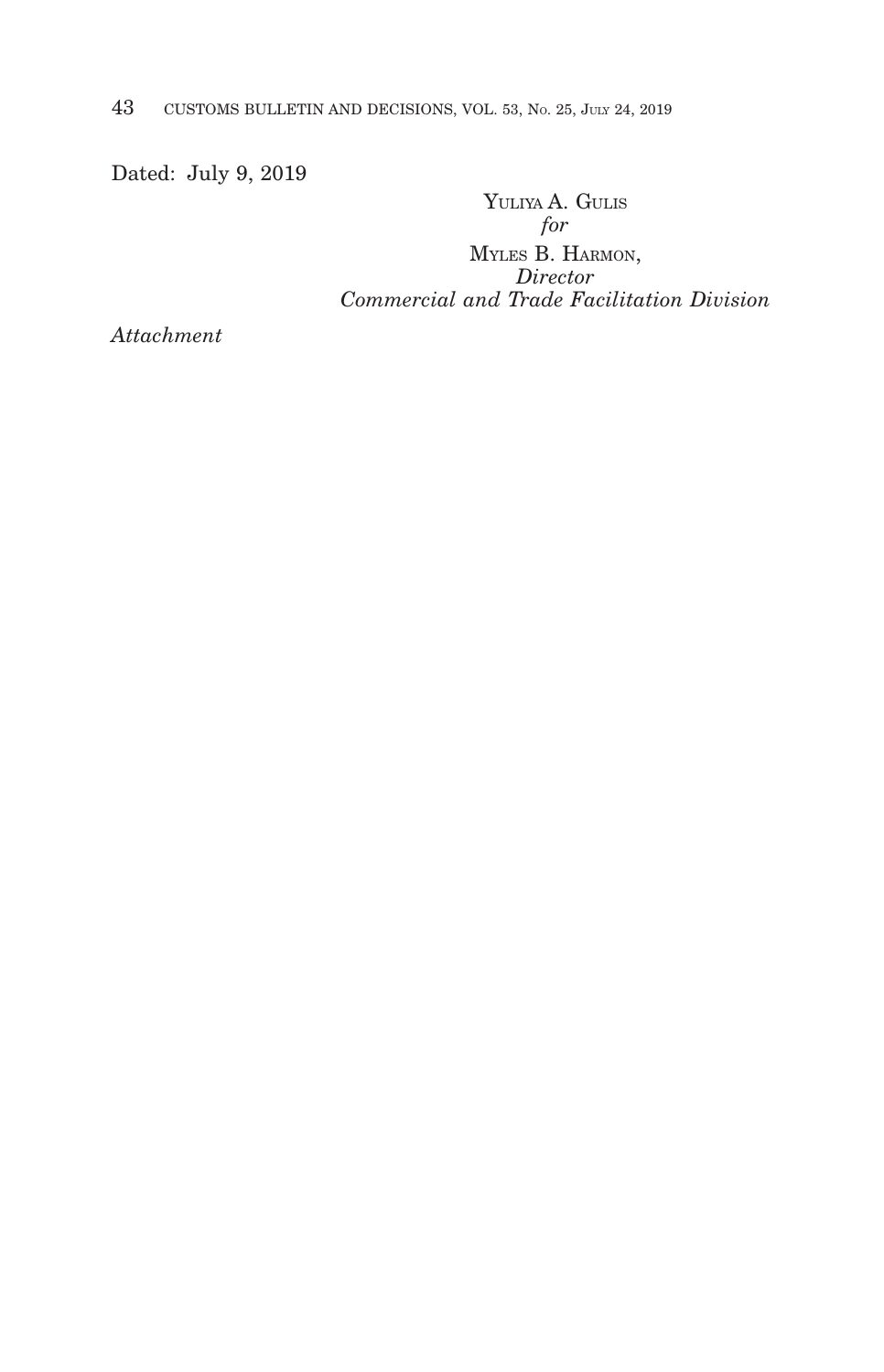Dated: July 9, 2019

YULIYA A. GULIS
*for*
MYLES B. HARMON,
*Director*
*Commercial and Trade Facilitation Division*

*Attachment*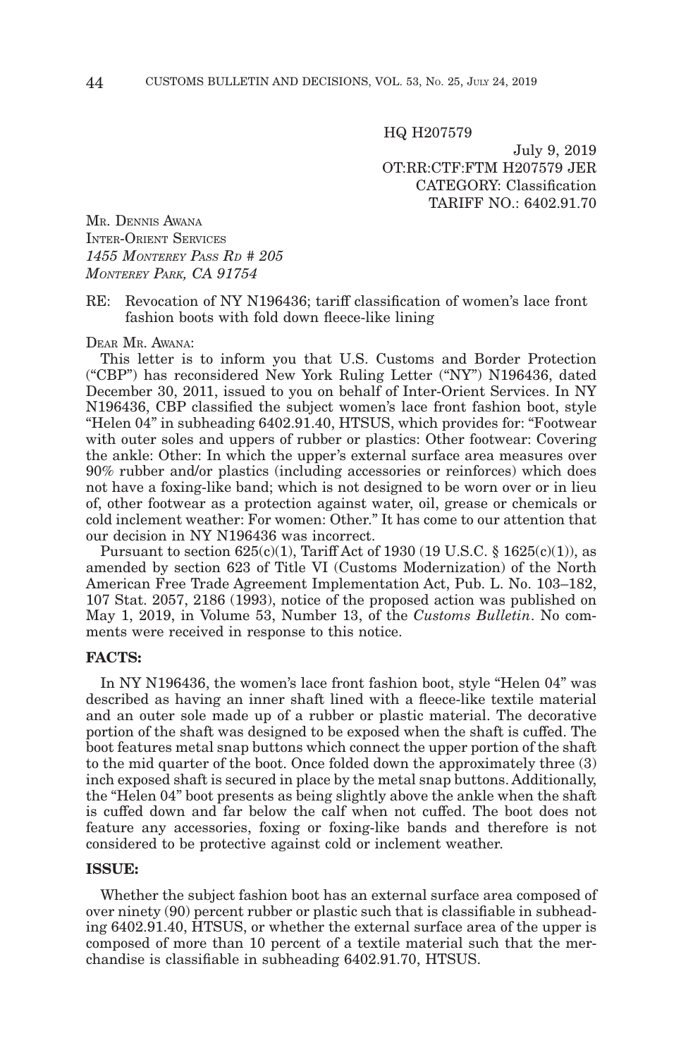HQ H207579

July 9, 2019
OT:RR:CTF:FTM H207579 JER
CATEGORY: Classification
TARIFF NO.: 6402.91.70

MR. DENNIS AWANA
INTER-ORIENT SERVICES
*1455 MONTEREY PASS RD # 205*
*MONTEREY PARK, CA 91754*

RE: Revocation of NY N196436; tariff classification of women's lace front fashion boots with fold down fleece-like lining

DEAR MR. AWANA:

This letter is to inform you that U.S. Customs and Border Protection ("CBP") has reconsidered New York Ruling Letter ("NY") N196436, dated December 30, 2011, issued to you on behalf of Inter-Orient Services. In NY N196436, CBP classified the subject women's lace front fashion boot, style "Helen 04" in subheading 6402.91.40, HTSUS, which provides for: "Footwear with outer soles and uppers of rubber or plastics: Other footwear: Covering the ankle: Other: In which the upper's external surface area measures over 90% rubber and/or plastics (including accessories or reinforces) which does not have a foxing-like band; which is not designed to be worn over or in lieu of, other footwear as a protection against water, oil, grease or chemicals or cold inclement weather: For women: Other." It has come to our attention that our decision in NY N196436 was incorrect.

Pursuant to section 625(c)(1), Tariff Act of 1930 (19 U.S.C. § 1625(c)(1)), as amended by section 623 of Title VI (Customs Modernization) of the North American Free Trade Agreement Implementation Act, Pub. L. No. 103–182, 107 Stat. 2057, 2186 (1993), notice of the proposed action was published on May 1, 2019, in Volume 53, Number 13, of the *Customs Bulletin*. No comments were received in response to this notice.

**FACTS:**

In NY N196436, the women's lace front fashion boot, style "Helen 04" was described as having an inner shaft lined with a fleece-like textile material and an outer sole made up of a rubber or plastic material. The decorative portion of the shaft was designed to be exposed when the shaft is cuffed. The boot features metal snap buttons which connect the upper portion of the shaft to the mid quarter of the boot. Once folded down the approximately three (3) inch exposed shaft is secured in place by the metal snap buttons. Additionally, the "Helen 04" boot presents as being slightly above the ankle when the shaft is cuffed down and far below the calf when not cuffed. The boot does not feature any accessories, foxing or foxing-like bands and therefore is not considered to be protective against cold or inclement weather.

**ISSUE:**

Whether the subject fashion boot has an external surface area composed of over ninety (90) percent rubber or plastic such that is classifiable in subheading 6402.91.40, HTSUS, or whether the external surface area of the upper is composed of more than 10 percent of a textile material such that the merchandise is classifiable in subheading 6402.91.70, HTSUS.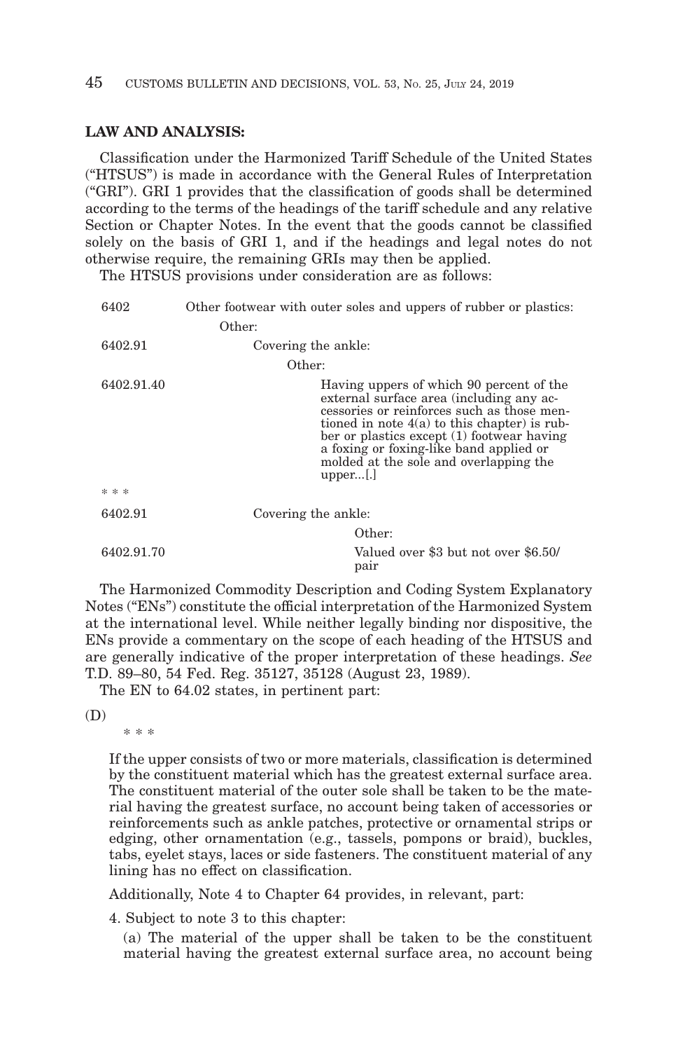**LAW AND ANALYSIS:**

Classification under the Harmonized Tariff Schedule of the United States ("HTSUS") is made in accordance with the General Rules of Interpretation ("GRI"). GRI 1 provides that the classification of goods shall be determined according to the terms of the headings of the tariff schedule and any relative Section or Chapter Notes. In the event that the goods cannot be classified solely on the basis of GRI 1, and if the headings and legal notes do not otherwise require, the remaining GRIs may then be applied.

The HTSUS provisions under consideration are as follows:

| | |
|---|---|
| 6402 | Other footwear with outer soles and uppers of rubber or plastics: |
| | Other: |
| 6402.91 | Covering the ankle: |
| | Other: |
| 6402.91.40 | Having uppers of which 90 percent of the external surface area (including any accessories or reinforces such as those mentioned in note 4(a) to this chapter) is rubber or plastics except (1) footwear having a foxing or foxing-like band applied or molded at the sole and overlapping the upper...[.] |
| * * * | |
| 6402.91 | Covering the ankle: |
| | Other: |
| 6402.91.70 | Valued over $3 but not over $6.50/pair |

The Harmonized Commodity Description and Coding System Explanatory Notes ("ENs") constitute the official interpretation of the Harmonized System at the international level. While neither legally binding nor dispositive, the ENs provide a commentary on the scope of each heading of the HTSUS and are generally indicative of the proper interpretation of these headings. *See* T.D. 89–80, 54 Fed. Reg. 35127, 35128 (August 23, 1989).

The EN to 64.02 states, in pertinent part:

(D)

\* \* \*

> If the upper consists of two or more materials, classification is determined by the constituent material which has the greatest external surface area. The constituent material of the outer sole shall be taken to be the material having the greatest surface, no account being taken of accessories or reinforcements such as ankle patches, protective or ornamental strips or edging, other ornamentation (e.g., tassels, pompons or braid), buckles, tabs, eyelet stays, laces or side fasteners. The constituent material of any lining has no effect on classification.

Additionally, Note 4 to Chapter 64 provides, in relevant, part:

> 4. Subject to note 3 to this chapter:
>
> (a) The material of the upper shall be taken to be the constituent material having the greatest external surface area, no account being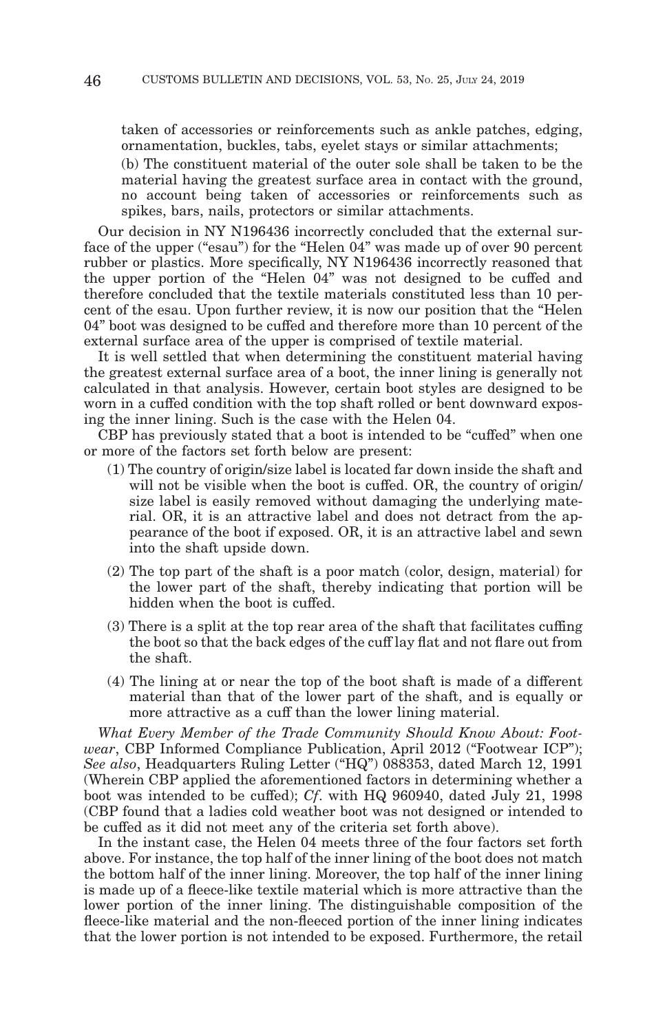taken of accessories or reinforcements such as ankle patches, edging, ornamentation, buckles, tabs, eyelet stays or similar attachments;

(b) The constituent material of the outer sole shall be taken to be the material having the greatest surface area in contact with the ground, no account being taken of accessories or reinforcements such as spikes, bars, nails, protectors or similar attachments.

Our decision in NY N196436 incorrectly concluded that the external surface of the upper ("esau") for the "Helen 04" was made up of over 90 percent rubber or plastics. More specifically, NY N196436 incorrectly reasoned that the upper portion of the "Helen 04" was not designed to be cuffed and therefore concluded that the textile materials constituted less than 10 percent of the esau. Upon further review, it is now our position that the "Helen 04" boot was designed to be cuffed and therefore more than 10 percent of the external surface area of the upper is comprised of textile material.

It is well settled that when determining the constituent material having the greatest external surface area of a boot, the inner lining is generally not calculated in that analysis. However, certain boot styles are designed to be worn in a cuffed condition with the top shaft rolled or bent downward exposing the inner lining. Such is the case with the Helen 04.

CBP has previously stated that a boot is intended to be "cuffed" when one or more of the factors set forth below are present:

(1) The country of origin/size label is located far down inside the shaft and will not be visible when the boot is cuffed. OR, the country of origin/ size label is easily removed without damaging the underlying material. OR, it is an attractive label and does not detract from the appearance of the boot if exposed. OR, it is an attractive label and sewn into the shaft upside down.

(2) The top part of the shaft is a poor match (color, design, material) for the lower part of the shaft, thereby indicating that portion will be hidden when the boot is cuffed.

(3) There is a split at the top rear area of the shaft that facilitates cuffing the boot so that the back edges of the cuff lay flat and not flare out from the shaft.

(4) The lining at or near the top of the boot shaft is made of a different material than that of the lower part of the shaft, and is equally or more attractive as a cuff than the lower lining material.

*What Every Member of the Trade Community Should Know About: Footwear*, CBP Informed Compliance Publication, April 2012 ("Footwear ICP"); *See also*, Headquarters Ruling Letter ("HQ") 088353, dated March 12, 1991 (Wherein CBP applied the aforementioned factors in determining whether a boot was intended to be cuffed); *Cf*. with HQ 960940, dated July 21, 1998 (CBP found that a ladies cold weather boot was not designed or intended to be cuffed as it did not meet any of the criteria set forth above).

In the instant case, the Helen 04 meets three of the four factors set forth above. For instance, the top half of the inner lining of the boot does not match the bottom half of the inner lining. Moreover, the top half of the inner lining is made up of a fleece-like textile material which is more attractive than the lower portion of the inner lining. The distinguishable composition of the fleece-like material and the non-fleeced portion of the inner lining indicates that the lower portion is not intended to be exposed. Furthermore, the retail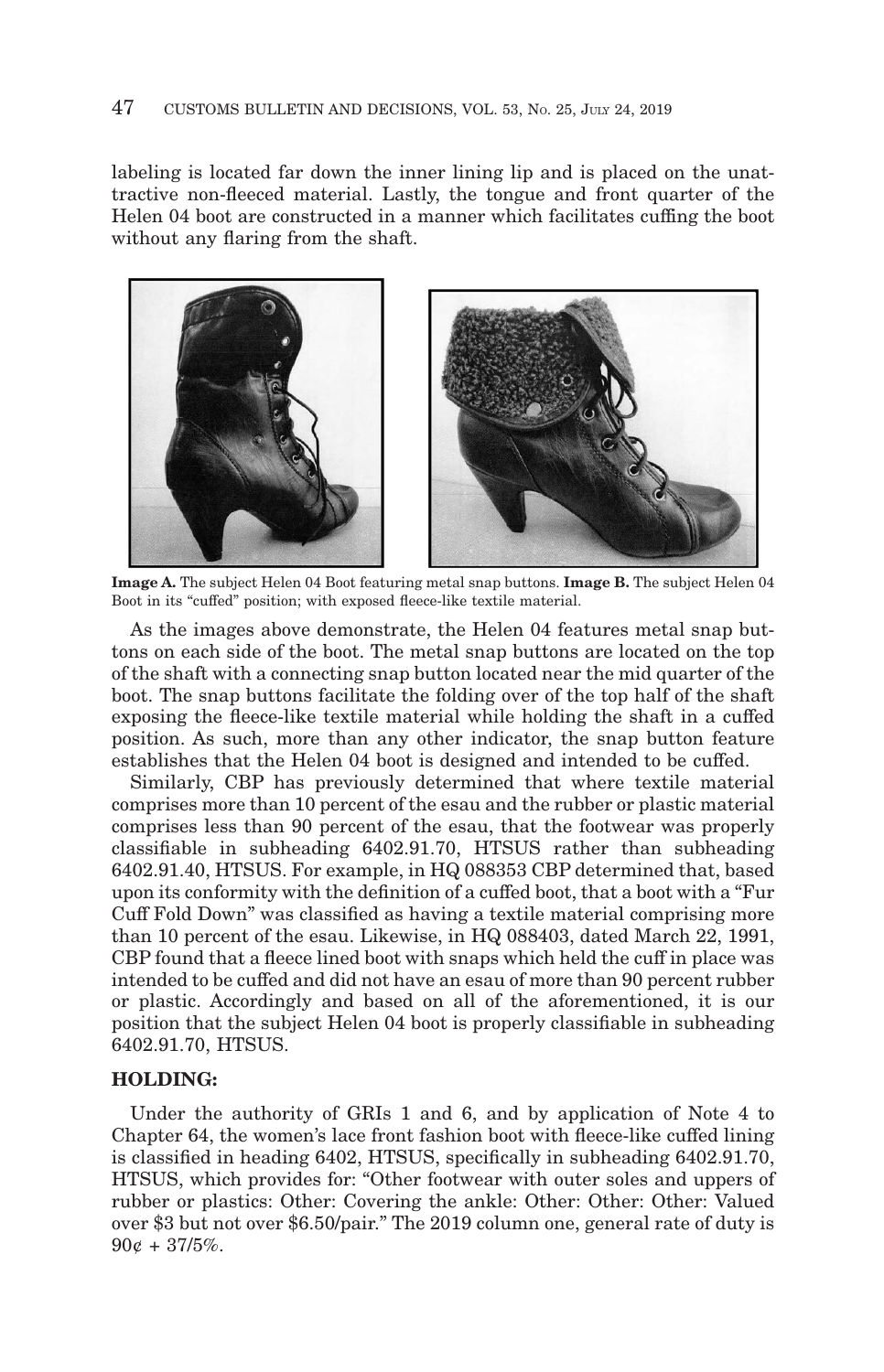labeling is located far down the inner lining lip and is placed on the unattractive non-fleeced material. Lastly, the tongue and front quarter of the Helen 04 boot are constructed in a manner which facilitates cuffing the boot without any flaring from the shaft.

**Image A.** The subject Helen 04 Boot featuring metal snap buttons. **Image B.** The subject Helen 04 Boot in its "cuffed" position; with exposed fleece-like textile material.

As the images above demonstrate, the Helen 04 features metal snap buttons on each side of the boot. The metal snap buttons are located on the top of the shaft with a connecting snap button located near the mid quarter of the boot. The snap buttons facilitate the folding over of the top half of the shaft exposing the fleece-like textile material while holding the shaft in a cuffed position. As such, more than any other indicator, the snap button feature establishes that the Helen 04 boot is designed and intended to be cuffed.

Similarly, CBP has previously determined that where textile material comprises more than 10 percent of the esau and the rubber or plastic material comprises less than 90 percent of the esau, that the footwear was properly classifiable in subheading 6402.91.70, HTSUS rather than subheading 6402.91.40, HTSUS. For example, in HQ 088353 CBP determined that, based upon its conformity with the definition of a cuffed boot, that a boot with a "Fur Cuff Fold Down" was classified as having a textile material comprising more than 10 percent of the esau. Likewise, in HQ 088403, dated March 22, 1991, CBP found that a fleece lined boot with snaps which held the cuff in place was intended to be cuffed and did not have an esau of more than 90 percent rubber or plastic. Accordingly and based on all of the aforementioned, it is our position that the subject Helen 04 boot is properly classifiable in subheading 6402.91.70, HTSUS.

**HOLDING:**

Under the authority of GRIs 1 and 6, and by application of Note 4 to Chapter 64, the women's lace front fashion boot with fleece-like cuffed lining is classified in heading 6402, HTSUS, specifically in subheading 6402.91.70, HTSUS, which provides for: "Other footwear with outer soles and uppers of rubber or plastics: Other: Covering the ankle: Other: Other: Other: Valued over $3 but not over $6.50/pair." The 2019 column one, general rate of duty is 90¢ + 37/5%.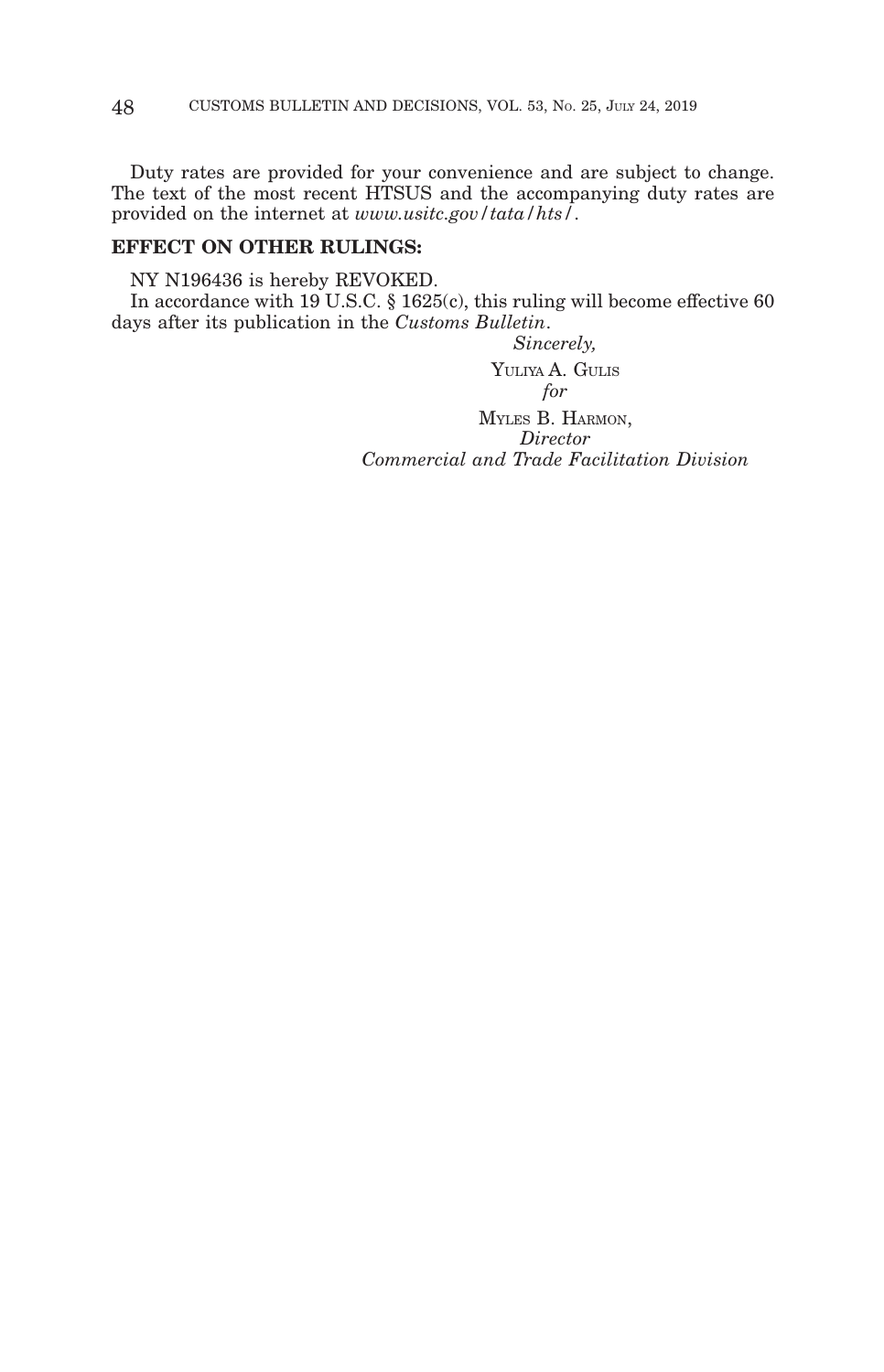Duty rates are provided for your convenience and are subject to change. The text of the most recent HTSUS and the accompanying duty rates are provided on the internet at *www.usitc.gov/tata/hts/*.

**EFFECT ON OTHER RULINGS:**

NY N196436 is hereby REVOKED.

In accordance with 19 U.S.C. § 1625(c), this ruling will become effective 60 days after its publication in the *Customs Bulletin*.

*Sincerely,*

YULIYA A. GULIS
*for*
MYLES B. HARMON,
*Director*
*Commercial and Trade Facilitation Division*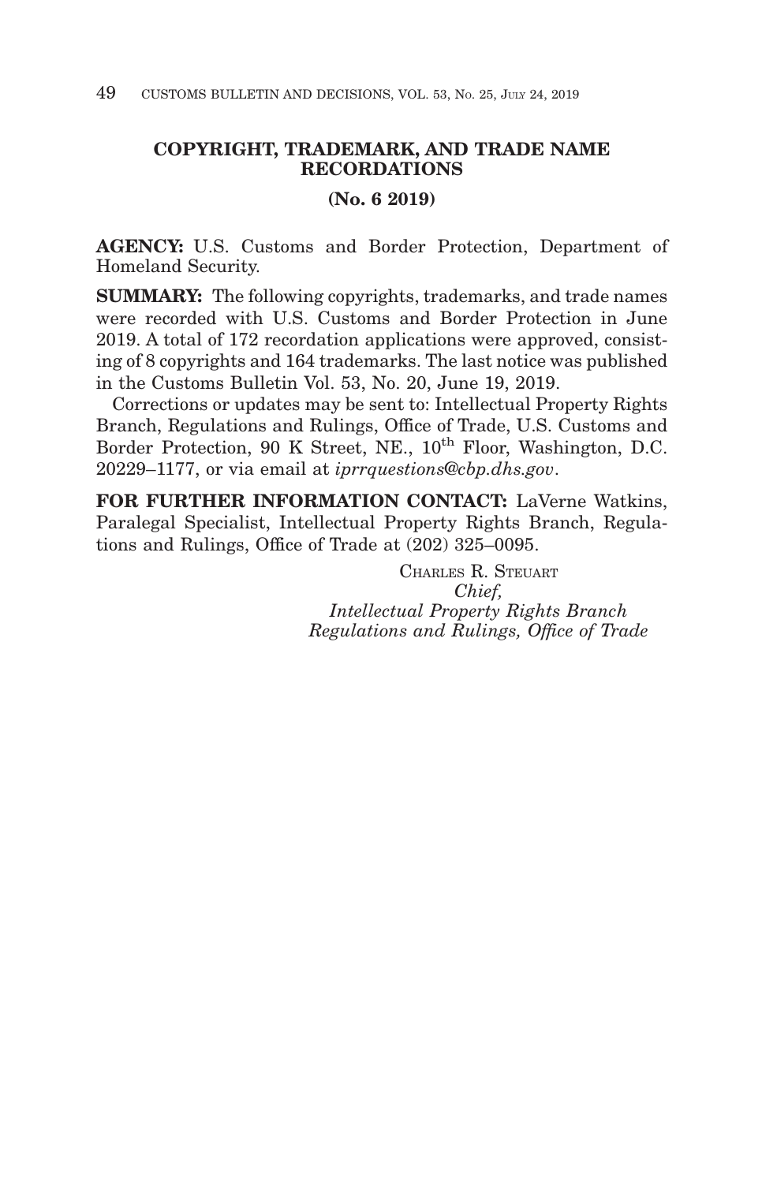## COPYRIGHT, TRADEMARK, AND TRADE NAME RECORDATIONS

**(No. 6 2019)**

**AGENCY:** U.S. Customs and Border Protection, Department of Homeland Security.

**SUMMARY:** The following copyrights, trademarks, and trade names were recorded with U.S. Customs and Border Protection in June 2019. A total of 172 recordation applications were approved, consisting of 8 copyrights and 164 trademarks. The last notice was published in the Customs Bulletin Vol. 53, No. 20, June 19, 2019.

Corrections or updates may be sent to: Intellectual Property Rights Branch, Regulations and Rulings, Office of Trade, U.S. Customs and Border Protection, 90 K Street, NE., 10th Floor, Washington, D.C. 20229–1177, or via email at *iprrquestions@cbp.dhs.gov*.

**FOR FURTHER INFORMATION CONTACT:** LaVerne Watkins, Paralegal Specialist, Intellectual Property Rights Branch, Regulations and Rulings, Office of Trade at (202) 325–0095.

CHARLES R. STEUART
*Chief,*
*Intellectual Property Rights Branch*
*Regulations and Rulings, Office of Trade*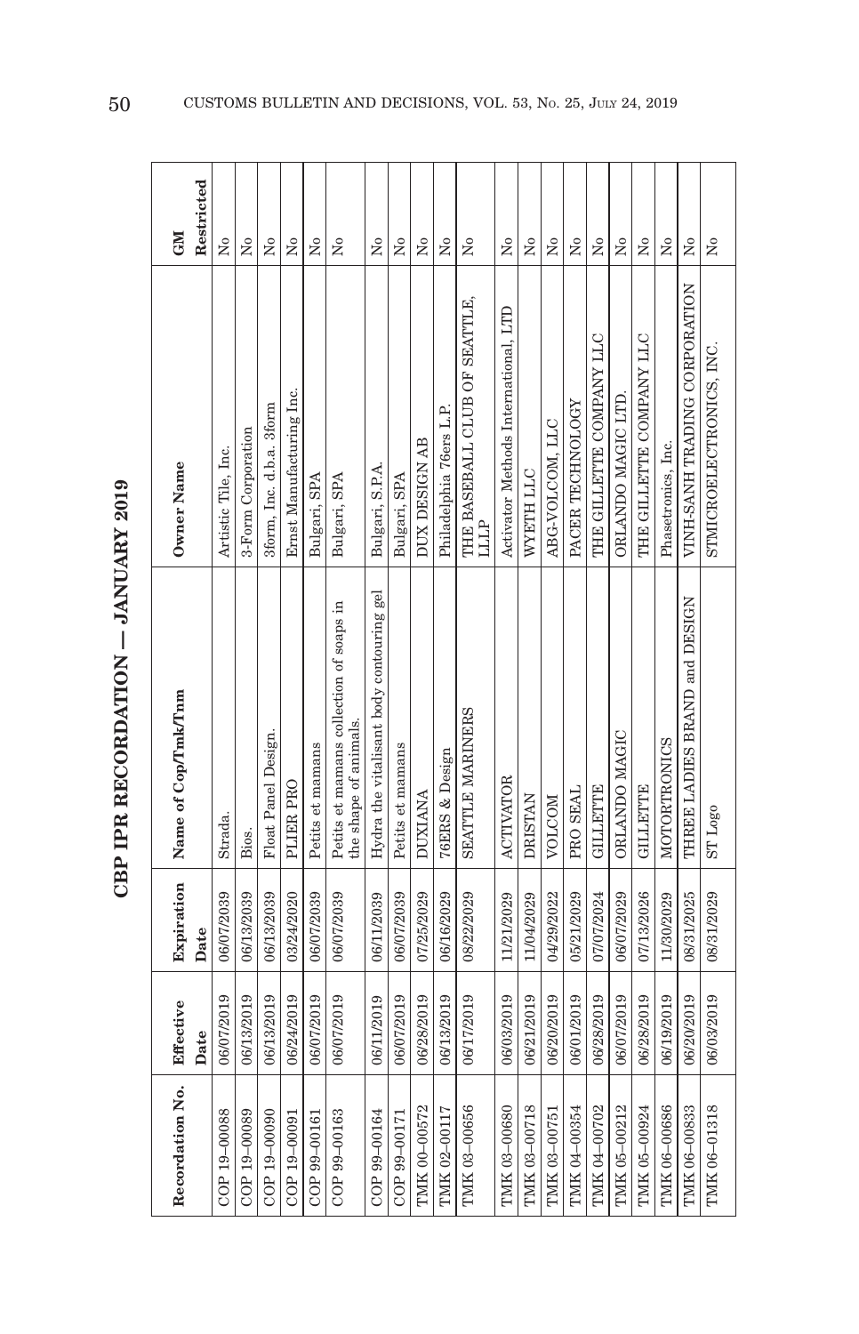# CBP IPR RECORDATION — JANUARY 2019

| Recordation No. | Effective Date | Expiration Date | Name of Cop/Tmk/Tnm | Owner Name | GM Restricted |
|---|---|---|---|---|---|
| COP 19–00088 | 06/07/2019 | 06/07/2039 | Strada. | Artistic Tile, Inc. | No |
| COP 19–00089 | 06/13/2019 | 06/13/2039 | Bios. | 3-Form Corporation | No |
| COP 19–00090 | 06/13/2019 | 06/13/2039 | Float Panel Design. | 3form, Inc. d.b.a. 3form | No |
| COP 19–00091 | 06/24/2019 | 03/24/2020 | PLIER PRO | Ernst Manufacturing Inc. | No |
| COP 99–00161 | 06/07/2019 | 06/07/2039 | Petits et mamans | Bulgari, SPA | No |
| COP 99–00163 | 06/07/2019 | 06/07/2039 | Petits et mamans collection of soaps in the shape of animals. | Bulgari, SPA | No |
| COP 99–00164 | 06/11/2019 | 06/11/2039 | Hydra the vitalisant body contouring gel | Bulgari, S.P.A. | No |
| COP 99–00171 | 06/07/2019 | 06/07/2039 | Petits et mamans | Bulgari, SPA | No |
| TMK 00–00572 | 06/28/2019 | 07/25/2029 | DUXIANA | DUX DESIGN AB | No |
| TMK 02–00117 | 06/13/2019 | 06/16/2029 | 76ERS & Design | Philadelphia 76ers L.P. | No |
| TMK 03–00656 | 06/17/2019 | 08/22/2029 | SEATTLE MARINERS | THE BASEBALL CLUB OF SEATTLE, LLLP | No |
| TMK 03–00680 | 06/03/2019 | 11/21/2029 | ACTIVATOR | Activator Methods International, LTD | No |
| TMK 03–00718 | 06/21/2019 | 11/04/2029 | DRISTAN | WYETH LLC | No |
| TMK 03–00751 | 06/20/2019 | 04/29/2022 | VOLCOM | ABG-VOLCOM, LLC | No |
| TMK 04–00354 | 06/01/2019 | 05/21/2029 | PRO SEAL | PACER TECHNOLOGY | No |
| TMK 04–00702 | 06/28/2019 | 07/07/2024 | GILLETTE | THE GILLETTE COMPANY LLC | No |
| TMK 05–00212 | 06/07/2019 | 06/07/2029 | ORLANDO MAGIC | ORLANDO MAGIC LTD. | No |
| TMK 05–00924 | 06/28/2019 | 07/13/2026 | GILLETTE | THE GILLETTE COMPANY LLC | No |
| TMK 06–00686 | 06/19/2019 | 11/30/2029 | MOTORTRONICS | Phasetronics, Inc. | No |
| TMK 06–00833 | 06/20/2019 | 08/31/2025 | THREE LADIES BRAND and DESIGN | VINH-SANH TRADING CORPORATION | No |
| TMK 06–01318 | 06/03/2019 | 08/31/2029 | ST Logo | STMICROELECTRONICS, INC. | No |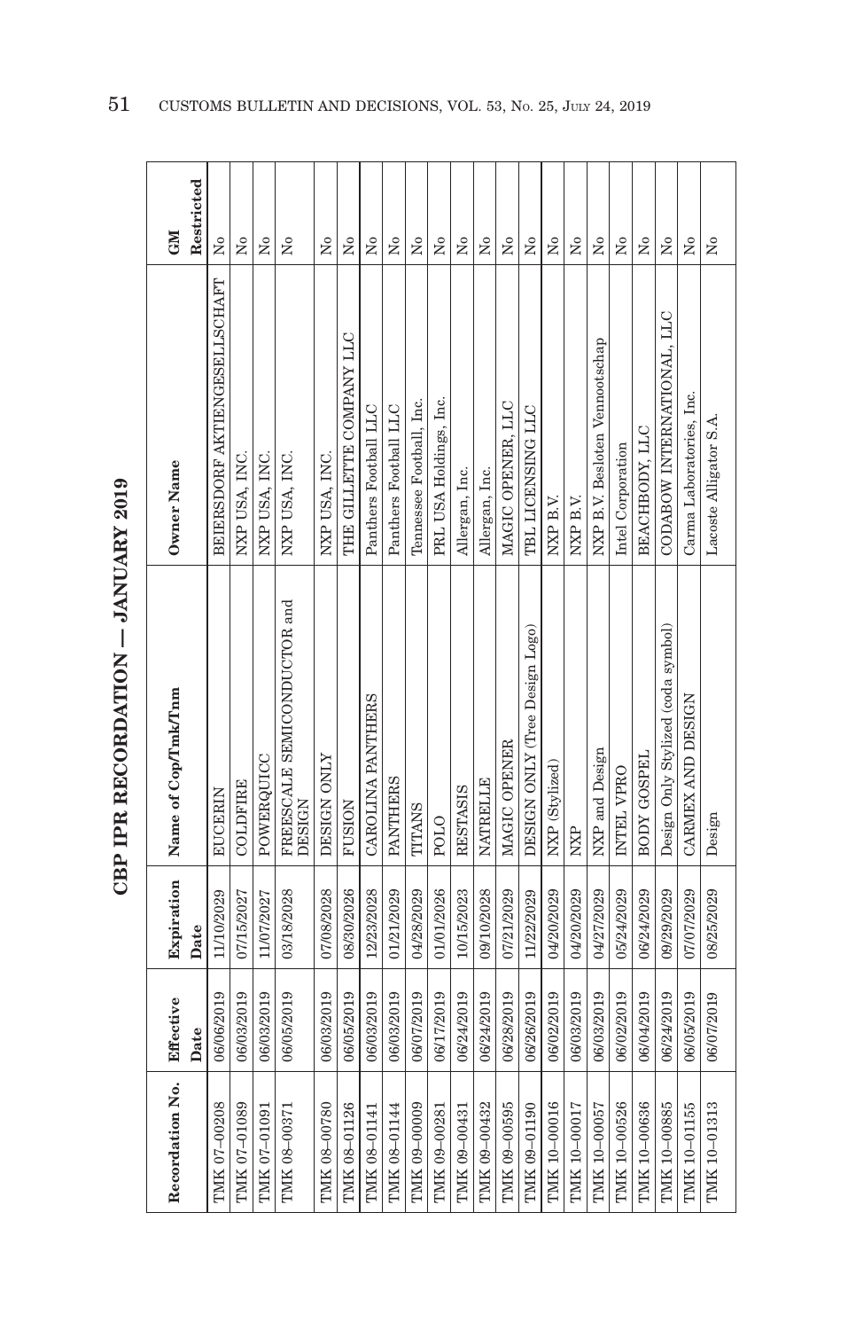# CBP IPR RECORDATION — JANUARY 2019

| Recordation No. | Effective Date | Expiration Date | Name of Cop/Tmk/Tnm | Owner Name | GM Restricted |
|---|---|---|---|---|---|
| TMK 07–00208 | 06/06/2019 | 11/10/2029 | EUCERIN | BEIERSDORF AKTIENGESELLSCHAFT | No |
| TMK 07–01089 | 06/03/2019 | 07/15/2027 | COLDFIRE | NXP USA, INC. | No |
| TMK 07–01091 | 06/03/2019 | 11/07/2027 | POWERQUICC | NXP USA, INC. | No |
| TMK 08–00371 | 06/05/2019 | 03/18/2028 | FREESCALE SEMICONDUCTOR and DESIGN | NXP USA, INC. | No |
| TMK 08–00780 | 06/03/2019 | 07/08/2028 | DESIGN ONLY | NXP USA, INC. | No |
| TMK 08–01126 | 06/05/2019 | 08/30/2026 | FUSION | THE GILLETTE COMPANY LLC | No |
| TMK 08–01141 | 06/03/2019 | 12/23/2028 | CAROLINA PANTHERS | Panthers Football LLC | No |
| TMK 08–01144 | 06/03/2019 | 01/21/2029 | PANTHERS | Panthers Football LLC | No |
| TMK 09–00009 | 06/07/2019 | 04/28/2029 | TITANS | Tennessee Football, Inc. | No |
| TMK 09–00281 | 06/17/2019 | 01/01/2026 | POLO | PRL USA Holdings, Inc. | No |
| TMK 09–00431 | 06/24/2019 | 10/15/2023 | RESTASIS | Allergan, Inc. | No |
| TMK 09–00432 | 06/24/2019 | 09/10/2028 | NATRELLE | Allergan, Inc. | No |
| TMK 09–00595 | 06/28/2019 | 07/21/2029 | MAGIC OPENER | MAGIC OPENER, LLC | No |
| TMK 09–01190 | 06/26/2019 | 11/22/2029 | DESIGN ONLY (Tree Design Logo) | TBL LICENSING LLC | No |
| TMK 10–00016 | 06/02/2019 | 04/20/2029 | NXP (Stylized) | NXP B.V. | No |
| TMK 10–00017 | 06/03/2019 | 04/20/2029 | NXP | NXP B.V. | No |
| TMK 10–00057 | 06/03/2019 | 04/27/2029 | NXP and Design | NXP B.V. Besloten Vennootschap | No |
| TMK 10–00526 | 06/02/2019 | 05/24/2029 | INTEL VPRO | Intel Corporation | No |
| TMK 10–00636 | 06/04/2019 | 06/24/2029 | BODY GOSPEL | BEACHBODY, LLC | No |
| TMK 10–00885 | 06/24/2019 | 09/29/2029 | Design Only Stylized (coda symbol) | CODABOW INTERNATIONAL, LLC | No |
| TMK 10–01155 | 06/05/2019 | 07/07/2029 | CARMEX AND DESIGN | Carma Laboratories, Inc. | No |
| TMK 10–01313 | 06/07/2019 | 08/25/2029 | Design | Lacoste Alligator S.A. | No |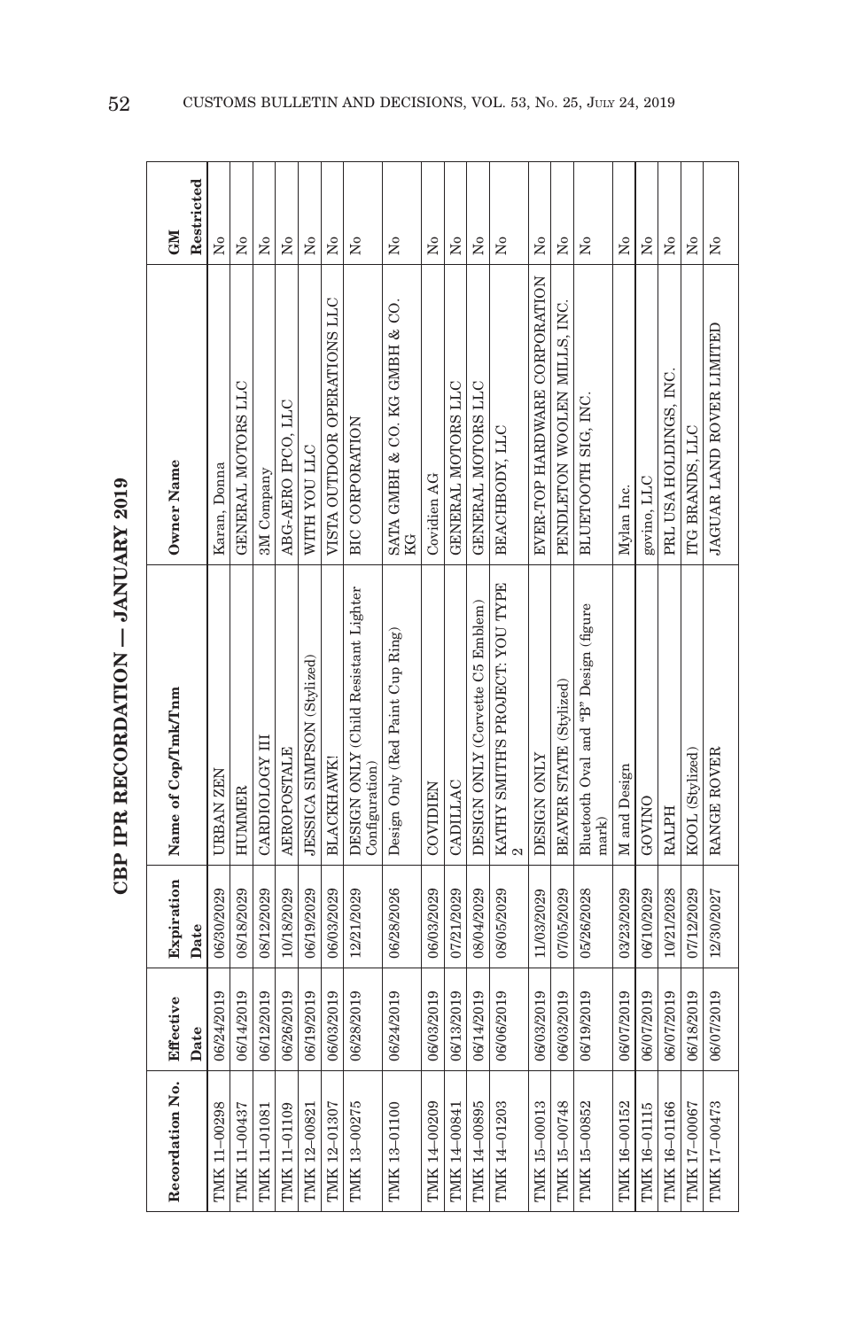# CBP IPR RECORDATION — JANUARY 2019

| Recordation No. | Effective Date | Expiration Date | Name of Cop/Tmk/Tnm | Owner Name | GM Restricted |
|---|---|---|---|---|---|
| TMK 11-00298 | 06/24/2019 | 06/30/2029 | URBAN ZEN | Karan, Donna | No |
| TMK 11-00437 | 06/14/2019 | 08/18/2029 | HUMMER | GENERAL MOTORS LLC | No |
| TMK 11-01081 | 06/12/2019 | 08/12/2029 | CARDIOLOGY III | 3M Company | No |
| TMK 11-01109 | 06/26/2019 | 10/18/2029 | AEROPOSTALE | ABG-AERO IPCO, LLC | No |
| TMK 12-00821 | 06/19/2019 | 06/19/2029 | JESSICA SIMPSON (Stylized) | WITH YOU LLC | No |
| TMK 12-01307 | 06/03/2019 | 06/03/2029 | BLACKHAWK! | VISTA OUTDOOR OPERATIONS LLC | No |
| TMK 13-00275 | 06/28/2019 | 12/21/2029 | DESIGN ONLY (Child Resistant Lighter Configuration) | BIC CORPORATION | No |
| TMK 13-01100 | 06/24/2019 | 06/28/2026 | Design Only (Red Paint Cup Ring) | SATA GMBH & CO. KG GMBH & CO. KG | No |
| TMK 14-00209 | 06/03/2019 | 06/03/2029 | COVIDIEN | Covidien AG | No |
| TMK 14-00841 | 06/13/2019 | 07/21/2029 | CADILLAC | GENERAL MOTORS LLC | No |
| TMK 14-00895 | 06/14/2019 | 08/04/2029 | DESIGN ONLY (Corvette C5 Emblem) | GENERAL MOTORS LLC | No |
| TMK 14-01203 | 06/06/2019 | 08/05/2029 | KATHY SMITH'S PROJECT: YOU TYPE 2 | BEACHBODY, LLC | No |
| TMK 15-00013 | 06/03/2019 | 11/03/2029 | DESIGN ONLY | EVER-TOP HARDWARE CORPORATION | No |
| TMK 15-00748 | 06/03/2019 | 07/05/2029 | BEAVER STATE (Stylized) | PENDLETON WOOLEN MILLS, INC. | No |
| TMK 15-00852 | 06/19/2019 | 05/26/2028 | Bluetooth Oval and "B" Design (figure mark) | BLUETOOTH SIG, INC. | No |
| TMK 16-00152 | 06/07/2019 | 03/23/2029 | M and Design | Mylan Inc. | No |
| TMK 16-01115 | 06/07/2019 | 06/10/2029 | GOVINO | govino, LLC | No |
| TMK 16-01166 | 06/07/2019 | 10/21/2028 | RALPH | PRL USA HOLDINGS, INC. | No |
| TMK 17-00067 | 06/18/2019 | 07/12/2029 | KOOL (Stylized) | ITG BRANDS, LLC | No |
| TMK 17-00473 | 06/07/2019 | 12/30/2027 | RANGE ROVER | JAGUAR LAND ROVER LIMITED | No |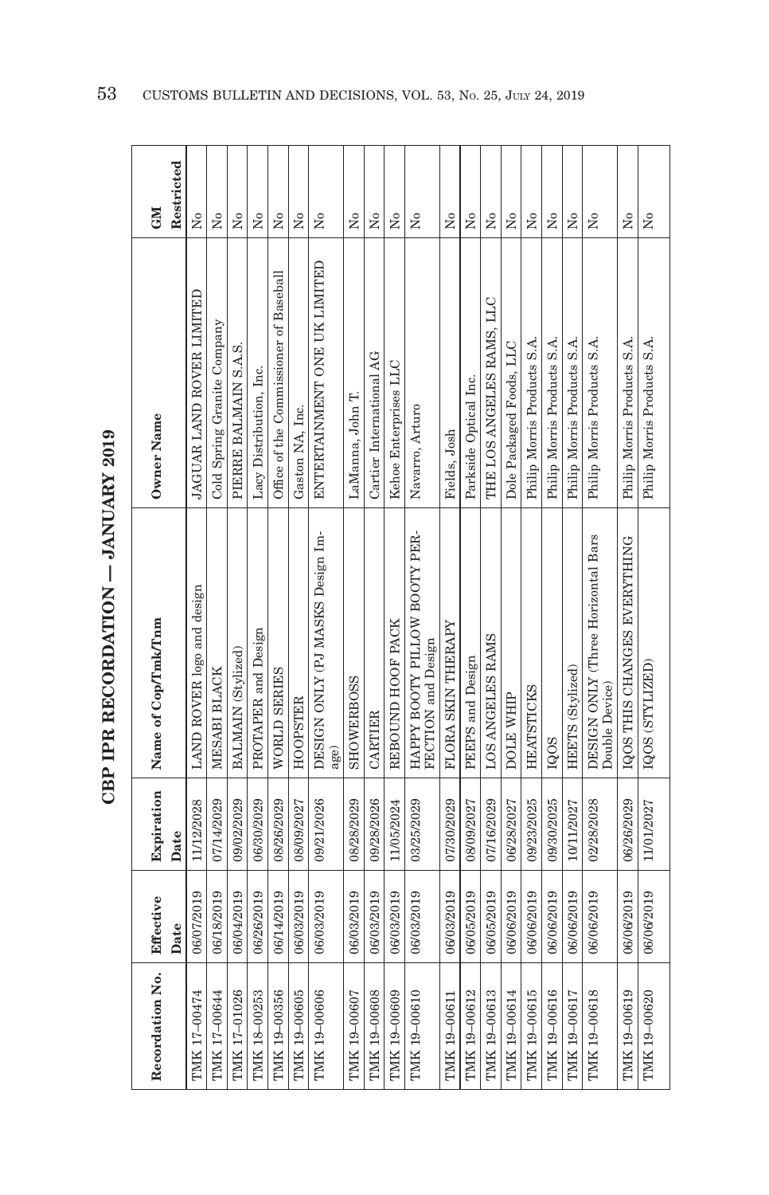# CBP IPR RECORDATION — JANUARY 2019

| Recordation No. | Effective Date | Expiration Date | Name of Cop/Tmk/Tnm | Owner Name | GM Restricted |
|---|---|---|---|---|---|
| TMK 17–00474 | 06/07/2019 | 11/12/2028 | LAND ROVER logo and design | JAGUAR LAND ROVER LIMITED | No |
| TMK 17–00644 | 06/18/2019 | 07/14/2029 | MESABI BLACK | Cold Spring Granite Company | No |
| TMK 17–01026 | 06/04/2019 | 09/02/2029 | BALMAIN (Stylized) | PIERRE BALMAIN S.A.S. | No |
| TMK 18–00253 | 06/26/2019 | 06/30/2029 | PROTAPER and Design | Lacy Distribution, Inc. | No |
| TMK 19–00356 | 06/14/2019 | 08/26/2029 | WORLD SERIES | Office of the Commissioner of Baseball | No |
| TMK 19–00605 | 06/03/2019 | 08/09/2027 | HOOPSTER | Gaston NA, Inc. | No |
| TMK 19–00606 | 06/03/2019 | 09/21/2026 | DESIGN ONLY (PJ MASKS Design Image) | ENTERTAINMENT ONE UK LIMITED | No |
| TMK 19–00607 | 06/03/2019 | 08/28/2029 | SHOWERBOSS | LaManna, John T. | No |
| TMK 19–00608 | 06/03/2019 | 09/28/2026 | CARTIER | Cartier International AG | No |
| TMK 19–00609 | 06/03/2019 | 11/05/2024 | REBOUND HOOF PACK | Kehoe Enterprises LLC | No |
| TMK 19–00610 | 06/03/2019 | 03/25/2029 | HAPPY BOOTY PILLOW BOOTY PERFECTION and Design | Navarro, Arturo | No |
| TMK 19–00611 | 06/03/2019 | 07/30/2029 | FLORA SKIN THERAPY | Fields, Josh | No |
| TMK 19–00612 | 06/05/2019 | 08/09/2027 | PEEPS and Design | Parkside Optical Inc. | No |
| TMK 19–00613 | 06/05/2019 | 07/16/2029 | LOS ANGELES RAMS | THE LOS ANGELES RAMS, LLC | No |
| TMK 19–00614 | 06/06/2019 | 06/28/2027 | DOLE WHIP | Dole Packaged Foods, LLC | No |
| TMK 19–00615 | 06/06/2019 | 09/23/2025 | HEATSTICKS | Philip Morris Products S.A. | No |
| TMK 19–00616 | 06/06/2019 | 09/30/2025 | IQOS | Philip Morris Products S.A. | No |
| TMK 19–00617 | 06/06/2019 | 10/11/2027 | HEETS (Stylized) | Philip Morris Products S.A. | No |
| TMK 19–00618 | 06/06/2019 | 02/28/2028 | DESIGN ONLY (Three Horizontal Bars Double Device) | Philip Morris Products S.A. | No |
| TMK 19–00619 | 06/06/2019 | 06/26/2029 | IQOS THIS CHANGES EVERYTHING | Philip Morris Products S.A. | No |
| TMK 19–00620 | 06/06/2019 | 11/01/2027 | IQOS (STYLIZED) | Philip Morris Products S.A. | No |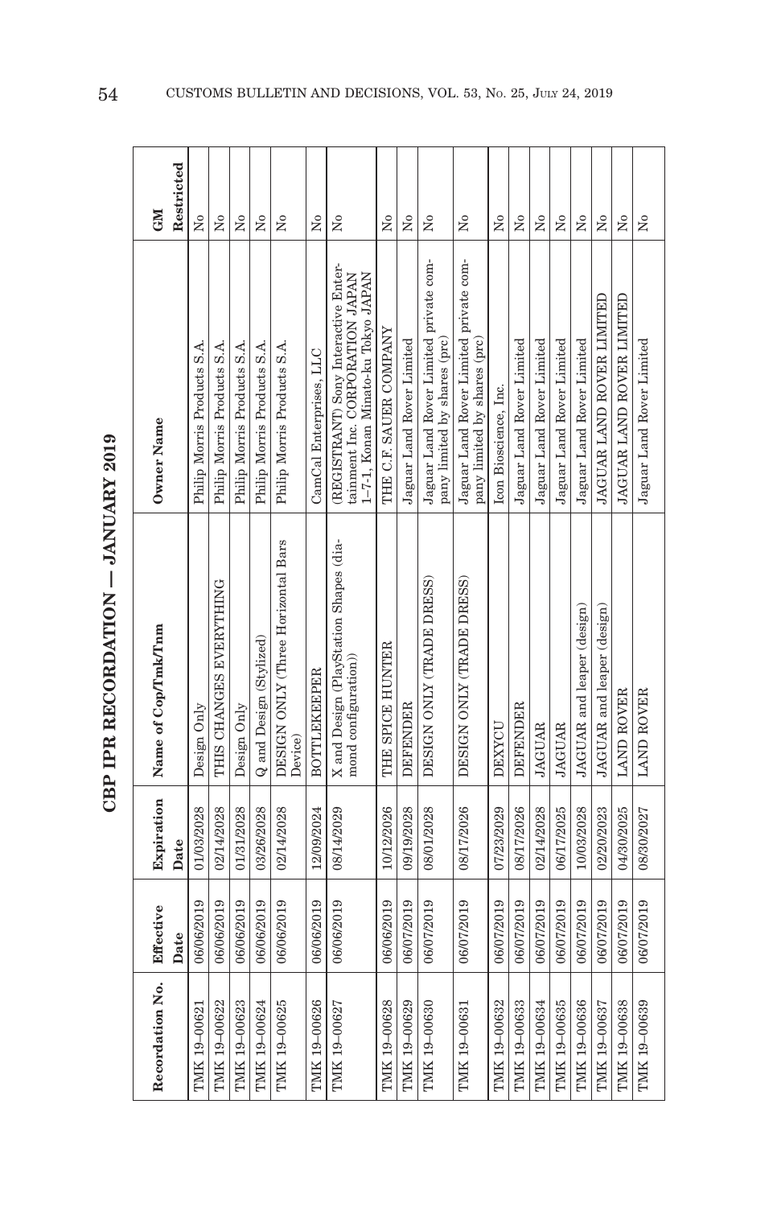# CBP IPR RECORDATION — JANUARY 2019

| Recordation No. | Effective Date | Expiration Date | Name of Cop/Tmk/Tnm | Owner Name | GM Restricted |
|---|---|---|---|---|---|
| TMK 19-00621 | 06/06/2019 | 01/03/2028 | Design Only | Philip Morris Products S.A. | No |
| TMK 19-00622 | 06/06/2019 | 02/14/2028 | THIS CHANGES EVERYTHING | Philip Morris Products S.A. | No |
| TMK 19-00623 | 06/06/2019 | 01/31/2028 | Design Only | Philip Morris Products S.A. | No |
| TMK 19-00624 | 06/06/2019 | 03/26/2028 | Q and Design (Stylized) | Philip Morris Products S.A. | No |
| TMK 19-00625 | 06/06/2019 | 02/14/2028 | DESIGN ONLY (Three Horizontal Bars Device) | Philip Morris Products S.A. | No |
| TMK 19-00626 | 06/06/2019 | 12/09/2024 | BOTTLEKEEPER | CamCal Enterprises, LLC | No |
| TMK 19-00627 | 06/06/2019 | 08/14/2029 | X and Design (PlayStation Shapes (diamond configuration)) | (REGISTRANT) Sony Interactive Entertainment Inc. CORPORATION JAPAN 1–7-1, Konan Minato-ku Tokyo JAPAN | No |
| TMK 19-00628 | 06/06/2019 | 10/12/2026 | THE SPICE HUNTER | THE C.F. SAUER COMPANY | No |
| TMK 19-00629 | 06/07/2019 | 09/19/2028 | DEFENDER | Jaguar Land Rover Limited | No |
| TMK 19-00630 | 06/07/2019 | 08/01/2028 | DESIGN ONLY (TRADE DRESS) | Jaguar Land Rover Limited private company limited by shares (prc) | No |
| TMK 19-00631 | 06/07/2019 | 08/17/2026 | DESIGN ONLY (TRADE DRESS) | Jaguar Land Rover Limited private company limited by shares (prc) | No |
| TMK 19-00632 | 06/07/2019 | 07/23/2029 | DEXYCU | Icon Bioscience, Inc. | No |
| TMK 19-00633 | 06/07/2019 | 08/17/2026 | DEFENDER | Jaguar Land Rover Limited | No |
| TMK 19-00634 | 06/07/2019 | 02/14/2028 | JAGUAR | Jaguar Land Rover Limited | No |
| TMK 19-00635 | 06/07/2019 | 06/17/2025 | JAGUAR | Jaguar Land Rover Limited | No |
| TMK 19-00636 | 06/07/2019 | 10/03/2028 | JAGUAR and leaper (design) | Jaguar Land Rover Limited | No |
| TMK 19-00637 | 06/07/2019 | 02/20/2023 | JAGUAR and leaper (design) | JAGUAR LAND ROVER LIMITED | No |
| TMK 19-00638 | 06/07/2019 | 04/30/2025 | LAND ROVER | JAGUAR LAND ROVER LIMITED | No |
| TMK 19-00639 | 06/07/2019 | 08/30/2027 | LAND ROVER | Jaguar Land Rover Limited | No |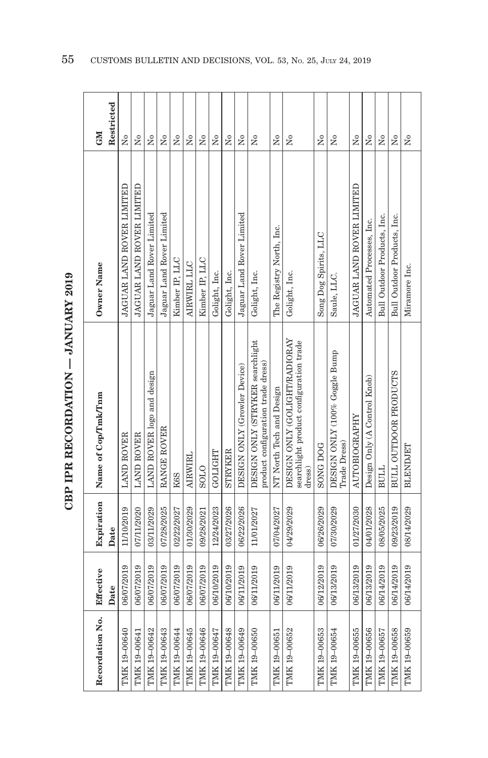# CBP IPR RECORDATION — JANUARY 2019

| Recordation No. | Effective Date | Expiration Date | Name of Cop/Tmk/Tnm | Owner Name | GM Restricted |
|---|---|---|---|---|---|
| TMK 19–00640 | 06/07/2019 | 11/10/2019 | LAND ROVER | JAGUAR LAND ROVER LIMITED | No |
| TMK 19–00641 | 06/07/2019 | 07/11/2020 | LAND ROVER | JAGUAR LAND ROVER LIMITED | No |
| TMK 19–00642 | 06/07/2019 | 03/11/2029 | LAND ROVER logo and design | Jaguar Land Rover Limited | No |
| TMK 19–00643 | 06/07/2019 | 07/28/2025 | RANGE ROVER | Jaguar Land Rover Limited | No |
| TMK 19–00644 | 06/07/2019 | 02/22/2027 | K6S | Kimber IP, LLC | No |
| TMK 19–00645 | 06/07/2019 | 01/30/2029 | AIRWIRL | AIRWIRL LLC | No |
| TMK 19–00646 | 06/07/2019 | 09/28/2021 | SOLO | Kimber IP, LLC | No |
| TMK 19–00647 | 06/10/2019 | 12/24/2023 | GOLIGHT | Golight, Inc. | No |
| TMK 19–00648 | 06/10/2019 | 03/27/2026 | STRYKER | Golight, Inc. | No |
| TMK 19–00649 | 06/11/2019 | 06/22/2026 | DESIGN ONLY (Growler Device) | Jaguar Land Rover Limited | No |
| TMK 19–00650 | 06/11/2019 | 11/01/2027 | DESIGN ONLY (STRYKER searchlight product configuration trade dress) | Golight, Inc. | No |
| TMK 19–00651 | 06/11/2019 | 07/04/2027 | NT North Tech and Design | The Registry North, Inc. | No |
| TMK 19–00652 | 06/11/2019 | 04/29/2029 | DESIGN ONLY (GOLIGHT/RADIORAY searchlight product configuration trade dress) | Golight, Inc. | No |
| TMK 19–00653 | 06/12/2019 | 06/26/2029 | SONG DOG | Song Dog Spirits, LLC | No |
| TMK 19–00654 | 06/13/2019 | 07/30/2029 | DESIGN ONLY (100% Goggle Bump Trade Dress) | Saule, LLC. | No |
| TMK 19–00655 | 06/13/2019 | 01/27/2030 | AUTOBIOGRAPHY | JAGUAR LAND ROVER LIMITED | No |
| TMK 19–00656 | 06/13/2019 | 04/01/2028 | Design Only (A Control Knob) | Automated Processes, Inc. | No |
| TMK 19–00657 | 06/14/2019 | 08/05/2025 | BULL | Bull Outdoor Products, Inc. | No |
| TMK 19–00658 | 06/14/2019 | 09/23/2019 | BULL OUTDOOR PRODUCTS | Bull Outdoor Products, Inc. | No |
| TMK 19–00659 | 06/14/2019 | 08/14/2029 | BLENDJET | Miramore Inc. | No |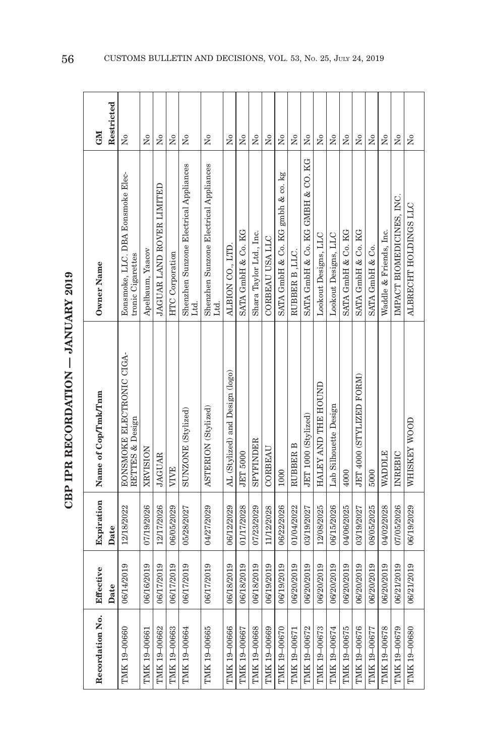# CBP IPR RECORDATION — JANUARY 2019

| Recordation No. | Effective Date | Expiration Date | Name of Cop/Tmk/Tnm | Owner Name | GM Restricted |
| --- | --- | --- | --- | --- | --- |
| TMK 19-00660 | 06/14/2019 | 12/18/2022 | EONSMOKE ELECTRONIC CIGARETTES & Design | Eonsmoke, LLC. DBA Eonsmoke Electronic Cigarettes | No |
| TMK 19-00661 | 06/16/2019 | 07/19/2026 | XRVISION | Apelbaum, Yaacov | No |
| TMK 19-00662 | 06/17/2019 | 12/17/2026 | JAGUAR | JAGUAR LAND ROVER LIMITED | No |
| TMK 19-00663 | 06/17/2019 | 06/05/2029 | VIVE | HTC Corporation | No |
| TMK 19-00664 | 06/17/2019 | 05/28/2027 | SUNZONE (Stylized) | Shenzhen Sunzone Electrical Appliances Ltd. | No |
| TMK 19-00665 | 06/17/2019 | 04/27/2029 | ASTERION (Stylized) | Shenzhen Sunzone Electrical Appliances Ltd. | No |
| TMK 19-00666 | 06/18/2019 | 06/12/2029 | AL (Stylized) and Design (logo) | ALBION CO., LTD. | No |
| TMK 19-00667 | 06/18/2019 | 01/17/2028 | JET 5000 | SATA GmbH & Co. KG | No |
| TMK 19-00668 | 06/18/2019 | 07/23/2029 | SPYFINDER | Shara Taylor Ltd., Inc. | No |
| TMK 19-00669 | 06/19/2019 | 11/12/2028 | CORBEAU | CORBEAU USA LLC | No |
| TMK 19-00670 | 06/19/2019 | 06/22/2026 | 1000 | SATA GmbH & Co. KG gmbh & co. kg | No |
| TMK 19-00671 | 06/20/2019 | 01/04/2022 | RUBBER B | RUBBER B, LLC. | No |
| TMK 19-00672 | 06/20/2019 | 03/19/2027 | JET 1000 (Stylized) | SATA GmbH & Co. KG GMBH & CO. KG | No |
| TMK 19-00673 | 06/20/2019 | 12/08/2025 | HALEY AND THE HOUND | Lookout Designs, LLC | No |
| TMK 19-00674 | 06/20/2019 | 06/15/2026 | Lab Silhouette Design | Lookout Designs, LLC | No |
| TMK 19-00675 | 06/20/2019 | 04/06/2025 | 4000 | SATA GmbH & Co. KG | No |
| TMK 19-00676 | 06/20/2019 | 03/19/2027 | JET 4000 (STYLIZED FORM) | SATA GmbH & Co. KG | No |
| TMK 19-00677 | 06/20/2019 | 08/05/2025 | 5000 | SATA GmbH & Co. | No |
| TMK 19-00678 | 06/20/2019 | 04/02/2028 | WADDLE | Waddle & Friends, Inc. | No |
| TMK 19-00679 | 06/21/2019 | 07/05/2026 | INREBIC | IMPACT BIOMEDICINES, INC. | No |
| TMK 19-00680 | 06/21/2019 | 06/19/2029 | WHISKEY WOOD | ALBRECHT HOLDINGS LLC | No |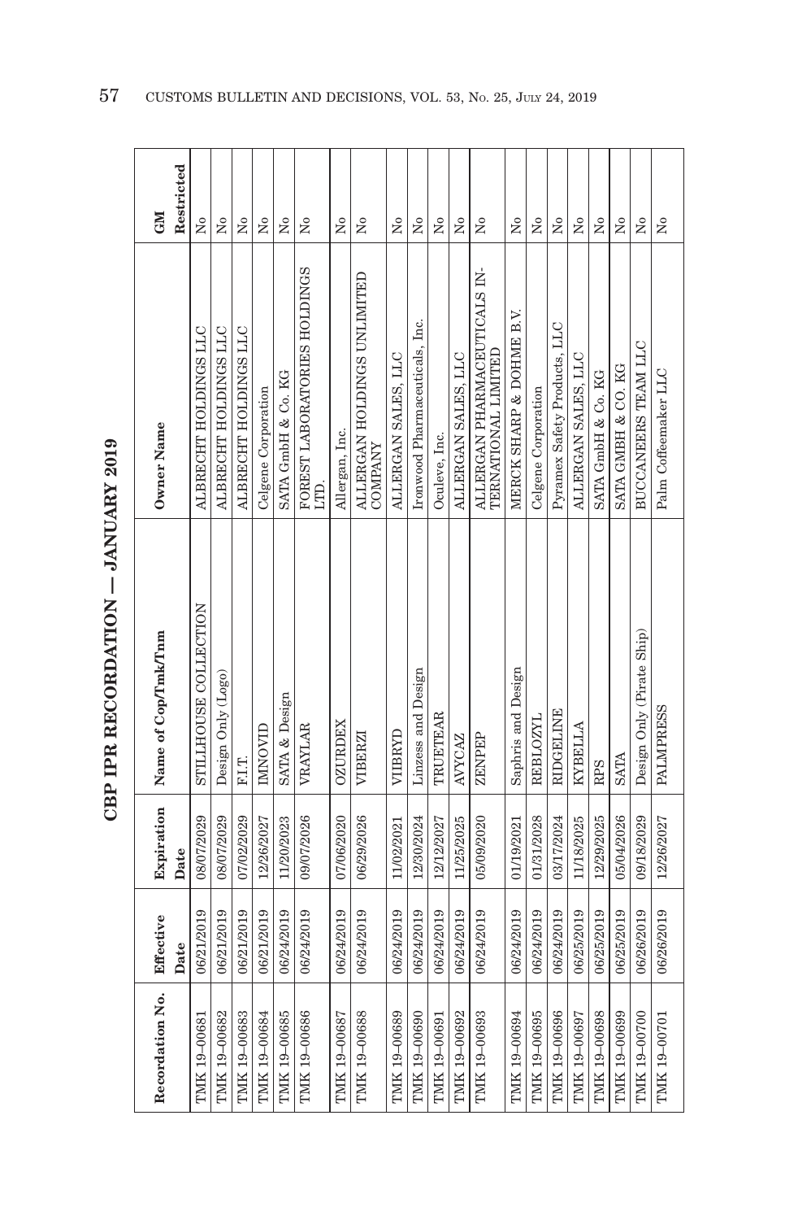# CBP IPR RECORDATION — JANUARY 2019

| Recordation No. | Effective Date | Expiration Date | Name of Cop/Tmk/Tnm | Owner Name | GM Restricted |
|---|---|---|---|---|---|
| TMK 19-00681 | 06/21/2019 | 08/07/2029 | STILLHOUSE COLLECTION | ALBRECHT HOLDINGS LLC | No |
| TMK 19-00682 | 06/21/2019 | 08/07/2029 | Design Only (Logo) | ALBRECHT HOLDINGS LLC | No |
| TMK 19-00683 | 06/21/2019 | 07/02/2029 | F.I.T. | ALBRECHT HOLDINGS LLC | No |
| TMK 19-00684 | 06/21/2019 | 12/26/2027 | IMNOVID | Celgene Corporation | No |
| TMK 19-00685 | 06/24/2019 | 11/20/2023 | SATA & Design | SATA GmbH & Co. KG | No |
| TMK 19-00686 | 06/24/2019 | 09/07/2026 | VRAYLAR | FOREST LABORATORIES HOLDINGS LTD. | No |
| TMK 19-00687 | 06/24/2019 | 07/06/2020 | OZURDEX | Allergan, Inc. | No |
| TMK 19-00688 | 06/24/2019 | 06/29/2026 | VIBERZI | ALLERGAN HOLDINGS UNLIMITED COMPANY | No |
| TMK 19-00689 | 06/24/2019 | 11/02/2021 | VIIBRYD | ALLERGAN SALES, LLC | No |
| TMK 19-00690 | 06/24/2019 | 12/30/2024 | Linzess and Design | Ironwood Pharmaceuticals, Inc. | No |
| TMK 19-00691 | 06/24/2019 | 12/12/2027 | TRUETEAR | Oculeve, Inc. | No |
| TMK 19-00692 | 06/24/2019 | 11/25/2025 | AVYCAZ | ALLERGAN SALES, LLC | No |
| TMK 19-00693 | 06/24/2019 | 05/09/2020 | ZENPEP | ALLERGAN PHARMACEUTICALS INTERNATIONAL LIMITED | No |
| TMK 19-00694 | 06/24/2019 | 01/19/2021 | Saphris and Design | MERCK SHARP & DOHME B.V. | No |
| TMK 19-00695 | 06/24/2019 | 01/31/2028 | REBLOZYL | Celgene Corporation | No |
| TMK 19-00696 | 06/24/2019 | 03/17/2024 | RIDGELINE | Pyramex Safety Products, LLC | No |
| TMK 19-00697 | 06/25/2019 | 11/18/2025 | KYBELLA | ALLERGAN SALES, LLC | No |
| TMK 19-00698 | 06/25/2019 | 12/29/2025 | RPS | SATA GmbH & Co. KG | No |
| TMK 19-00699 | 06/25/2019 | 05/04/2026 | SATA | SATA GMBH & CO. KG | No |
| TMK 19-00700 | 06/26/2019 | 09/18/2029 | Design Only (Pirate Ship) | BUCCANEERS TEAM LLC | No |
| TMK 19-00701 | 06/26/2019 | 12/26/2027 | PALMPRESS | Palm Coffeemaker LLC | No |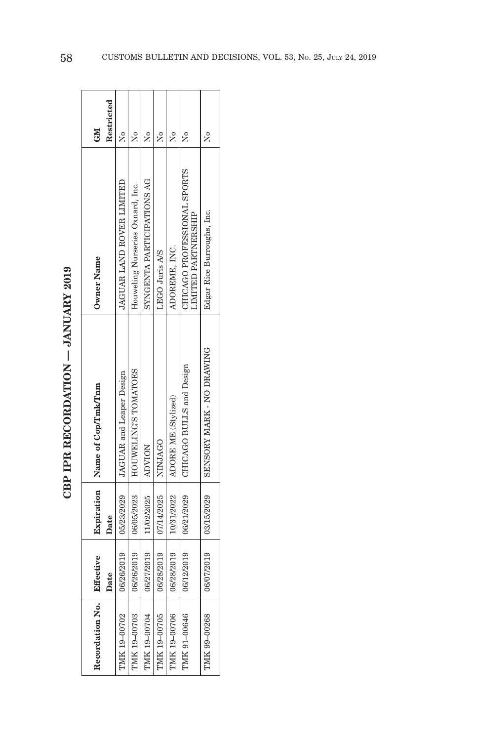## CBP IPR RECORDATION — JANUARY 2019

| Recordation No. | Effective Date | Expiration Date | Name of Cop/Tmk/Tnm | Owner Name | GM Restricted |
|---|---|---|---|---|---|
| TMK 19-00702 | 06/26/2019 | 05/23/2029 | JAGUAR and Leaper Design | JAGUAR LAND ROVER LIMITED | No |
| TMK 19-00703 | 06/26/2019 | 06/05/2023 | HOUWELING'S TOMATOES | Houweling Nurseries Oxnard, Inc. | No |
| TMK 19-00704 | 06/27/2019 | 11/02/2025 | ADVION | SYNGENTA PARTICIPATIONS AG | No |
| TMK 19-00705 | 06/28/2019 | 07/14/2025 | NINJAGO | LEGO Juris A/S | No |
| TMK 19-00706 | 06/28/2019 | 10/31/2022 | ADORE ME (Stylized) | ADOREME, INC. | No |
| TMK 91-00646 | 06/12/2019 | 06/21/2029 | CHICAGO BULLS and Design | CHICAGO PROFESSIONAL SPORTS LIMITED PARTNERSHIP | No |
| TMK 99-00268 | 06/07/2019 | 03/15/2029 | SENSORY MARK - NO DRAWING | Edgar Rice Burroughs, Inc. | No |